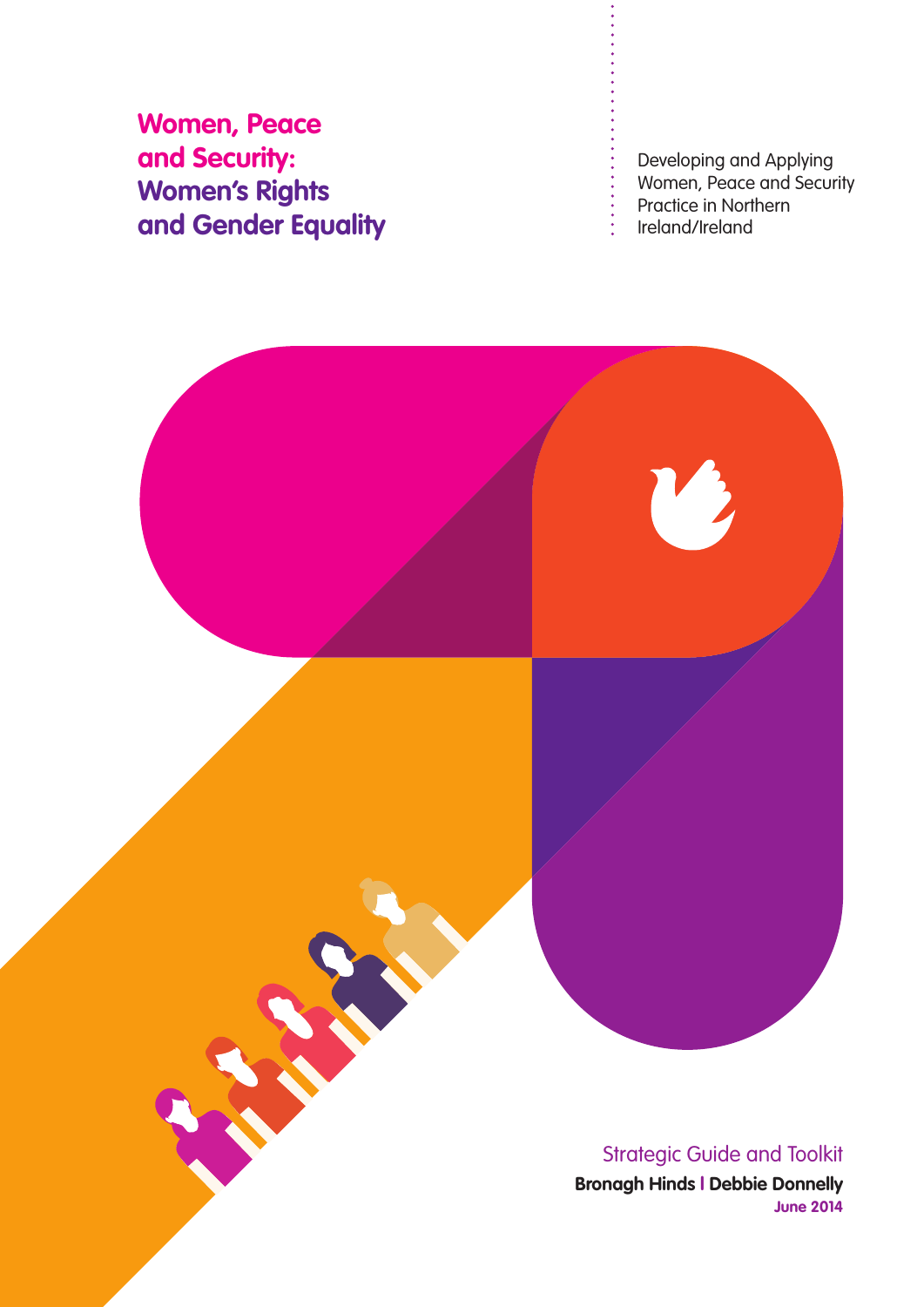# Women, Peace and Security: Women's Rights and Gender Equality

Developing and Applying Women, Peace and Security Practice in Northern Ireland/Ireland

Strategic Guide and Toolkit

**Bronagh Hinds | Debbie Donnelly**

**June 2014**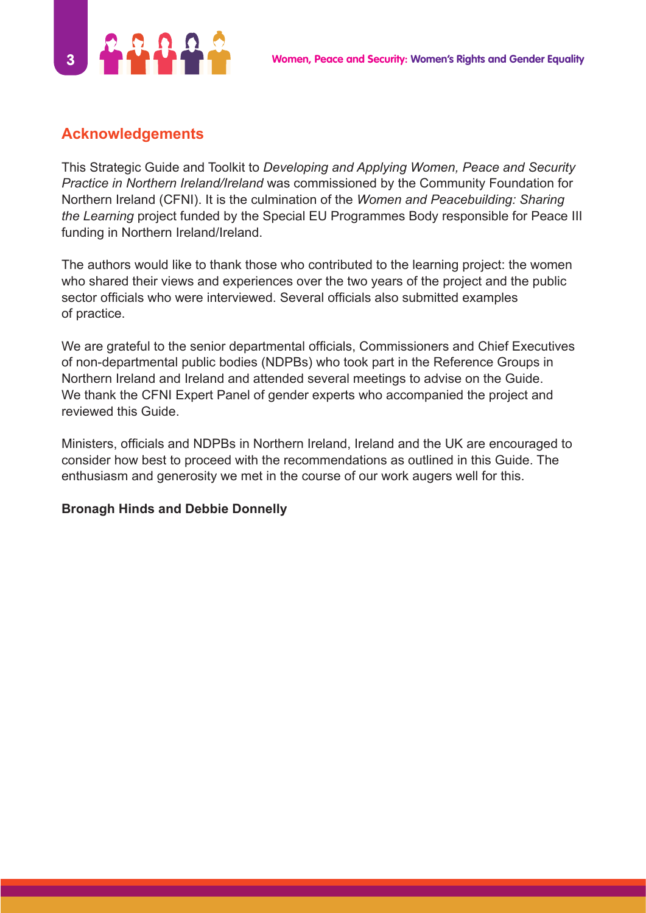## Acknowledgements

This Strategic Guide and Toolkit to *Developing and Applying Women, Peace and Security Practice in Northern Ireland/Ireland* was commissioned by the Community Foundation for Northern Ireland (CFNI). It is the culmination of the *Women and Peacebuilding: Sharing the Learning* project funded by the Special EU Programmes Body responsible for Peace III funding in Northern Ireland/Ireland.

The authors would like to thank those who contributed to the learning project: the women who shared their views and experiences over the two years of the project and the public sector officials who were interviewed. Several officials also submitted examples of practice.

We are grateful to the senior departmental officials, Commissioners and Chief Executives of non-departmental public bodies (NDPBs) who took part in the Reference Groups in Northern Ireland and Ireland and attended several meetings to advise on the Guide. We thank the CFNI Expert Panel of gender experts who accompanied the project and reviewed this Guide.

Ministers, officials and NDPBs in Northern Ireland, Ireland and the UK are encouraged to consider how best to proceed with the recommendations as outlined in this Guide. The enthusiasm and generosity we met in the course of our work augers well for this.

**Bronagh Hinds and Debbie Donnelly**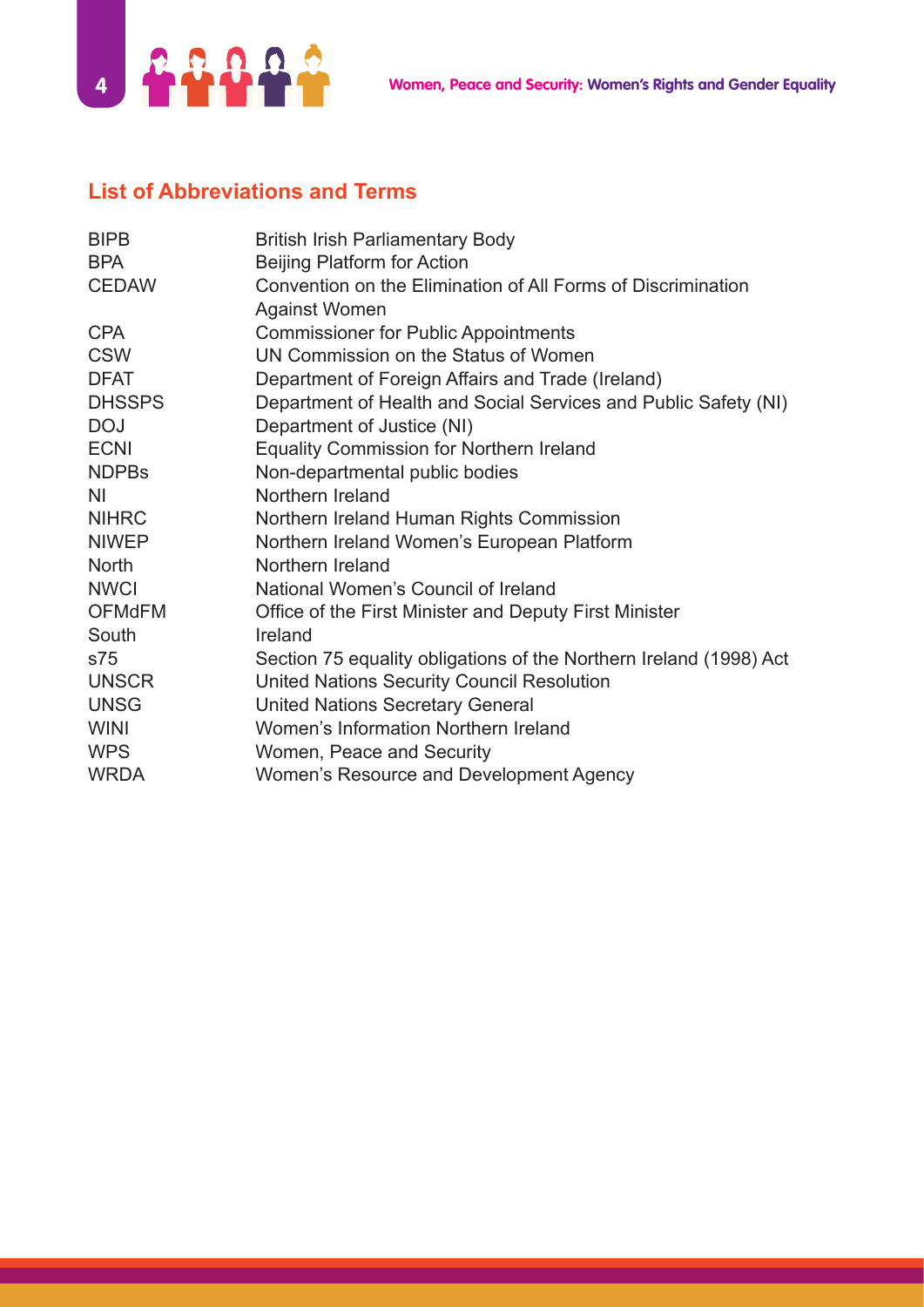## List of Abbreviations and Terms

| | |
|---|---|
| BIPB | British Irish Parliamentary Body |
| BPA | Beijing Platform for Action |
| CEDAW | Convention on the Elimination of All Forms of Discrimination Against Women |
| CPA | Commissioner for Public Appointments |
| CSW | UN Commission on the Status of Women |
| DFAT | Department of Foreign Affairs and Trade (Ireland) |
| DHSSPS | Department of Health and Social Services and Public Safety (NI) |
| DOJ | Department of Justice (NI) |
| ECNI | Equality Commission for Northern Ireland |
| NDPBs | Non-departmental public bodies |
| NI | Northern Ireland |
| NIHRC | Northern Ireland Human Rights Commission |
| NIWEP | Northern Ireland Women's European Platform |
| North | Northern Ireland |
| NWCI | National Women's Council of Ireland |
| OFMdFM | Office of the First Minister and Deputy First Minister |
| South | Ireland |
| s75 | Section 75 equality obligations of the Northern Ireland (1998) Act |
| UNSCR | United Nations Security Council Resolution |
| UNSG | United Nations Secretary General |
| WINI | Women's Information Northern Ireland |
| WPS | Women, Peace and Security |
| WRDA | Women's Resource and Development Agency |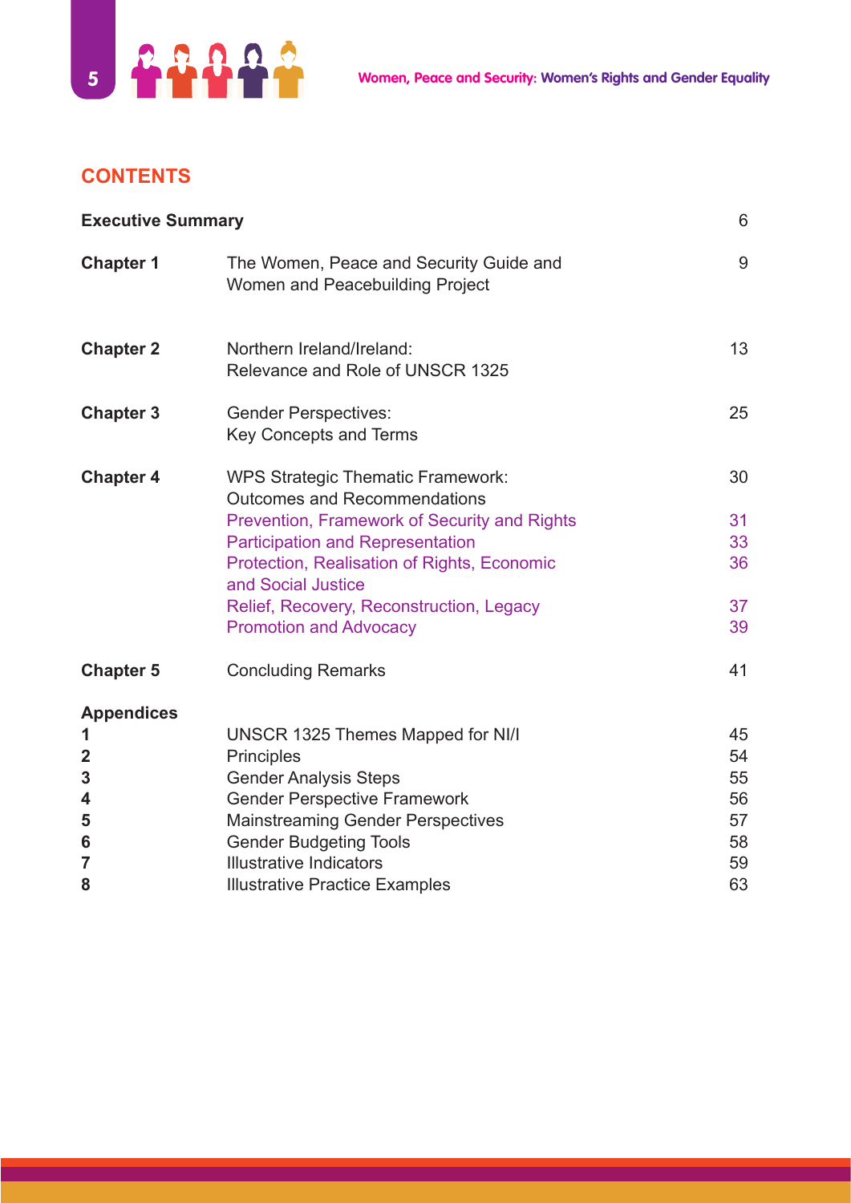## CONTENTS

| | | |
|---|---|---|
| **Executive Summary** | | 6 |
| **Chapter 1** | The Women, Peace and Security Guide and Women and Peacebuilding Project | 9 |
| **Chapter 2** | Northern Ireland/Ireland: Relevance and Role of UNSCR 1325 | 13 |
| **Chapter 3** | Gender Perspectives: Key Concepts and Terms | 25 |
| **Chapter 4** | WPS Strategic Thematic Framework: Outcomes and Recommendations | 30 |
| | Prevention, Framework of Security and Rights | 31 |
| | Participation and Representation | 33 |
| | Protection, Realisation of Rights, Economic and Social Justice | 36 |
| | Relief, Recovery, Reconstruction, Legacy | 37 |
| | Promotion and Advocacy | 39 |
| **Chapter 5** | Concluding Remarks | 41 |
| **Appendices** | | |
| **1** | UNSCR 1325 Themes Mapped for NI/I | 45 |
| **2** | Principles | 54 |
| **3** | Gender Analysis Steps | 55 |
| **4** | Gender Perspective Framework | 56 |
| **5** | Mainstreaming Gender Perspectives | 57 |
| **6** | Gender Budgeting Tools | 58 |
| **7** | Illustrative Indicators | 59 |
| **8** | Illustrative Practice Examples | 63 |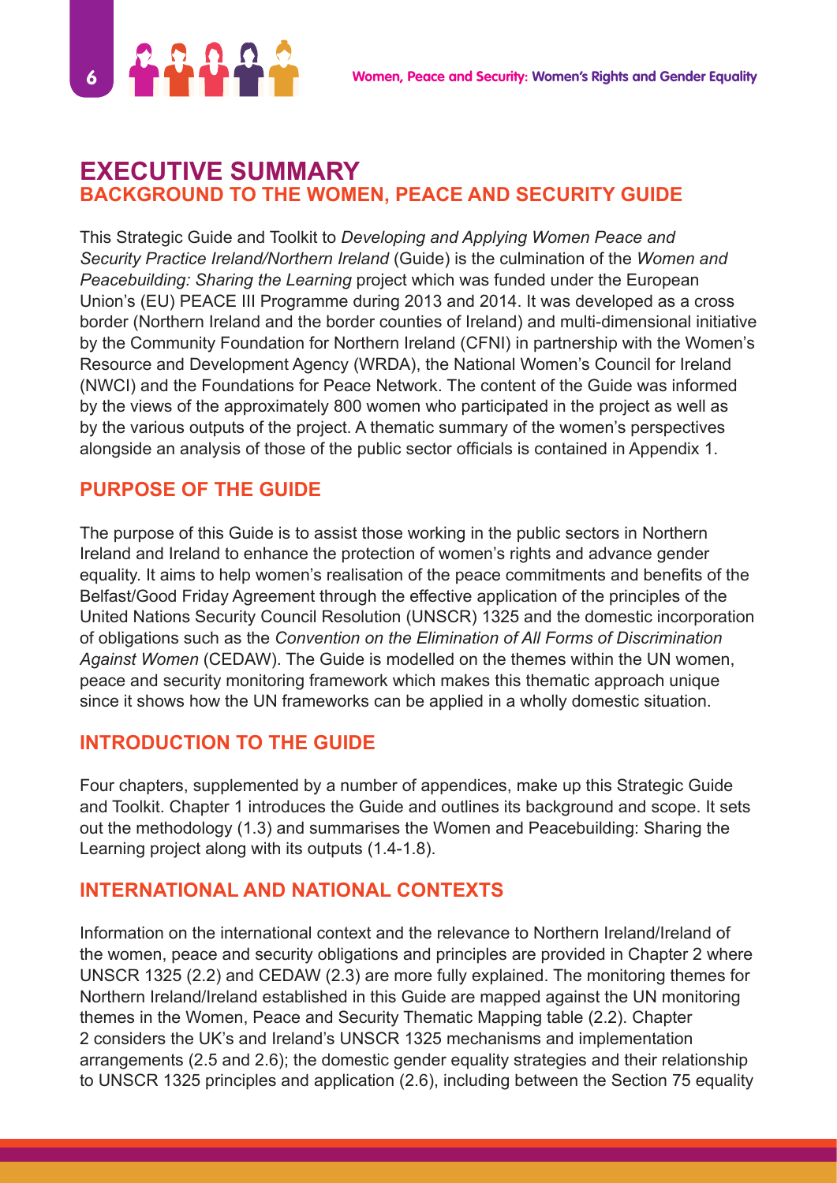# EXECUTIVE SUMMARY

## BACKGROUND TO THE WOMEN, PEACE AND SECURITY GUIDE

This Strategic Guide and Toolkit to *Developing and Applying Women Peace and Security Practice Ireland/Northern Ireland* (Guide) is the culmination of the *Women and Peacebuilding: Sharing the Learning* project which was funded under the European Union's (EU) PEACE III Programme during 2013 and 2014. It was developed as a cross border (Northern Ireland and the border counties of Ireland) and multi-dimensional initiative by the Community Foundation for Northern Ireland (CFNI) in partnership with the Women's Resource and Development Agency (WRDA), the National Women's Council for Ireland (NWCI) and the Foundations for Peace Network. The content of the Guide was informed by the views of the approximately 800 women who participated in the project as well as by the various outputs of the project. A thematic summary of the women's perspectives alongside an analysis of those of the public sector officials is contained in Appendix 1.

## PURPOSE OF THE GUIDE

The purpose of this Guide is to assist those working in the public sectors in Northern Ireland and Ireland to enhance the protection of women's rights and advance gender equality. It aims to help women's realisation of the peace commitments and benefits of the Belfast/Good Friday Agreement through the effective application of the principles of the United Nations Security Council Resolution (UNSCR) 1325 and the domestic incorporation of obligations such as the *Convention on the Elimination of All Forms of Discrimination Against Women* (CEDAW). The Guide is modelled on the themes within the UN women, peace and security monitoring framework which makes this thematic approach unique since it shows how the UN frameworks can be applied in a wholly domestic situation.

## INTRODUCTION TO THE GUIDE

Four chapters, supplemented by a number of appendices, make up this Strategic Guide and Toolkit. Chapter 1 introduces the Guide and outlines its background and scope. It sets out the methodology (1.3) and summarises the Women and Peacebuilding: Sharing the Learning project along with its outputs (1.4-1.8).

## INTERNATIONAL AND NATIONAL CONTEXTS

Information on the international context and the relevance to Northern Ireland/Ireland of the women, peace and security obligations and principles are provided in Chapter 2 where UNSCR 1325 (2.2) and CEDAW (2.3) are more fully explained. The monitoring themes for Northern Ireland/Ireland established in this Guide are mapped against the UN monitoring themes in the Women, Peace and Security Thematic Mapping table (2.2). Chapter 2 considers the UK's and Ireland's UNSCR 1325 mechanisms and implementation arrangements (2.5 and 2.6); the domestic gender equality strategies and their relationship to UNSCR 1325 principles and application (2.6), including between the Section 75 equality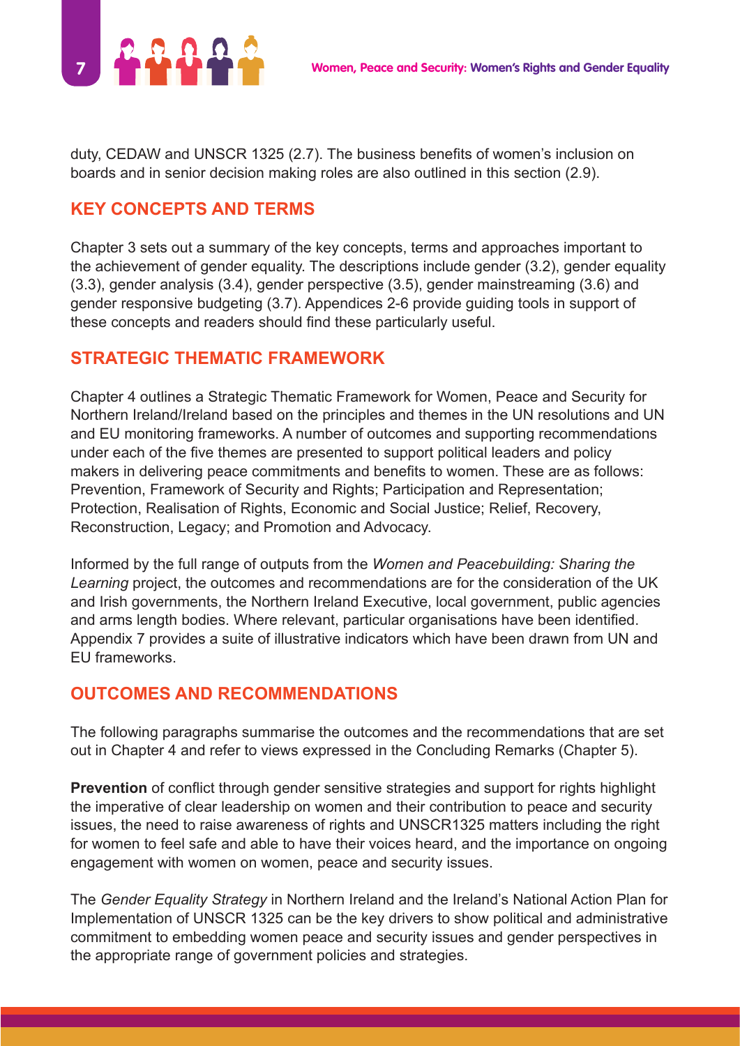duty, CEDAW and UNSCR 1325 (2.7). The business benefits of women's inclusion on boards and in senior decision making roles are also outlined in this section (2.9).

## KEY CONCEPTS AND TERMS

Chapter 3 sets out a summary of the key concepts, terms and approaches important to the achievement of gender equality. The descriptions include gender (3.2), gender equality (3.3), gender analysis (3.4), gender perspective (3.5), gender mainstreaming (3.6) and gender responsive budgeting (3.7). Appendices 2-6 provide guiding tools in support of these concepts and readers should find these particularly useful.

## STRATEGIC THEMATIC FRAMEWORK

Chapter 4 outlines a Strategic Thematic Framework for Women, Peace and Security for Northern Ireland/Ireland based on the principles and themes in the UN resolutions and UN and EU monitoring frameworks. A number of outcomes and supporting recommendations under each of the five themes are presented to support political leaders and policy makers in delivering peace commitments and benefits to women. These are as follows: Prevention, Framework of Security and Rights; Participation and Representation; Protection, Realisation of Rights, Economic and Social Justice; Relief, Recovery, Reconstruction, Legacy; and Promotion and Advocacy.

Informed by the full range of outputs from the *Women and Peacebuilding: Sharing the Learning* project, the outcomes and recommendations are for the consideration of the UK and Irish governments, the Northern Ireland Executive, local government, public agencies and arms length bodies. Where relevant, particular organisations have been identified. Appendix 7 provides a suite of illustrative indicators which have been drawn from UN and EU frameworks.

## OUTCOMES AND RECOMMENDATIONS

The following paragraphs summarise the outcomes and the recommendations that are set out in Chapter 4 and refer to views expressed in the Concluding Remarks (Chapter 5).

**Prevention** of conflict through gender sensitive strategies and support for rights highlight the imperative of clear leadership on women and their contribution to peace and security issues, the need to raise awareness of rights and UNSCR1325 matters including the right for women to feel safe and able to have their voices heard, and the importance on ongoing engagement with women on women, peace and security issues.

The *Gender Equality Strategy* in Northern Ireland and the Ireland's National Action Plan for Implementation of UNSCR 1325 can be the key drivers to show political and administrative commitment to embedding women peace and security issues and gender perspectives in the appropriate range of government policies and strategies.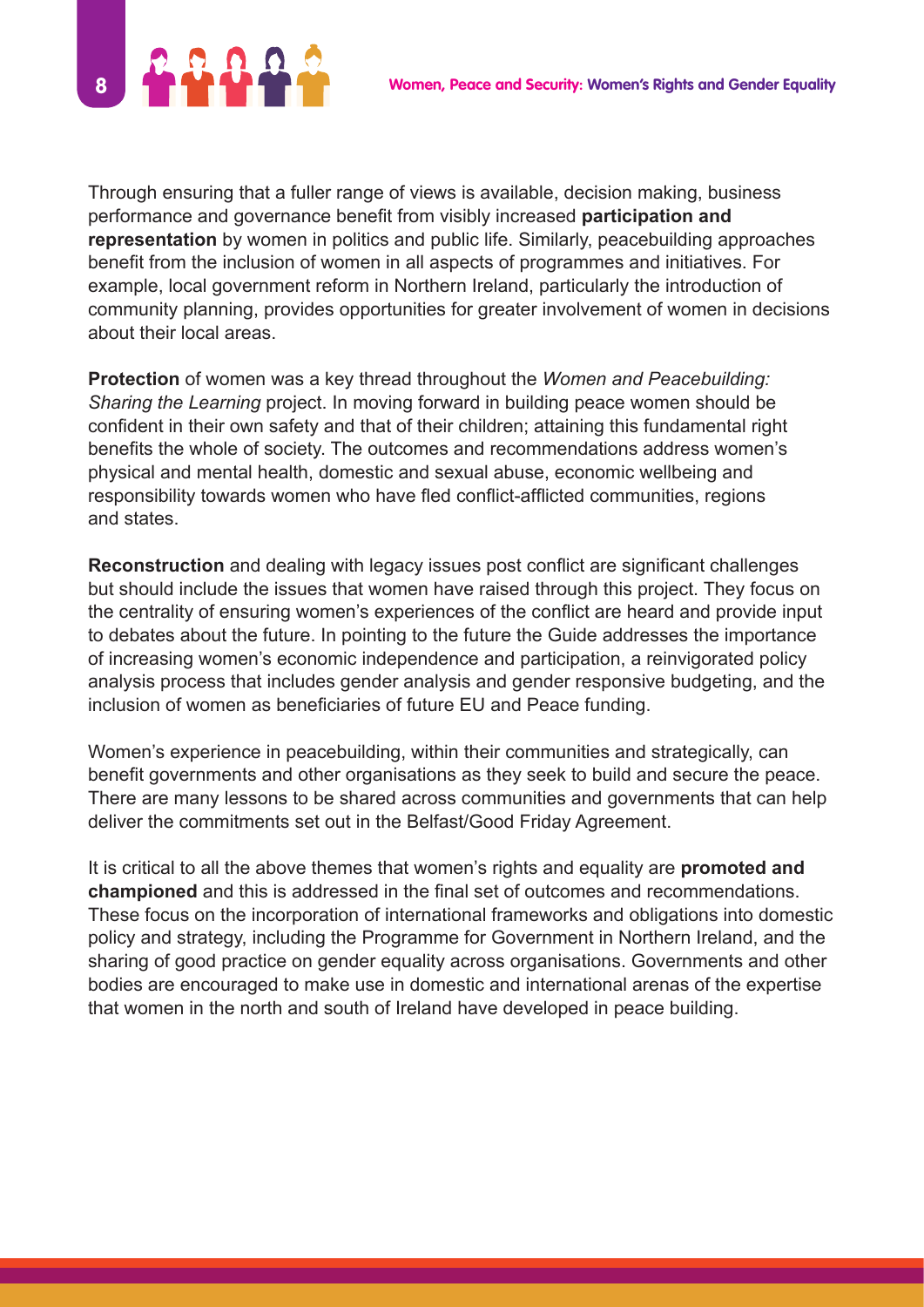Through ensuring that a fuller range of views is available, decision making, business performance and governance benefit from visibly increased **participation and representation** by women in politics and public life. Similarly, peacebuilding approaches benefit from the inclusion of women in all aspects of programmes and initiatives. For example, local government reform in Northern Ireland, particularly the introduction of community planning, provides opportunities for greater involvement of women in decisions about their local areas.

**Protection** of women was a key thread throughout the *Women and Peacebuilding: Sharing the Learning* project. In moving forward in building peace women should be confident in their own safety and that of their children; attaining this fundamental right benefits the whole of society. The outcomes and recommendations address women's physical and mental health, domestic and sexual abuse, economic wellbeing and responsibility towards women who have fled conflict-afflicted communities, regions and states.

**Reconstruction** and dealing with legacy issues post conflict are significant challenges but should include the issues that women have raised through this project. They focus on the centrality of ensuring women's experiences of the conflict are heard and provide input to debates about the future. In pointing to the future the Guide addresses the importance of increasing women's economic independence and participation, a reinvigorated policy analysis process that includes gender analysis and gender responsive budgeting, and the inclusion of women as beneficiaries of future EU and Peace funding.

Women's experience in peacebuilding, within their communities and strategically, can benefit governments and other organisations as they seek to build and secure the peace. There are many lessons to be shared across communities and governments that can help deliver the commitments set out in the Belfast/Good Friday Agreement.

It is critical to all the above themes that women's rights and equality are **promoted and championed** and this is addressed in the final set of outcomes and recommendations. These focus on the incorporation of international frameworks and obligations into domestic policy and strategy, including the Programme for Government in Northern Ireland, and the sharing of good practice on gender equality across organisations. Governments and other bodies are encouraged to make use in domestic and international arenas of the expertise that women in the north and south of Ireland have developed in peace building.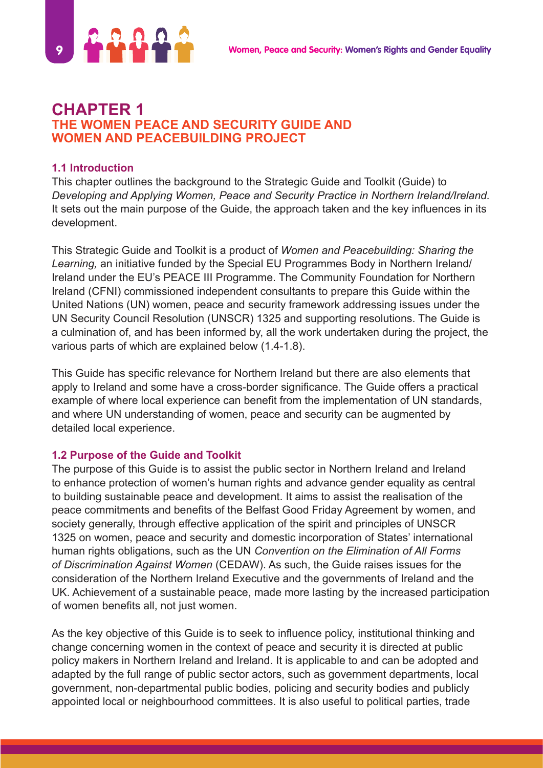# CHAPTER 1
## THE WOMEN PEACE AND SECURITY GUIDE AND WOMEN AND PEACEBUILDING PROJECT

### 1.1 Introduction

This chapter outlines the background to the Strategic Guide and Toolkit (Guide) to *Developing and Applying Women, Peace and Security Practice in Northern Ireland/Ireland.* It sets out the main purpose of the Guide, the approach taken and the key influences in its development.

This Strategic Guide and Toolkit is a product of *Women and Peacebuilding: Sharing the Learning,* an initiative funded by the Special EU Programmes Body in Northern Ireland/Ireland under the EU's PEACE III Programme. The Community Foundation for Northern Ireland (CFNI) commissioned independent consultants to prepare this Guide within the United Nations (UN) women, peace and security framework addressing issues under the UN Security Council Resolution (UNSCR) 1325 and supporting resolutions. The Guide is a culmination of, and has been informed by, all the work undertaken during the project, the various parts of which are explained below (1.4-1.8).

This Guide has specific relevance for Northern Ireland but there are also elements that apply to Ireland and some have a cross-border significance. The Guide offers a practical example of where local experience can benefit from the implementation of UN standards, and where UN understanding of women, peace and security can be augmented by detailed local experience.

### 1.2 Purpose of the Guide and Toolkit

The purpose of this Guide is to assist the public sector in Northern Ireland and Ireland to enhance protection of women's human rights and advance gender equality as central to building sustainable peace and development. It aims to assist the realisation of the peace commitments and benefits of the Belfast Good Friday Agreement by women, and society generally, through effective application of the spirit and principles of UNSCR 1325 on women, peace and security and domestic incorporation of States' international human rights obligations, such as the UN *Convention on the Elimination of All Forms of Discrimination Against Women* (CEDAW). As such, the Guide raises issues for the consideration of the Northern Ireland Executive and the governments of Ireland and the UK. Achievement of a sustainable peace, made more lasting by the increased participation of women benefits all, not just women.

As the key objective of this Guide is to seek to influence policy, institutional thinking and change concerning women in the context of peace and security it is directed at public policy makers in Northern Ireland and Ireland. It is applicable to and can be adopted and adapted by the full range of public sector actors, such as government departments, local government, non-departmental public bodies, policing and security bodies and publicly appointed local or neighbourhood committees. It is also useful to political parties, trade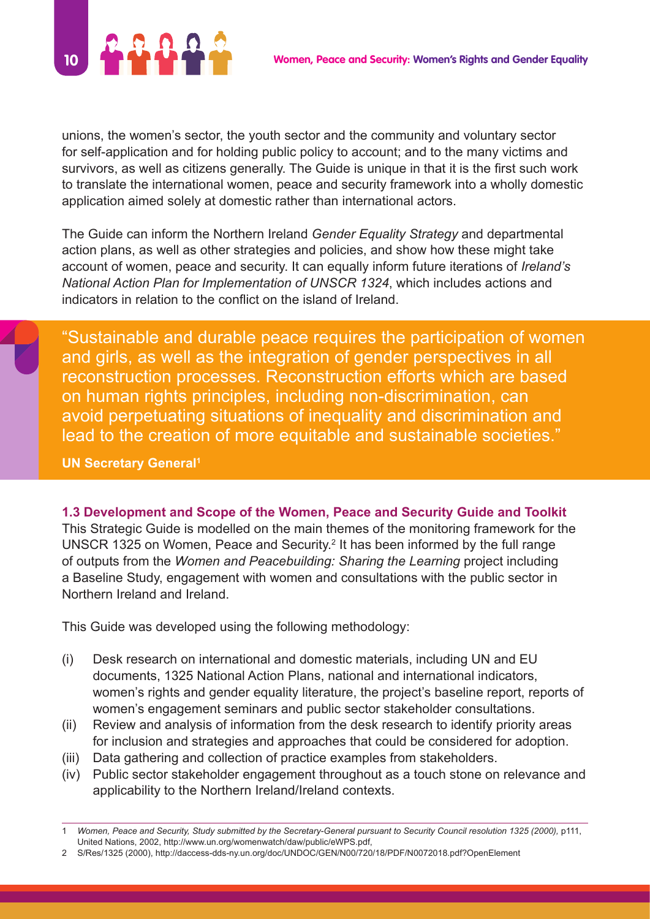unions, the women's sector, the youth sector and the community and voluntary sector for self-application and for holding public policy to account; and to the many victims and survivors, as well as citizens generally. The Guide is unique in that it is the first such work to translate the international women, peace and security framework into a wholly domestic application aimed solely at domestic rather than international actors.

The Guide can inform the Northern Ireland *Gender Equality Strategy* and departmental action plans, as well as other strategies and policies, and show how these might take account of women, peace and security. It can equally inform future iterations of *Ireland's National Action Plan for Implementation of UNSCR 1324*, which includes actions and indicators in relation to the conflict on the island of Ireland.

> "Sustainable and durable peace requires the participation of women and girls, as well as the integration of gender perspectives in all reconstruction processes. Reconstruction efforts which are based on human rights principles, including non-discrimination, can avoid perpetuating situations of inequality and discrimination and lead to the creation of more equitable and sustainable societies."
>
> **UN Secretary General[1]**

### 1.3 Development and Scope of the Women, Peace and Security Guide and Toolkit

This Strategic Guide is modelled on the main themes of the monitoring framework for the UNSCR 1325 on Women, Peace and Security.[2] It has been informed by the full range of outputs from the *Women and Peacebuilding: Sharing the Learning* project including a Baseline Study, engagement with women and consultations with the public sector in Northern Ireland and Ireland.

This Guide was developed using the following methodology:

- (i) Desk research on international and domestic materials, including UN and EU documents, 1325 National Action Plans, national and international indicators, women's rights and gender equality literature, the project's baseline report, reports of women's engagement seminars and public sector stakeholder consultations.
- (ii) Review and analysis of information from the desk research to identify priority areas for inclusion and strategies and approaches that could be considered for adoption.
- (iii) Data gathering and collection of practice examples from stakeholders.
- (iv) Public sector stakeholder engagement throughout as a touch stone on relevance and applicability to the Northern Ireland/Ireland contexts.

---

1 *Women, Peace and Security, Study submitted by the Secretary-General pursuant to Security Council resolution 1325 (2000),* p111, United Nations, 2002, http://www.un.org/womenwatch/daw/public/eWPS.pdf,

2 S/Res/1325 (2000), http://daccess-dds-ny.un.org/doc/UNDOC/GEN/N00/720/18/PDF/N0072018.pdf?OpenElement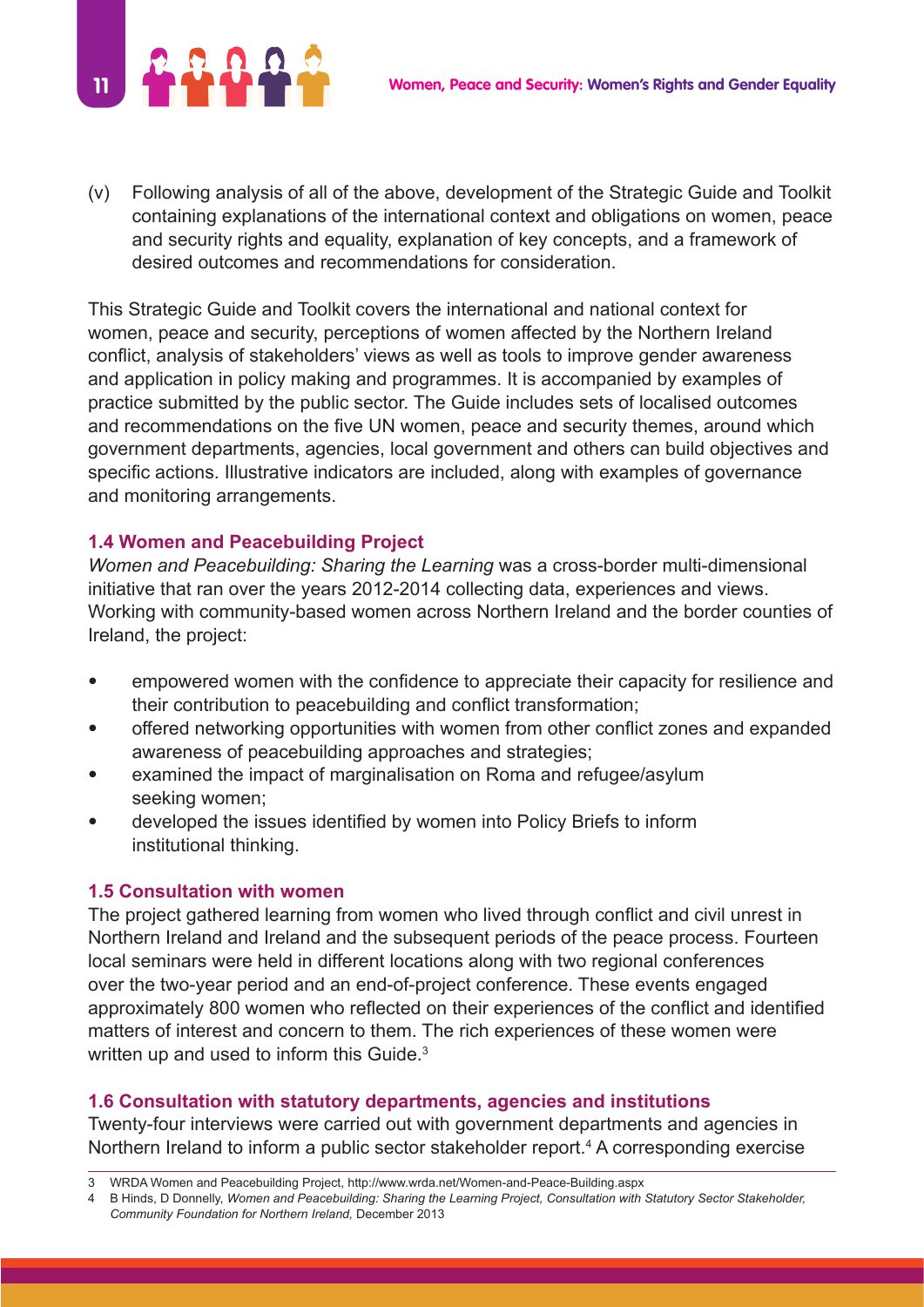(v) Following analysis of all of the above, development of the Strategic Guide and Toolkit containing explanations of the international context and obligations on women, peace and security rights and equality, explanation of key concepts, and a framework of desired outcomes and recommendations for consideration.

This Strategic Guide and Toolkit covers the international and national context for women, peace and security, perceptions of women affected by the Northern Ireland conflict, analysis of stakeholders' views as well as tools to improve gender awareness and application in policy making and programmes. It is accompanied by examples of practice submitted by the public sector. The Guide includes sets of localised outcomes and recommendations on the five UN women, peace and security themes, around which government departments, agencies, local government and others can build objectives and specific actions. Illustrative indicators are included, along with examples of governance and monitoring arrangements.

### 1.4 Women and Peacebuilding Project

*Women and Peacebuilding: Sharing the Learning* was a cross-border multi-dimensional initiative that ran over the years 2012-2014 collecting data, experiences and views. Working with community-based women across Northern Ireland and the border counties of Ireland, the project:

- empowered women with the confidence to appreciate their capacity for resilience and their contribution to peacebuilding and conflict transformation;
- offered networking opportunities with women from other conflict zones and expanded awareness of peacebuilding approaches and strategies;
- examined the impact of marginalisation on Roma and refugee/asylum seeking women;
- developed the issues identified by women into Policy Briefs to inform institutional thinking.

### 1.5 Consultation with women

The project gathered learning from women who lived through conflict and civil unrest in Northern Ireland and Ireland and the subsequent periods of the peace process. Fourteen local seminars were held in different locations along with two regional conferences over the two-year period and an end-of-project conference. These events engaged approximately 800 women who reflected on their experiences of the conflict and identified matters of interest and concern to them. The rich experiences of these women were written up and used to inform this Guide.[3]

### 1.6 Consultation with statutory departments, agencies and institutions

Twenty-four interviews were carried out with government departments and agencies in Northern Ireland to inform a public sector stakeholder report.[4] A corresponding exercise

---

3 WRDA Women and Peacebuilding Project, http://www.wrda.net/Women-and-Peace-Building.aspx

4 B Hinds, D Donnelly, *Women and Peacebuilding: Sharing the Learning Project, Consultation with Statutory Sector Stakeholder, Community Foundation for Northern Ireland,* December 2013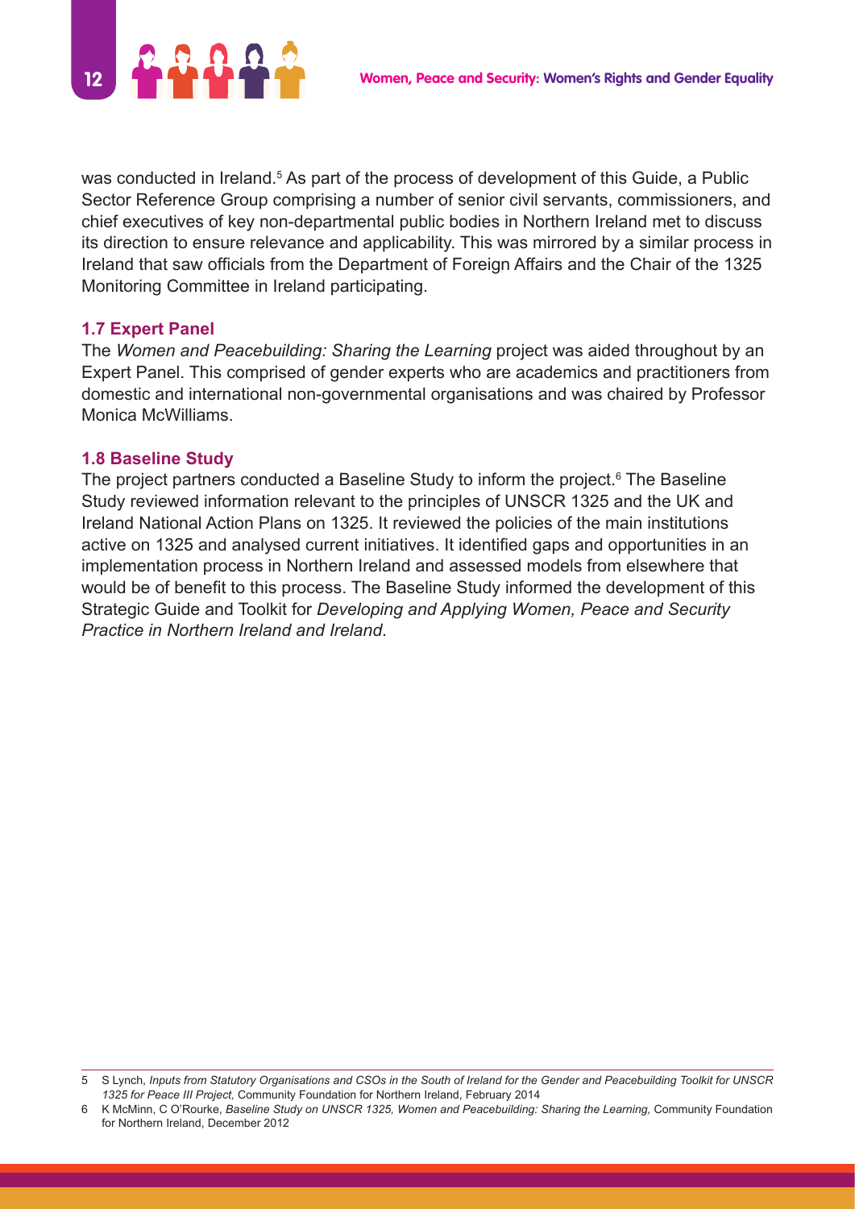was conducted in Ireland.[5] As part of the process of development of this Guide, a Public Sector Reference Group comprising a number of senior civil servants, commissioners, and chief executives of key non-departmental public bodies in Northern Ireland met to discuss its direction to ensure relevance and applicability. This was mirrored by a similar process in Ireland that saw officials from the Department of Foreign Affairs and the Chair of the 1325 Monitoring Committee in Ireland participating.

### 1.7 Expert Panel

The *Women and Peacebuilding: Sharing the Learning* project was aided throughout by an Expert Panel. This comprised of gender experts who are academics and practitioners from domestic and international non-governmental organisations and was chaired by Professor Monica McWilliams.

### 1.8 Baseline Study

The project partners conducted a Baseline Study to inform the project.[6] The Baseline Study reviewed information relevant to the principles of UNSCR 1325 and the UK and Ireland National Action Plans on 1325. It reviewed the policies of the main institutions active on 1325 and analysed current initiatives. It identified gaps and opportunities in an implementation process in Northern Ireland and assessed models from elsewhere that would be of benefit to this process. The Baseline Study informed the development of this Strategic Guide and Toolkit for *Developing and Applying Women, Peace and Security Practice in Northern Ireland and Ireland*.

---

5 S Lynch, *Inputs from Statutory Organisations and CSOs in the South of Ireland for the Gender and Peacebuilding Toolkit for UNSCR 1325 for Peace III Project,* Community Foundation for Northern Ireland, February 2014

6 K McMinn, C O'Rourke, *Baseline Study on UNSCR 1325, Women and Peacebuilding: Sharing the Learning,* Community Foundation for Northern Ireland, December 2012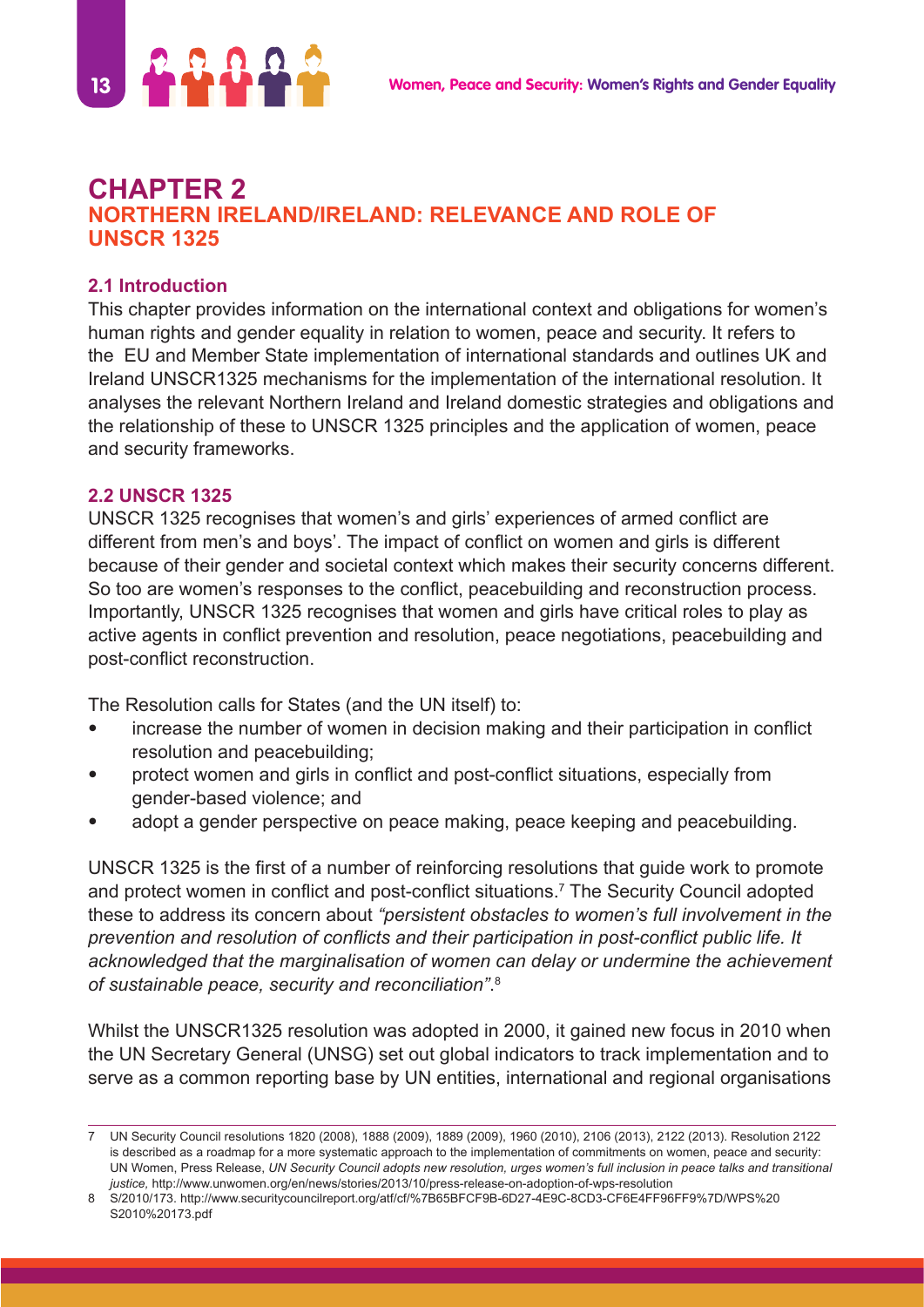# CHAPTER 2
## NORTHERN IRELAND/IRELAND: RELEVANCE AND ROLE OF UNSCR 1325

### 2.1 Introduction

This chapter provides information on the international context and obligations for women's human rights and gender equality in relation to women, peace and security. It refers to the EU and Member State implementation of international standards and outlines UK and Ireland UNSCR1325 mechanisms for the implementation of the international resolution. It analyses the relevant Northern Ireland and Ireland domestic strategies and obligations and the relationship of these to UNSCR 1325 principles and the application of women, peace and security frameworks.

### 2.2 UNSCR 1325

UNSCR 1325 recognises that women's and girls' experiences of armed conflict are different from men's and boys'. The impact of conflict on women and girls is different because of their gender and societal context which makes their security concerns different. So too are women's responses to the conflict, peacebuilding and reconstruction process. Importantly, UNSCR 1325 recognises that women and girls have critical roles to play as active agents in conflict prevention and resolution, peace negotiations, peacebuilding and post-conflict reconstruction.

The Resolution calls for States (and the UN itself) to:

- increase the number of women in decision making and their participation in conflict resolution and peacebuilding;
- protect women and girls in conflict and post-conflict situations, especially from gender-based violence; and
- adopt a gender perspective on peace making, peace keeping and peacebuilding.

UNSCR 1325 is the first of a number of reinforcing resolutions that guide work to promote and protect women in conflict and post-conflict situations.[7] The Security Council adopted these to address its concern about *"persistent obstacles to women's full involvement in the prevention and resolution of conflicts and their participation in post-conflict public life. It acknowledged that the marginalisation of women can delay or undermine the achievement of sustainable peace, security and reconciliation"*.[8]

Whilst the UNSCR1325 resolution was adopted in 2000, it gained new focus in 2010 when the UN Secretary General (UNSG) set out global indicators to track implementation and to serve as a common reporting base by UN entities, international and regional organisations

---

7 UN Security Council resolutions 1820 (2008), 1888 (2009), 1889 (2009), 1960 (2010), 2106 (2013), 2122 (2013). Resolution 2122 is described as a roadmap for a more systematic approach to the implementation of commitments on women, peace and security: UN Women, Press Release, *UN Security Council adopts new resolution, urges women's full inclusion in peace talks and transitional justice,* http://www.unwomen.org/en/news/stories/2013/10/press-release-on-adoption-of-wps-resolution

8 S/2010/173. http://www.securitycouncilreport.org/atf/cf/%7B65BFCF9B-6D27-4E9C-8CD3-CF6E4FF96FF9%7D/WPS%20S2010%20173.pdf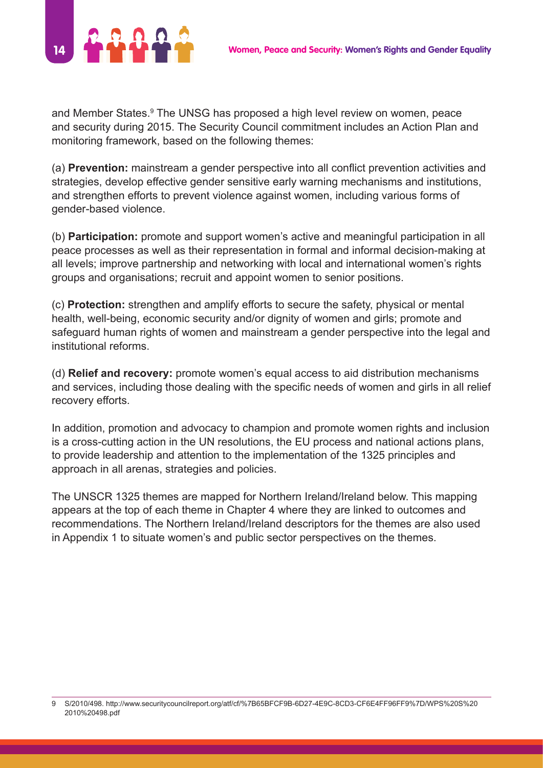and Member States.[9] The UNSG has proposed a high level review on women, peace and security during 2015. The Security Council commitment includes an Action Plan and monitoring framework, based on the following themes:

(a) **Prevention:** mainstream a gender perspective into all conflict prevention activities and strategies, develop effective gender sensitive early warning mechanisms and institutions, and strengthen efforts to prevent violence against women, including various forms of gender-based violence.

(b) **Participation:** promote and support women's active and meaningful participation in all peace processes as well as their representation in formal and informal decision-making at all levels; improve partnership and networking with local and international women's rights groups and organisations; recruit and appoint women to senior positions.

(c) **Protection:** strengthen and amplify efforts to secure the safety, physical or mental health, well-being, economic security and/or dignity of women and girls; promote and safeguard human rights of women and mainstream a gender perspective into the legal and institutional reforms.

(d) **Relief and recovery:** promote women's equal access to aid distribution mechanisms and services, including those dealing with the specific needs of women and girls in all relief recovery efforts.

In addition, promotion and advocacy to champion and promote women rights and inclusion is a cross-cutting action in the UN resolutions, the EU process and national actions plans, to provide leadership and attention to the implementation of the 1325 principles and approach in all arenas, strategies and policies.

The UNSCR 1325 themes are mapped for Northern Ireland/Ireland below. This mapping appears at the top of each theme in Chapter 4 where they are linked to outcomes and recommendations. The Northern Ireland/Ireland descriptors for the themes are also used in Appendix 1 to situate women's and public sector perspectives on the themes.

---

9 S/2010/498. http://www.securitycouncilreport.org/atf/cf/%7B65BFCF9B-6D27-4E9C-8CD3-CF6E4FF96FF9%7D/WPS%20S%20 2010%20498.pdf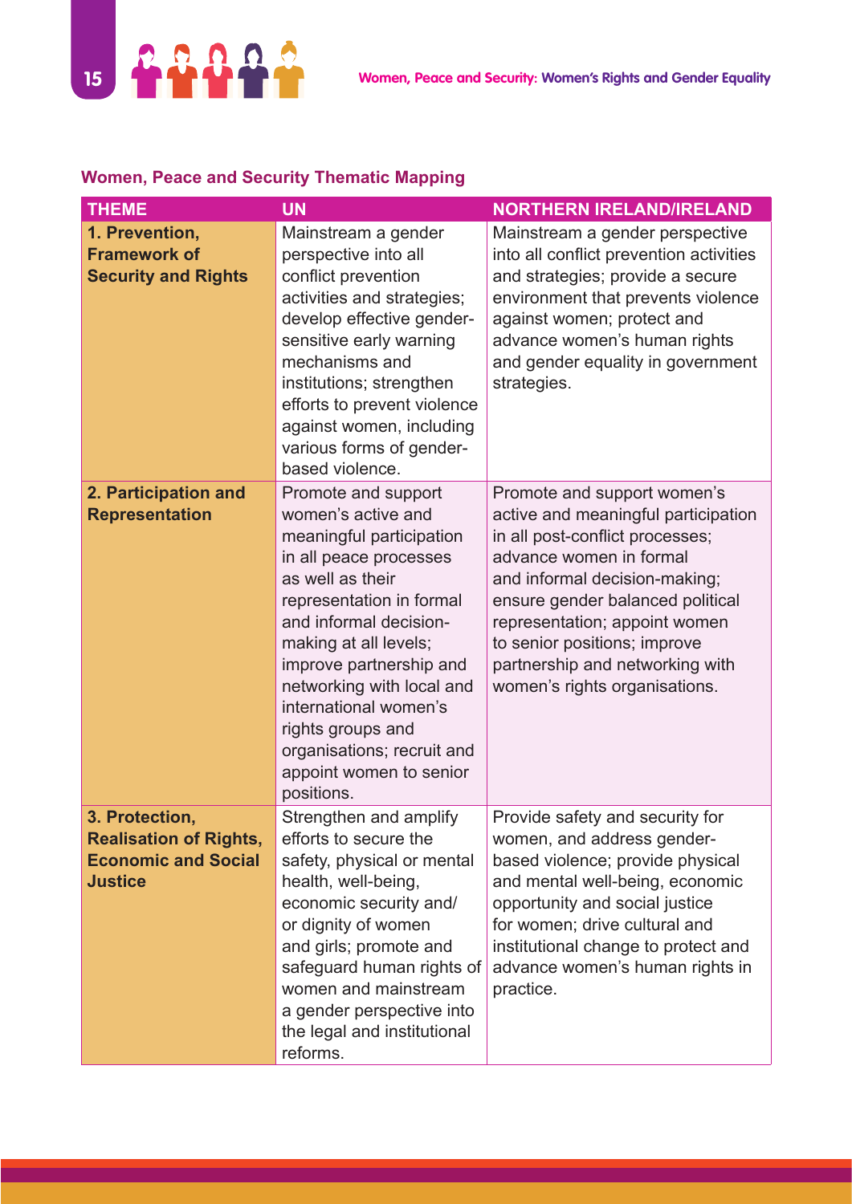## Women, Peace and Security Thematic Mapping

| THEME | UN | NORTHERN IRELAND/IRELAND |
|---|---|---|
| **1. Prevention, Framework of Security and Rights** | Mainstream a gender perspective into all conflict prevention activities and strategies; develop effective gender-sensitive early warning mechanisms and institutions; strengthen efforts to prevent violence against women, including various forms of gender-based violence. | Mainstream a gender perspective into all conflict prevention activities and strategies; provide a secure environment that prevents violence against women; protect and advance women's human rights and gender equality in government strategies. |
| **2. Participation and Representation** | Promote and support women's active and meaningful participation in all peace processes as well as their representation in formal and informal decision-making at all levels; improve partnership and networking with local and international women's rights groups and organisations; recruit and appoint women to senior positions. | Promote and support women's active and meaningful participation in all post-conflict processes; advance women in formal and informal decision-making; ensure gender balanced political representation; appoint women to senior positions; improve partnership and networking with women's rights organisations. |
| **3. Protection, Realisation of Rights, Economic and Social Justice** | Strengthen and amplify efforts to secure the safety, physical or mental health, well-being, economic security and/or dignity of women and girls; promote and safeguard human rights of women and mainstream a gender perspective into the legal and institutional reforms. | Provide safety and security for women, and address gender-based violence; provide physical and mental well-being, economic opportunity and social justice for women; drive cultural and institutional change to protect and advance women's human rights in practice. |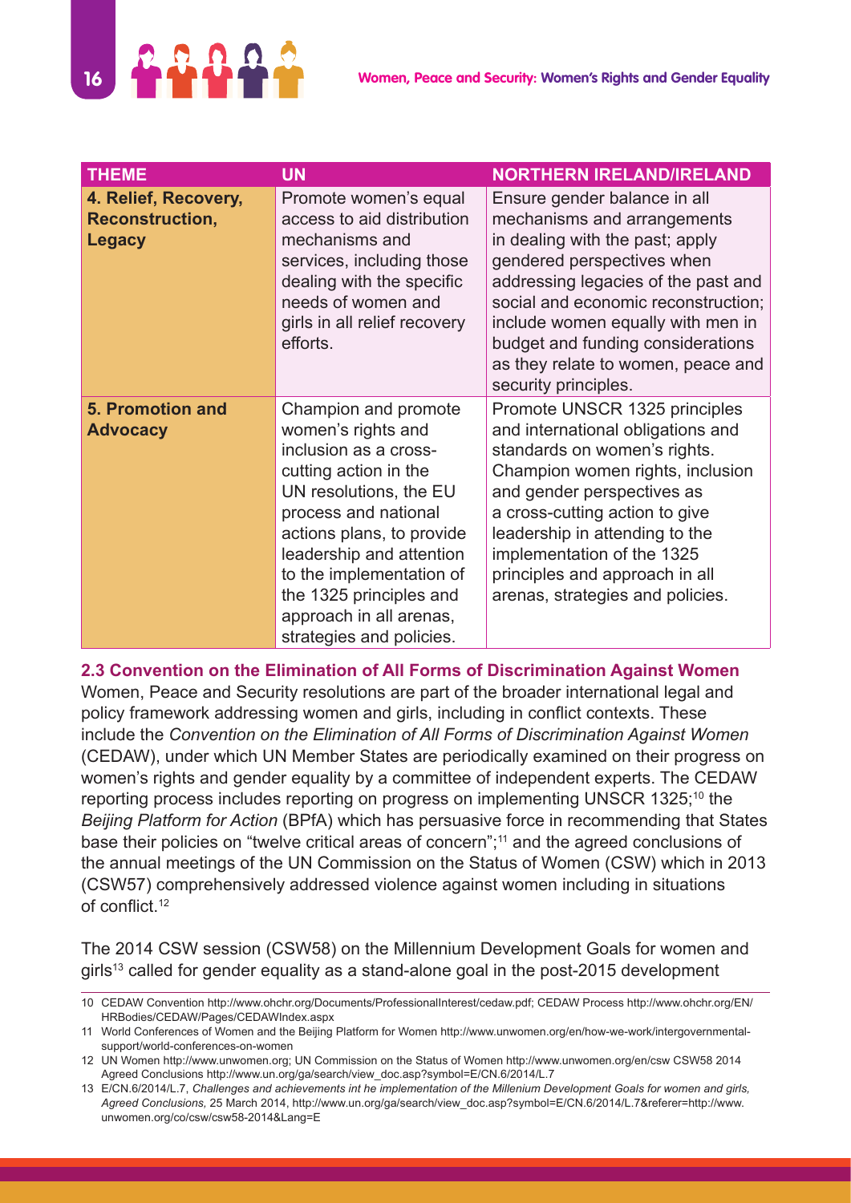| THEME | UN | NORTHERN IRELAND/IRELAND |
|---|---|---|
| **4. Relief, Recovery, Reconstruction, Legacy** | Promote women's equal access to aid distribution mechanisms and services, including those dealing with the specific needs of women and girls in all relief recovery efforts. | Ensure gender balance in all mechanisms and arrangements in dealing with the past; apply gendered perspectives when addressing legacies of the past and social and economic reconstruction; include women equally with men in budget and funding considerations as they relate to women, peace and security principles. |
| **5. Promotion and Advocacy** | Champion and promote women's rights and inclusion as a cross-cutting action in the UN resolutions, the EU process and national actions plans, to provide leadership and attention to the implementation of the 1325 principles and approach in all arenas, strategies and policies. | Promote UNSCR 1325 principles and international obligations and standards on women's rights. Champion women rights, inclusion and gender perspectives as a cross-cutting action to give leadership in attending to the implementation of the 1325 principles and approach in all arenas, strategies and policies. |

### 2.3 Convention on the Elimination of All Forms of Discrimination Against Women

Women, Peace and Security resolutions are part of the broader international legal and policy framework addressing women and girls, including in conflict contexts. These include the *Convention on the Elimination of All Forms of Discrimination Against Women* (CEDAW), under which UN Member States are periodically examined on their progress on women's rights and gender equality by a committee of independent experts. The CEDAW reporting process includes reporting on progress on implementing UNSCR 1325;[10] the *Beijing Platform for Action* (BPfA) which has persuasive force in recommending that States base their policies on "twelve critical areas of concern";[11] and the agreed conclusions of the annual meetings of the UN Commission on the Status of Women (CSW) which in 2013 (CSW57) comprehensively addressed violence against women including in situations of conflict.[12]

The 2014 CSW session (CSW58) on the Millennium Development Goals for women and girls[13] called for gender equality as a stand-alone goal in the post-2015 development

---

10 CEDAW Convention http://www.ohchr.org/Documents/ProfessionalInterest/cedaw.pdf; CEDAW Process http://www.ohchr.org/EN/HRBodies/CEDAW/Pages/CEDAWIndex.aspx

11 World Conferences of Women and the Beijing Platform for Women http://www.unwomen.org/en/how-we-work/intergovernmental-support/world-conferences-on-women

12 UN Women http://www.unwomen.org; UN Commission on the Status of Women http://www.unwomen.org/en/csw CSW58 2014 Agreed Conclusions http://www.un.org/ga/search/view_doc.asp?symbol=E/CN.6/2014/L.7

13 E/CN.6/2014/L.7, *Challenges and achievements int he implementation of the Millenium Development Goals for women and girls, Agreed Conclusions,* 25 March 2014, http://www.un.org/ga/search/view_doc.asp?symbol=E/CN.6/2014/L.7&referer=http://www.unwomen.org/co/csw/csw58-2014&Lang=E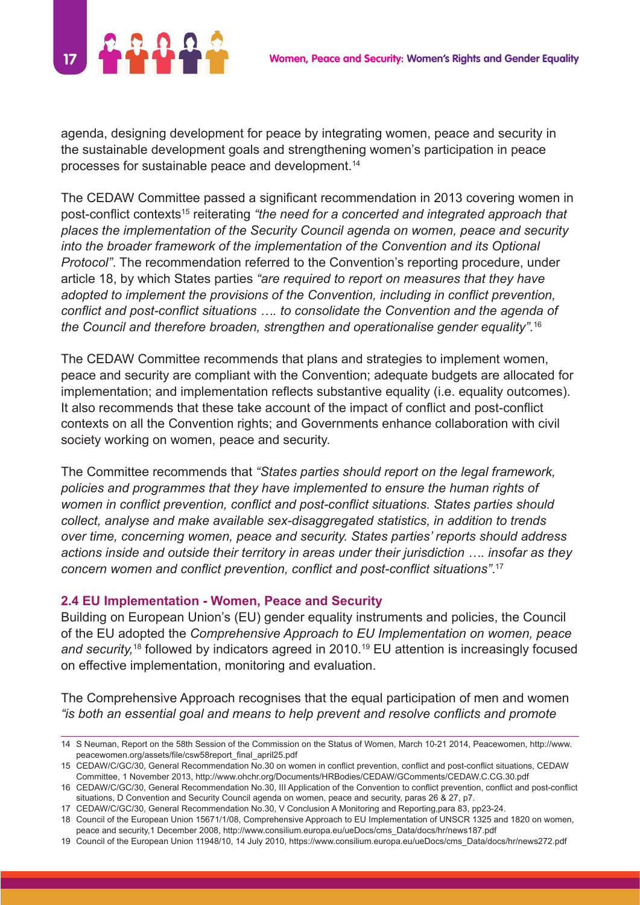agenda, designing development for peace by integrating women, peace and security in the sustainable development goals and strengthening women's participation in peace processes for sustainable peace and development.[14]

The CEDAW Committee passed a significant recommendation in 2013 covering women in post-conflict contexts[15] reiterating *"the need for a concerted and integrated approach that places the implementation of the Security Council agenda on women, peace and security into the broader framework of the implementation of the Convention and its Optional Protocol"*. The recommendation referred to the Convention's reporting procedure, under article 18, by which States parties *"are required to report on measures that they have adopted to implement the provisions of the Convention, including in conflict prevention, conflict and post-conflict situations …. to consolidate the Convention and the agenda of the Council and therefore broaden, strengthen and operationalise gender equality".*[16]

The CEDAW Committee recommends that plans and strategies to implement women, peace and security are compliant with the Convention; adequate budgets are allocated for implementation; and implementation reflects substantive equality (i.e. equality outcomes). It also recommends that these take account of the impact of conflict and post-conflict contexts on all the Convention rights; and Governments enhance collaboration with civil society working on women, peace and security.

The Committee recommends that *"States parties should report on the legal framework, policies and programmes that they have implemented to ensure the human rights of women in conflict prevention, conflict and post-conflict situations. States parties should collect, analyse and make available sex-disaggregated statistics, in addition to trends over time, concerning women, peace and security. States parties' reports should address actions inside and outside their territory in areas under their jurisdiction …. insofar as they concern women and conflict prevention, conflict and post-conflict situations"*.[17]

### 2.4 EU Implementation - Women, Peace and Security

Building on European Union's (EU) gender equality instruments and policies, the Council of the EU adopted the *Comprehensive Approach to EU Implementation on women, peace and security,*[18] followed by indicators agreed in 2010.[19] EU attention is increasingly focused on effective implementation, monitoring and evaluation.

The Comprehensive Approach recognises that the equal participation of men and women *"is both an essential goal and means to help prevent and resolve conflicts and promote*

---

14 S Neuman, Report on the 58th Session of the Commission on the Status of Women, March 10-21 2014, Peacewomen, http://www.peacewomen.org/assets/file/csw58report_final_april25.pdf

15 CEDAW/C/GC/30, General Recommendation No.30 on women in conflict prevention, conflict and post-conflict situations, CEDAW Committee, 1 November 2013, http://www.ohchr.org/Documents/HRBodies/CEDAW/GComments/CEDAW.C.CG.30.pdf

16 CEDAW/C/GC/30, General Recommendation No.30, III Application of the Convention to conflict prevention, conflict and post-conflict situations, D Convention and Security Council agenda on women, peace and security, paras 26 & 27, p7.

17 CEDAW/C/GC/30, General Recommendation No.30, V Conclusion A Monitoring and Reporting,para 83, pp23-24.

18 Council of the European Union 15671/1/08, Comprehensive Approach to EU Implementation of UNSCR 1325 and 1820 on women, peace and security,1 December 2008, http://www.consilium.europa.eu/ueDocs/cms_Data/docs/hr/news187.pdf

19 Council of the European Union 11948/10, 14 July 2010, https://www.consilium.europa.eu/ueDocs/cms_Data/docs/hr/news272.pdf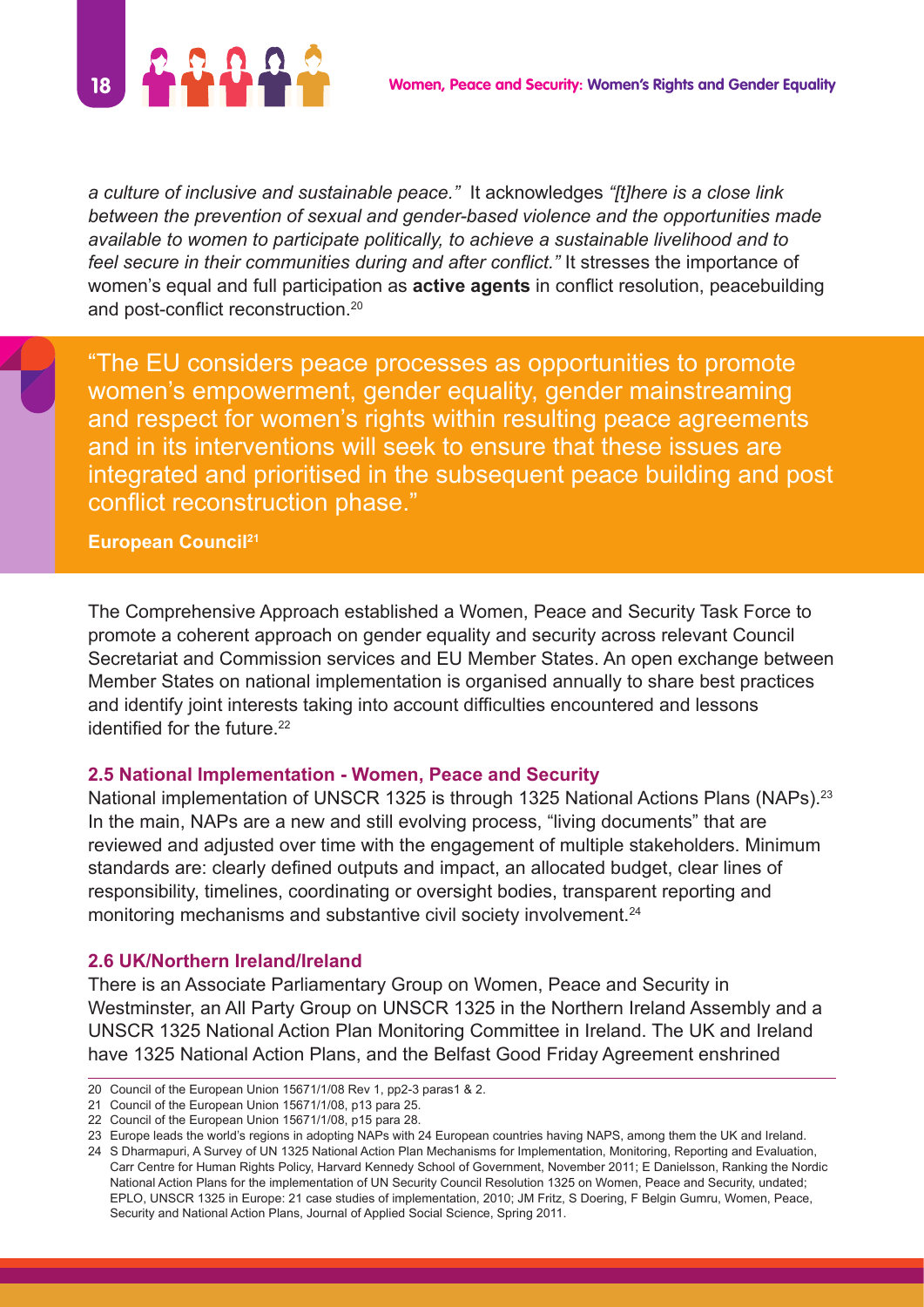*a culture of inclusive and sustainable peace."* It acknowledges *"[t]here is a close link between the prevention of sexual and gender-based violence and the opportunities made available to women to participate politically, to achieve a sustainable livelihood and to feel secure in their communities during and after conflict."* It stresses the importance of women's equal and full participation as **active agents** in conflict resolution, peacebuilding and post-conflict reconstruction.[20]

> "The EU considers peace processes as opportunities to promote women's empowerment, gender equality, gender mainstreaming and respect for women's rights within resulting peace agreements and in its interventions will seek to ensure that these issues are integrated and prioritised in the subsequent peace building and post conflict reconstruction phase."
>
> **European Council[21]**

The Comprehensive Approach established a Women, Peace and Security Task Force to promote a coherent approach on gender equality and security across relevant Council Secretariat and Commission services and EU Member States. An open exchange between Member States on national implementation is organised annually to share best practices and identify joint interests taking into account difficulties encountered and lessons identified for the future.[22]

### 2.5 National Implementation - Women, Peace and Security

National implementation of UNSCR 1325 is through 1325 National Actions Plans (NAPs).[23] In the main, NAPs are a new and still evolving process, "living documents" that are reviewed and adjusted over time with the engagement of multiple stakeholders. Minimum standards are: clearly defined outputs and impact, an allocated budget, clear lines of responsibility, timelines, coordinating or oversight bodies, transparent reporting and monitoring mechanisms and substantive civil society involvement.[24]

### 2.6 UK/Northern Ireland/Ireland

There is an Associate Parliamentary Group on Women, Peace and Security in Westminster, an All Party Group on UNSCR 1325 in the Northern Ireland Assembly and a UNSCR 1325 National Action Plan Monitoring Committee in Ireland. The UK and Ireland have 1325 National Action Plans, and the Belfast Good Friday Agreement enshrined

---

20 Council of the European Union 15671/1/08 Rev 1, pp2-3 paras1 & 2.

21 Council of the European Union 15671/1/08, p13 para 25.

22 Council of the European Union 15671/1/08, p15 para 28.

23 Europe leads the world's regions in adopting NAPs with 24 European countries having NAPS, among them the UK and Ireland.

24 S Dharmapuri, A Survey of UN 1325 National Action Plan Mechanisms for Implementation, Monitoring, Reporting and Evaluation, Carr Centre for Human Rights Policy, Harvard Kennedy School of Government, November 2011; E Danielsson, Ranking the Nordic National Action Plans for the implementation of UN Security Council Resolution 1325 on Women, Peace and Security, undated; EPLO, UNSCR 1325 in Europe: 21 case studies of implementation, 2010; JM Fritz, S Doering, F Belgin Gumru, Women, Peace, Security and National Action Plans, Journal of Applied Social Science, Spring 2011.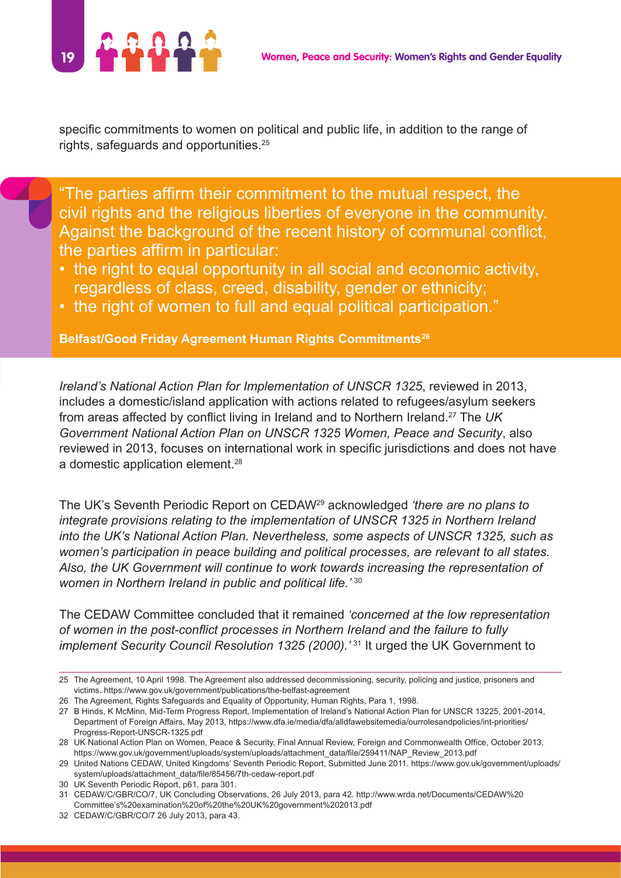specific commitments to women on political and public life, in addition to the range of rights, safeguards and opportunities.[25]

> "The parties affirm their commitment to the mutual respect, the civil rights and the religious liberties of everyone in the community. Against the background of the recent history of communal conflict, the parties affirm in particular:
> - the right to equal opportunity in all social and economic activity, regardless of class, creed, disability, gender or ethnicity;
> - the right of women to full and equal political participation."
>
> **Belfast/Good Friday Agreement Human Rights Commitments[26]**

*Ireland's National Action Plan for Implementation of UNSCR 1325*, reviewed in 2013, includes a domestic/island application with actions related to refugees/asylum seekers from areas affected by conflict living in Ireland and to Northern Ireland.[27] The *UK Government National Action Plan on UNSCR 1325 Women, Peace and Security*, also reviewed in 2013, focuses on international work in specific jurisdictions and does not have a domestic application element.[28]

The UK's Seventh Periodic Report on CEDAW[29] acknowledged *'there are no plans to integrate provisions relating to the implementation of UNSCR 1325 in Northern Ireland into the UK's National Action Plan. Nevertheless, some aspects of UNSCR 1325, such as women's participation in peace building and political processes, are relevant to all states. Also, the UK Government will continue to work towards increasing the representation of women in Northern Ireland in public and political life.'* [30]

The CEDAW Committee concluded that it remained *'concerned at the low representation of women in the post-conflict processes in Northern Ireland and the failure to fully implement Security Council Resolution 1325 (2000).'* [31] It urged the UK Government to

---

25 The Agreement, 10 April 1998. The Agreement also addressed decommissioning, security, policing and justice, prisoners and victims. https://www.gov.uk/government/publications/the-belfast-agreement

26 The Agreement, Rights Safeguards and Equality of Opportunity, Human Rights, Para 1, 1998.

27 B Hinds, K McMinn, Mid-Term Progress Report, Implementation of Ireland's National Action Plan for UNSCR 13225, 2001-2014, Department of Foreign Affairs, May 2013, https://www.dfa.ie/media/dfa/alldfawebsitemedia/ourrolesandpolicies/int-priorities/Progress-Report-UNSCR-1325.pdf

28 UK National Action Plan on Women, Peace & Security, Final Annual Review, Foreign and Commonwealth Office, October 2013, https://www.gov.uk/government/uploads/system/uploads/attachment_data/file/259411/NAP_Review_2013.pdf

29 United Nations CEDAW, United Kingdoms' Seventh Periodic Report, Submitted June 2011. https://www.gov.uk/government/uploads/system/uploads/attachment_data/file/85456/7th-cedaw-report.pdf

30 UK Seventh Periodic Report, p61, para 301.

31 CEDAW/C/GBR/CO/7, UK Concluding Observations, 26 July 2013, para 42. http://www.wrda.net/Documents/CEDAW%20Committee's%20examination%20of%20the%20UK%20government%202013.pdf

32 CEDAW/C/GBR/CO/7 26 July 2013, para 43.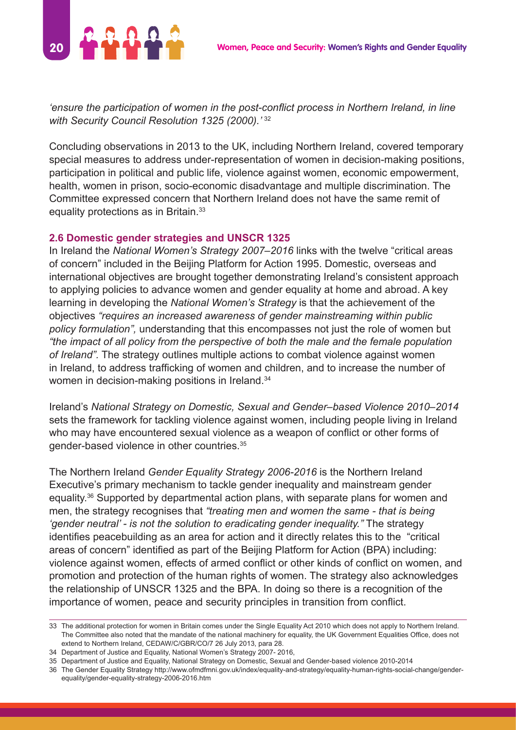*'ensure the participation of women in the post-conflict process in Northern Ireland, in line with Security Council Resolution 1325 (2000).'* [32]

Concluding observations in 2013 to the UK, including Northern Ireland, covered temporary special measures to address under-representation of women in decision-making positions, participation in political and public life, violence against women, economic empowerment, health, women in prison, socio-economic disadvantage and multiple discrimination. The Committee expressed concern that Northern Ireland does not have the same remit of equality protections as in Britain.[33]

### 2.6 Domestic gender strategies and UNSCR 1325

In Ireland the *National Women's Strategy 2007–2016* links with the twelve "critical areas of concern" included in the Beijing Platform for Action 1995. Domestic, overseas and international objectives are brought together demonstrating Ireland's consistent approach to applying policies to advance women and gender equality at home and abroad. A key learning in developing the *National Women's Strategy* is that the achievement of the objectives *"requires an increased awareness of gender mainstreaming within public policy formulation",* understanding that this encompasses not just the role of women but *"the impact of all policy from the perspective of both the male and the female population of Ireland".* The strategy outlines multiple actions to combat violence against women in Ireland, to address trafficking of women and children, and to increase the number of women in decision-making positions in Ireland.[34]

Ireland's *National Strategy on Domestic, Sexual and Gender–based Violence 2010–2014* sets the framework for tackling violence against women, including people living in Ireland who may have encountered sexual violence as a weapon of conflict or other forms of gender-based violence in other countries.[35]

The Northern Ireland *Gender Equality Strategy 2006-2016* is the Northern Ireland Executive's primary mechanism to tackle gender inequality and mainstream gender equality.[36] Supported by departmental action plans, with separate plans for women and men, the strategy recognises that *"treating men and women the same - that is being 'gender neutral' - is not the solution to eradicating gender inequality."* The strategy identifies peacebuilding as an area for action and it directly relates this to the "critical areas of concern" identified as part of the Beijing Platform for Action (BPA) including: violence against women, effects of armed conflict or other kinds of conflict on women, and promotion and protection of the human rights of women. The strategy also acknowledges the relationship of UNSCR 1325 and the BPA. In doing so there is a recognition of the importance of women, peace and security principles in transition from conflict.

---

33 The additional protection for women in Britain comes under the Single Equality Act 2010 which does not apply to Northern Ireland. The Committee also noted that the mandate of the national machinery for equality, the UK Government Equalities Office, does not extend to Northern Ireland, CEDAW/C/GBR/CO/7 26 July 2013, para 28.

34 Department of Justice and Equality, National Women's Strategy 2007- 2016,

35 Department of Justice and Equality, National Strategy on Domestic, Sexual and Gender-based violence 2010-2014

36 The Gender Equality Strategy http://www.ofmdfmni.gov.uk/index/equality-and-strategy/equality-human-rights-social-change/gender-equality/gender-equality-strategy-2006-2016.htm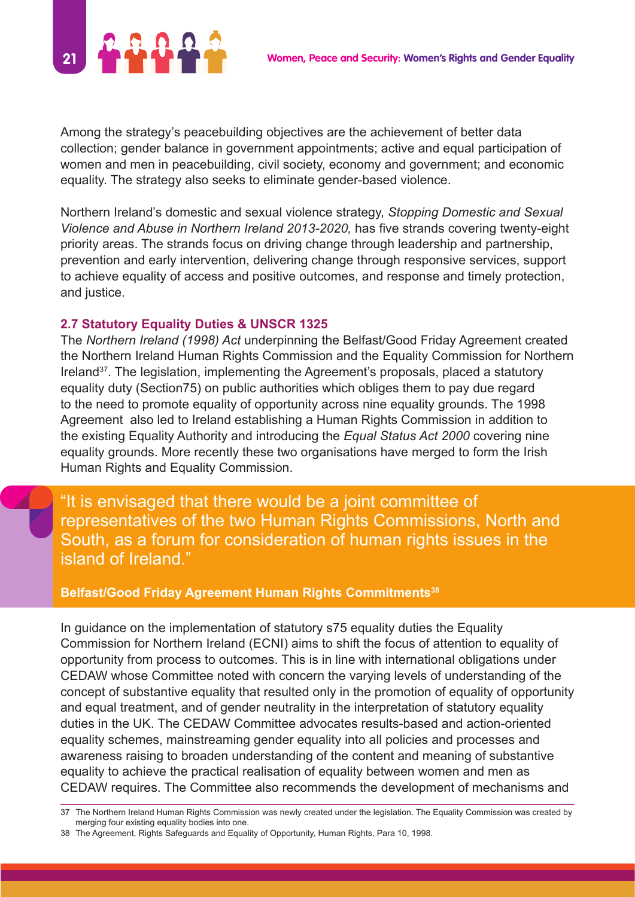Among the strategy's peacebuilding objectives are the achievement of better data collection; gender balance in government appointments; active and equal participation of women and men in peacebuilding, civil society, economy and government; and economic equality. The strategy also seeks to eliminate gender-based violence.

Northern Ireland's domestic and sexual violence strategy, *Stopping Domestic and Sexual Violence and Abuse in Northern Ireland 2013-2020,* has five strands covering twenty-eight priority areas. The strands focus on driving change through leadership and partnership, prevention and early intervention, delivering change through responsive services, support to achieve equality of access and positive outcomes, and response and timely protection, and justice.

### 2.7 Statutory Equality Duties & UNSCR 1325

The *Northern Ireland (1998) Act* underpinning the Belfast/Good Friday Agreement created the Northern Ireland Human Rights Commission and the Equality Commission for Northern Ireland[37]. The legislation, implementing the Agreement's proposals, placed a statutory equality duty (Section75) on public authorities which obliges them to pay due regard to the need to promote equality of opportunity across nine equality grounds. The 1998 Agreement also led to Ireland establishing a Human Rights Commission in addition to the existing Equality Authority and introducing the *Equal Status Act 2000* covering nine equality grounds. More recently these two organisations have merged to form the Irish Human Rights and Equality Commission.

> "It is envisaged that there would be a joint committee of representatives of the two Human Rights Commissions, North and South, as a forum for consideration of human rights issues in the island of Ireland."
>
> **Belfast/Good Friday Agreement Human Rights Commitments[38]**

In guidance on the implementation of statutory s75 equality duties the Equality Commission for Northern Ireland (ECNI) aims to shift the focus of attention to equality of opportunity from process to outcomes. This is in line with international obligations under CEDAW whose Committee noted with concern the varying levels of understanding of the concept of substantive equality that resulted only in the promotion of equality of opportunity and equal treatment, and of gender neutrality in the interpretation of statutory equality duties in the UK. The CEDAW Committee advocates results-based and action-oriented equality schemes, mainstreaming gender equality into all policies and processes and awareness raising to broaden understanding of the content and meaning of substantive equality to achieve the practical realisation of equality between women and men as CEDAW requires. The Committee also recommends the development of mechanisms and

---

37 The Northern Ireland Human Rights Commission was newly created under the legislation. The Equality Commission was created by merging four existing equality bodies into one.

38 The Agreement, Rights Safeguards and Equality of Opportunity, Human Rights, Para 10, 1998.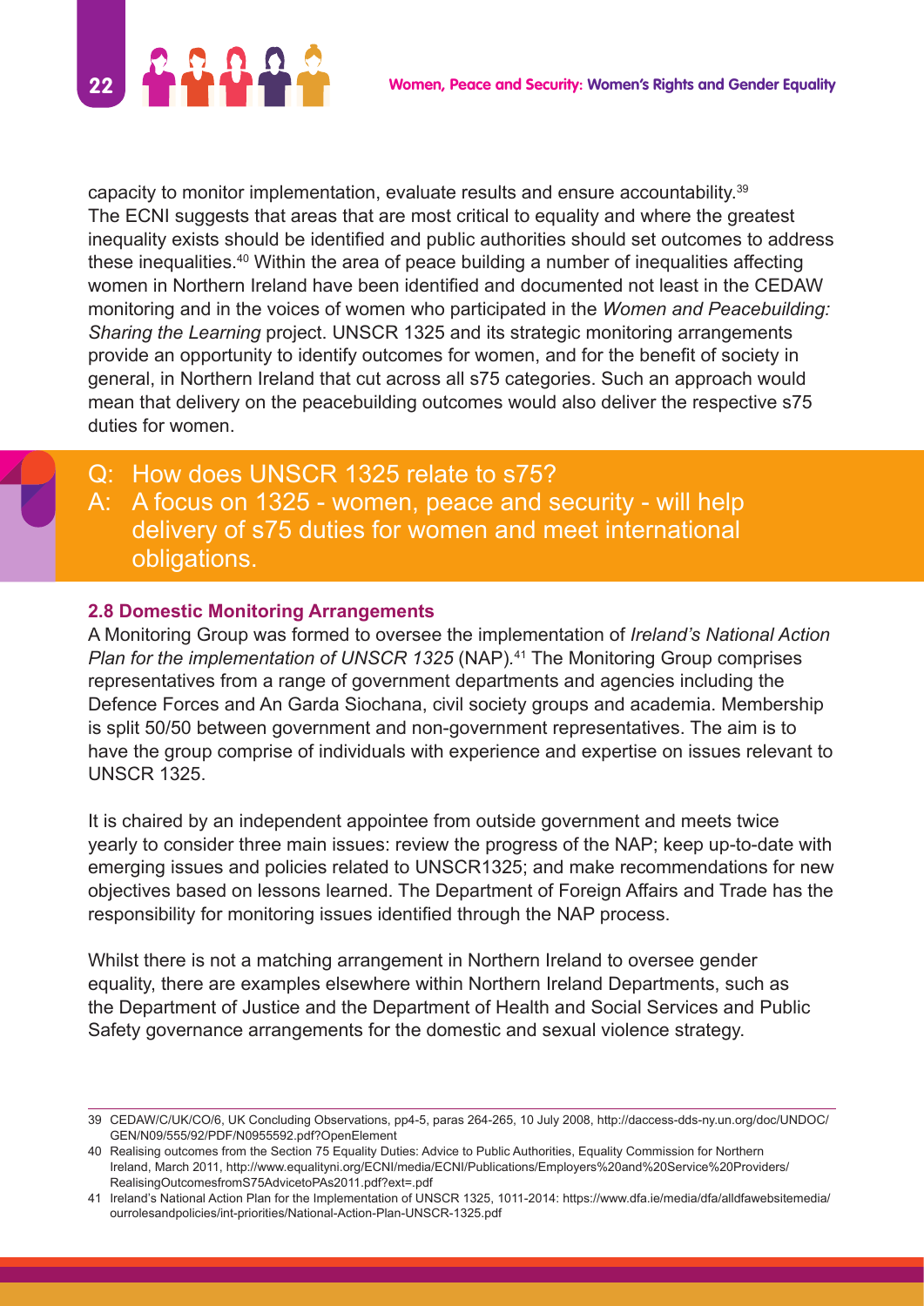capacity to monitor implementation, evaluate results and ensure accountability.[39] The ECNI suggests that areas that are most critical to equality and where the greatest inequality exists should be identified and public authorities should set outcomes to address these inequalities.[40] Within the area of peace building a number of inequalities affecting women in Northern Ireland have been identified and documented not least in the CEDAW monitoring and in the voices of women who participated in the *Women and Peacebuilding: Sharing the Learning* project. UNSCR 1325 and its strategic monitoring arrangements provide an opportunity to identify outcomes for women, and for the benefit of society in general, in Northern Ireland that cut across all s75 categories. Such an approach would mean that delivery on the peacebuilding outcomes would also deliver the respective s75 duties for women.

> Q: How does UNSCR 1325 relate to s75?
> A: A focus on 1325 - women, peace and security - will help delivery of s75 duties for women and meet international obligations.

### 2.8 Domestic Monitoring Arrangements

A Monitoring Group was formed to oversee the implementation of *Ireland's National Action Plan for the implementation of UNSCR 1325* (NAP).[41] The Monitoring Group comprises representatives from a range of government departments and agencies including the Defence Forces and An Garda Siochana, civil society groups and academia. Membership is split 50/50 between government and non-government representatives. The aim is to have the group comprise of individuals with experience and expertise on issues relevant to UNSCR 1325.

It is chaired by an independent appointee from outside government and meets twice yearly to consider three main issues: review the progress of the NAP; keep up-to-date with emerging issues and policies related to UNSCR1325; and make recommendations for new objectives based on lessons learned. The Department of Foreign Affairs and Trade has the responsibility for monitoring issues identified through the NAP process.

Whilst there is not a matching arrangement in Northern Ireland to oversee gender equality, there are examples elsewhere within Northern Ireland Departments, such as the Department of Justice and the Department of Health and Social Services and Public Safety governance arrangements for the domestic and sexual violence strategy.

---

39 CEDAW/C/UK/CO/6, UK Concluding Observations, pp4-5, paras 264-265, 10 July 2008, http://daccess-dds-ny.un.org/doc/UNDOC/GEN/N09/555/92/PDF/N0955592.pdf?OpenElement

40 Realising outcomes from the Section 75 Equality Duties: Advice to Public Authorities, Equality Commission for Northern Ireland, March 2011, http://www.equalityni.org/ECNI/media/ECNI/Publications/Employers%20and%20Service%20Providers/RealisingOutcomesfromS75AdvicetoPAs2011.pdf?ext=.pdf

41 Ireland's National Action Plan for the Implementation of UNSCR 1325, 1011-2014: https://www.dfa.ie/media/dfa/alldfawebsitemedia/ourrolesandpolicies/int-priorities/National-Action-Plan-UNSCR-1325.pdf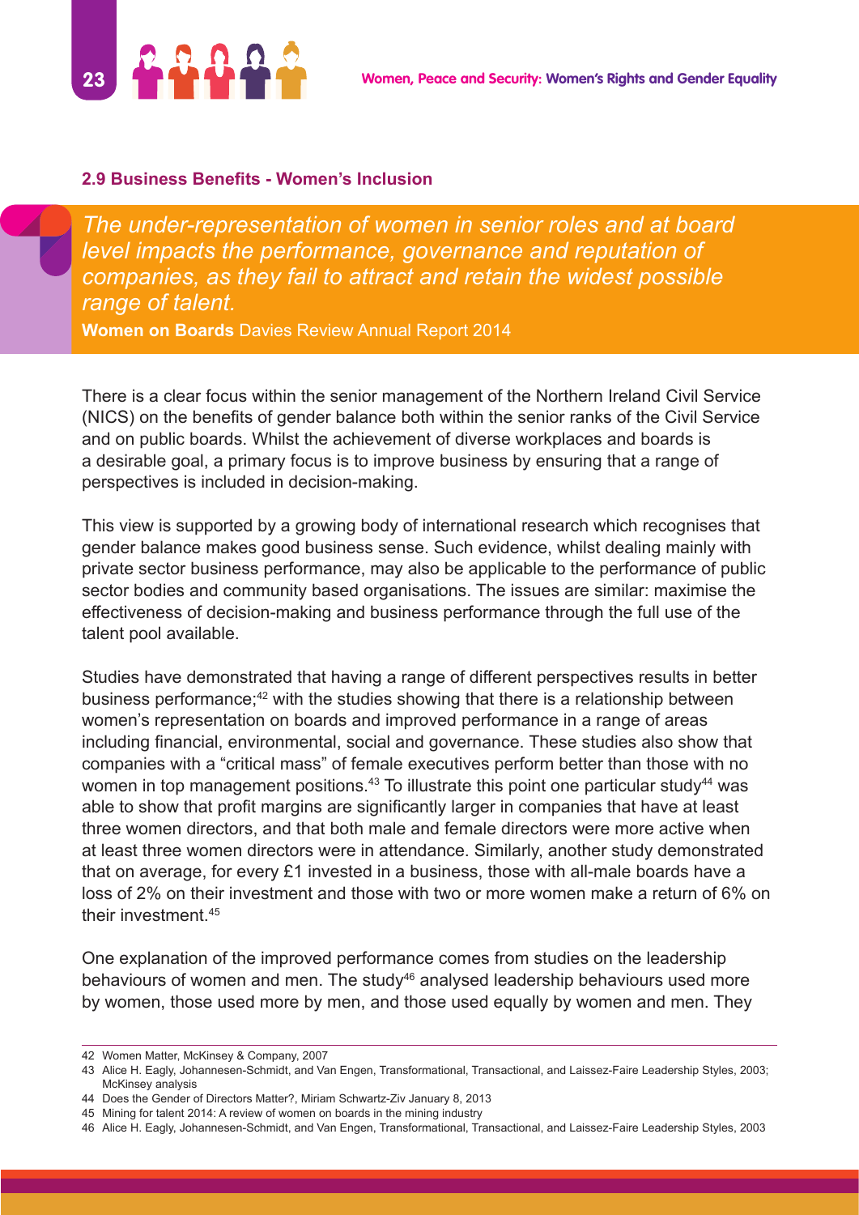## 2.9 Business Benefits - Women's Inclusion

> *The under-representation of women in senior roles and at board level impacts the performance, governance and reputation of companies, as they fail to attract and retain the widest possible range of talent.*
>
> **Women on Boards** Davies Review Annual Report 2014

There is a clear focus within the senior management of the Northern Ireland Civil Service (NICS) on the benefits of gender balance both within the senior ranks of the Civil Service and on public boards. Whilst the achievement of diverse workplaces and boards is a desirable goal, a primary focus is to improve business by ensuring that a range of perspectives is included in decision-making.

This view is supported by a growing body of international research which recognises that gender balance makes good business sense. Such evidence, whilst dealing mainly with private sector business performance, may also be applicable to the performance of public sector bodies and community based organisations. The issues are similar: maximise the effectiveness of decision-making and business performance through the full use of the talent pool available.

Studies have demonstrated that having a range of different perspectives results in better business performance;[42] with the studies showing that there is a relationship between women's representation on boards and improved performance in a range of areas including financial, environmental, social and governance. These studies also show that companies with a "critical mass" of female executives perform better than those with no women in top management positions.[43] To illustrate this point one particular study[44] was able to show that profit margins are significantly larger in companies that have at least three women directors, and that both male and female directors were more active when at least three women directors were in attendance. Similarly, another study demonstrated that on average, for every £1 invested in a business, those with all-male boards have a loss of 2% on their investment and those with two or more women make a return of 6% on their investment.[45]

One explanation of the improved performance comes from studies on the leadership behaviours of women and men. The study[46] analysed leadership behaviours used more by women, those used more by men, and those used equally by women and men. They

---

42 Women Matter, McKinsey & Company, 2007

43 Alice H. Eagly, Johannesen-Schmidt, and Van Engen, Transformational, Transactional, and Laissez-Faire Leadership Styles, 2003; McKinsey analysis

44 Does the Gender of Directors Matter?, Miriam Schwartz-Ziv January 8, 2013

45 Mining for talent 2014: A review of women on boards in the mining industry

46 Alice H. Eagly, Johannesen-Schmidt, and Van Engen, Transformational, Transactional, and Laissez-Faire Leadership Styles, 2003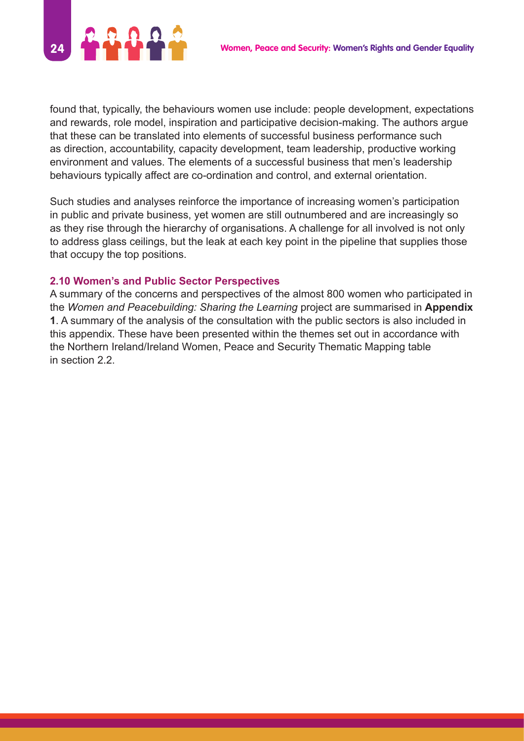found that, typically, the behaviours women use include: people development, expectations and rewards, role model, inspiration and participative decision-making. The authors argue that these can be translated into elements of successful business performance such as direction, accountability, capacity development, team leadership, productive working environment and values. The elements of a successful business that men's leadership behaviours typically affect are co-ordination and control, and external orientation.

Such studies and analyses reinforce the importance of increasing women's participation in public and private business, yet women are still outnumbered and are increasingly so as they rise through the hierarchy of organisations. A challenge for all involved is not only to address glass ceilings, but the leak at each key point in the pipeline that supplies those that occupy the top positions.

### 2.10 Women's and Public Sector Perspectives

A summary of the concerns and perspectives of the almost 800 women who participated in the *Women and Peacebuilding: Sharing the Learning* project are summarised in **Appendix 1**. A summary of the analysis of the consultation with the public sectors is also included in this appendix. These have been presented within the themes set out in accordance with the Northern Ireland/Ireland Women, Peace and Security Thematic Mapping table in section 2.2.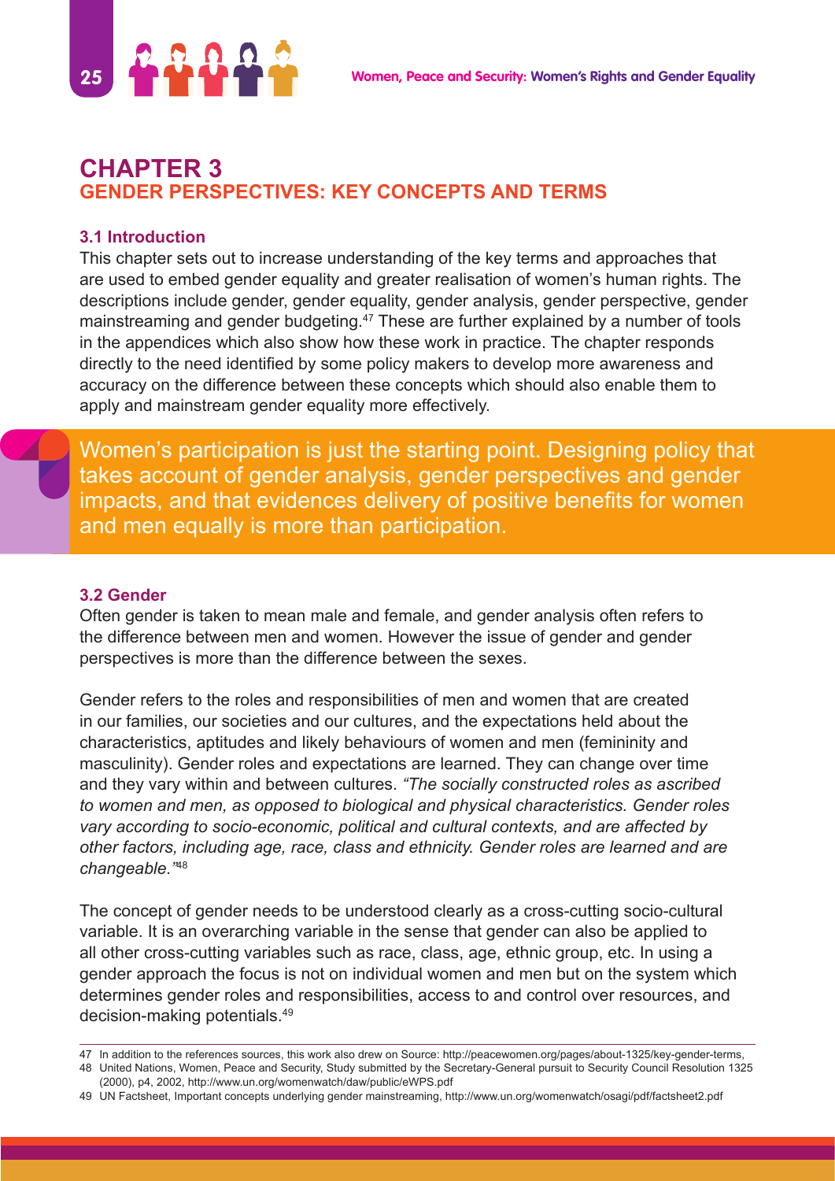# CHAPTER 3
## GENDER PERSPECTIVES: KEY CONCEPTS AND TERMS

### 3.1 Introduction

This chapter sets out to increase understanding of the key terms and approaches that are used to embed gender equality and greater realisation of women's human rights. The descriptions include gender, gender equality, gender analysis, gender perspective, gender mainstreaming and gender budgeting.[47] These are further explained by a number of tools in the appendices which also show how these work in practice. The chapter responds directly to the need identified by some policy makers to develop more awareness and accuracy on the difference between these concepts which should also enable them to apply and mainstream gender equality more effectively.

> Women's participation is just the starting point. Designing policy that takes account of gender analysis, gender perspectives and gender impacts, and that evidences delivery of positive benefits for women and men equally is more than participation.

### 3.2 Gender

Often gender is taken to mean male and female, and gender analysis often refers to the difference between men and women. However the issue of gender and gender perspectives is more than the difference between the sexes.

Gender refers to the roles and responsibilities of men and women that are created in our families, our societies and our cultures, and the expectations held about the characteristics, aptitudes and likely behaviours of women and men (femininity and masculinity). Gender roles and expectations are learned. They can change over time and they vary within and between cultures. *"The socially constructed roles as ascribed to women and men, as opposed to biological and physical characteristics. Gender roles vary according to socio-economic, political and cultural contexts, and are affected by other factors, including age, race, class and ethnicity. Gender roles are learned and are changeable."*[48]

The concept of gender needs to be understood clearly as a cross-cutting socio-cultural variable. It is an overarching variable in the sense that gender can also be applied to all other cross-cutting variables such as race, class, age, ethnic group, etc. In using a gender approach the focus is not on individual women and men but on the system which determines gender roles and responsibilities, access to and control over resources, and decision-making potentials.[49]

---

47 In addition to the references sources, this work also drew on Source: http://peacewomen.org/pages/about-1325/key-gender-terms,

48 United Nations, Women, Peace and Security, Study submitted by the Secretary-General pursuit to Security Council Resolution 1325 (2000), p4, 2002, http://www.un.org/womenwatch/daw/public/eWPS.pdf

49 UN Factsheet, Important concepts underlying gender mainstreaming, http://www.un.org/womenwatch/osagi/pdf/factsheet2.pdf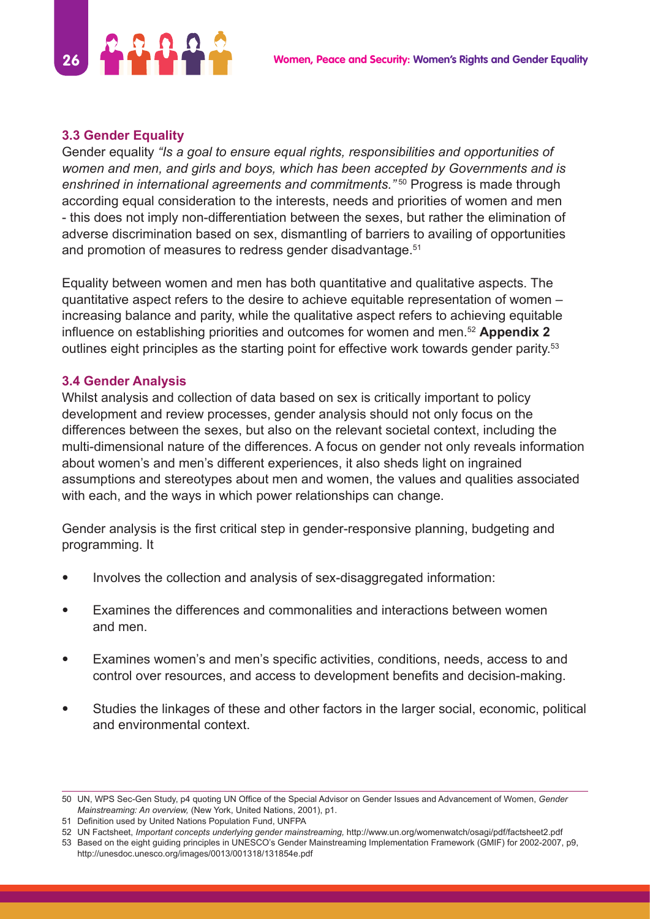### 3.3 Gender Equality

Gender equality *"Is a goal to ensure equal rights, responsibilities and opportunities of women and men, and girls and boys, which has been accepted by Governments and is enshrined in international agreements and commitments."*[50] Progress is made through according equal consideration to the interests, needs and priorities of women and men - this does not imply non-differentiation between the sexes, but rather the elimination of adverse discrimination based on sex, dismantling of barriers to availing of opportunities and promotion of measures to redress gender disadvantage.[51]

Equality between women and men has both quantitative and qualitative aspects. The quantitative aspect refers to the desire to achieve equitable representation of women – increasing balance and parity, while the qualitative aspect refers to achieving equitable influence on establishing priorities and outcomes for women and men.[52] **Appendix 2** outlines eight principles as the starting point for effective work towards gender parity.[53]

### 3.4 Gender Analysis

Whilst analysis and collection of data based on sex is critically important to policy development and review processes, gender analysis should not only focus on the differences between the sexes, but also on the relevant societal context, including the multi-dimensional nature of the differences. A focus on gender not only reveals information about women's and men's different experiences, it also sheds light on ingrained assumptions and stereotypes about men and women, the values and qualities associated with each, and the ways in which power relationships can change.

Gender analysis is the first critical step in gender-responsive planning, budgeting and programming. It

- Involves the collection and analysis of sex-disaggregated information:
- Examines the differences and commonalities and interactions between women and men.
- Examines women's and men's specific activities, conditions, needs, access to and control over resources, and access to development benefits and decision-making.
- Studies the linkages of these and other factors in the larger social, economic, political and environmental context.

---

50 UN, WPS Sec-Gen Study, p4 quoting UN Office of the Special Advisor on Gender Issues and Advancement of Women, *Gender Mainstreaming: An overview,* (New York, United Nations, 2001), p1.

51 Definition used by United Nations Population Fund, UNFPA

52 UN Factsheet, *Important concepts underlying gender mainstreaming,* http://www.un.org/womenwatch/osagi/pdf/factsheet2.pdf

53 Based on the eight guiding principles in UNESCO's Gender Mainstreaming Implementation Framework (GMIF) for 2002-2007, p9, http://unesdoc.unesco.org/images/0013/001318/131854e.pdf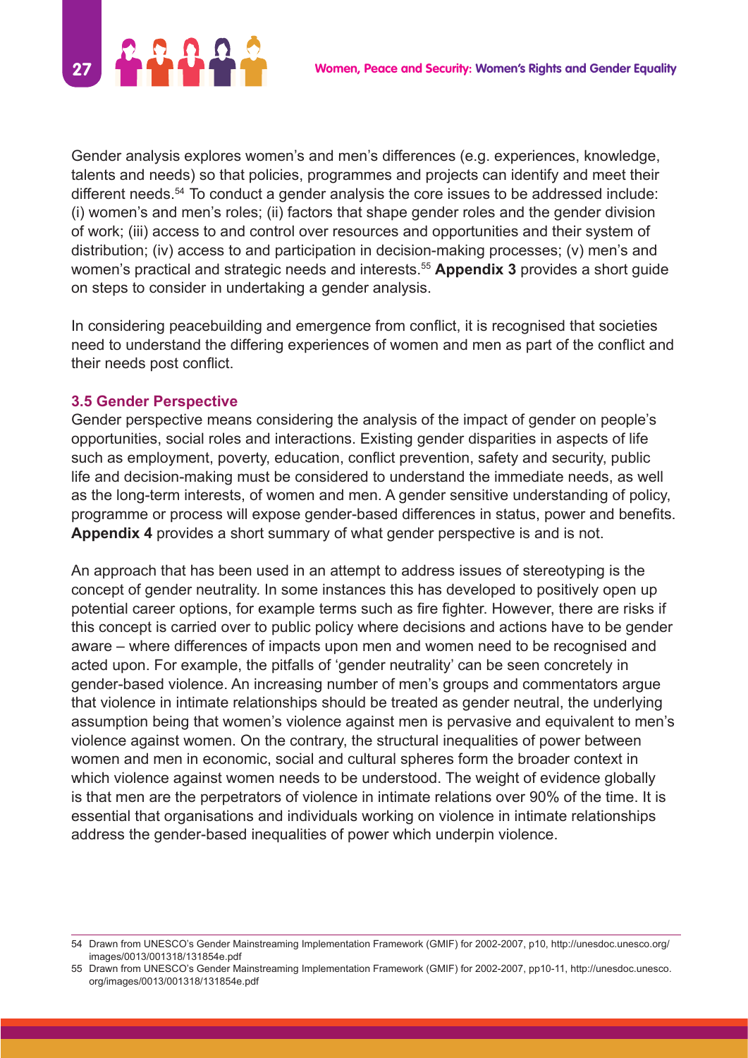Gender analysis explores women's and men's differences (e.g. experiences, knowledge, talents and needs) so that policies, programmes and projects can identify and meet their different needs.[54] To conduct a gender analysis the core issues to be addressed include: (i) women's and men's roles; (ii) factors that shape gender roles and the gender division of work; (iii) access to and control over resources and opportunities and their system of distribution; (iv) access to and participation in decision-making processes; (v) men's and women's practical and strategic needs and interests.[55] **Appendix 3** provides a short guide on steps to consider in undertaking a gender analysis.

In considering peacebuilding and emergence from conflict, it is recognised that societies need to understand the differing experiences of women and men as part of the conflict and their needs post conflict.

### 3.5 Gender Perspective

Gender perspective means considering the analysis of the impact of gender on people's opportunities, social roles and interactions. Existing gender disparities in aspects of life such as employment, poverty, education, conflict prevention, safety and security, public life and decision-making must be considered to understand the immediate needs, as well as the long-term interests, of women and men. A gender sensitive understanding of policy, programme or process will expose gender-based differences in status, power and benefits. **Appendix 4** provides a short summary of what gender perspective is and is not.

An approach that has been used in an attempt to address issues of stereotyping is the concept of gender neutrality. In some instances this has developed to positively open up potential career options, for example terms such as fire fighter. However, there are risks if this concept is carried over to public policy where decisions and actions have to be gender aware – where differences of impacts upon men and women need to be recognised and acted upon. For example, the pitfalls of 'gender neutrality' can be seen concretely in gender-based violence. An increasing number of men's groups and commentators argue that violence in intimate relationships should be treated as gender neutral, the underlying assumption being that women's violence against men is pervasive and equivalent to men's violence against women. On the contrary, the structural inequalities of power between women and men in economic, social and cultural spheres form the broader context in which violence against women needs to be understood. The weight of evidence globally is that men are the perpetrators of violence in intimate relations over 90% of the time. It is essential that organisations and individuals working on violence in intimate relationships address the gender-based inequalities of power which underpin violence.

---

54 Drawn from UNESCO's Gender Mainstreaming Implementation Framework (GMIF) for 2002-2007, p10, http://unesdoc.unesco.org/images/0013/001318/131854e.pdf

55 Drawn from UNESCO's Gender Mainstreaming Implementation Framework (GMIF) for 2002-2007, pp10-11, http://unesdoc.unesco.org/images/0013/001318/131854e.pdf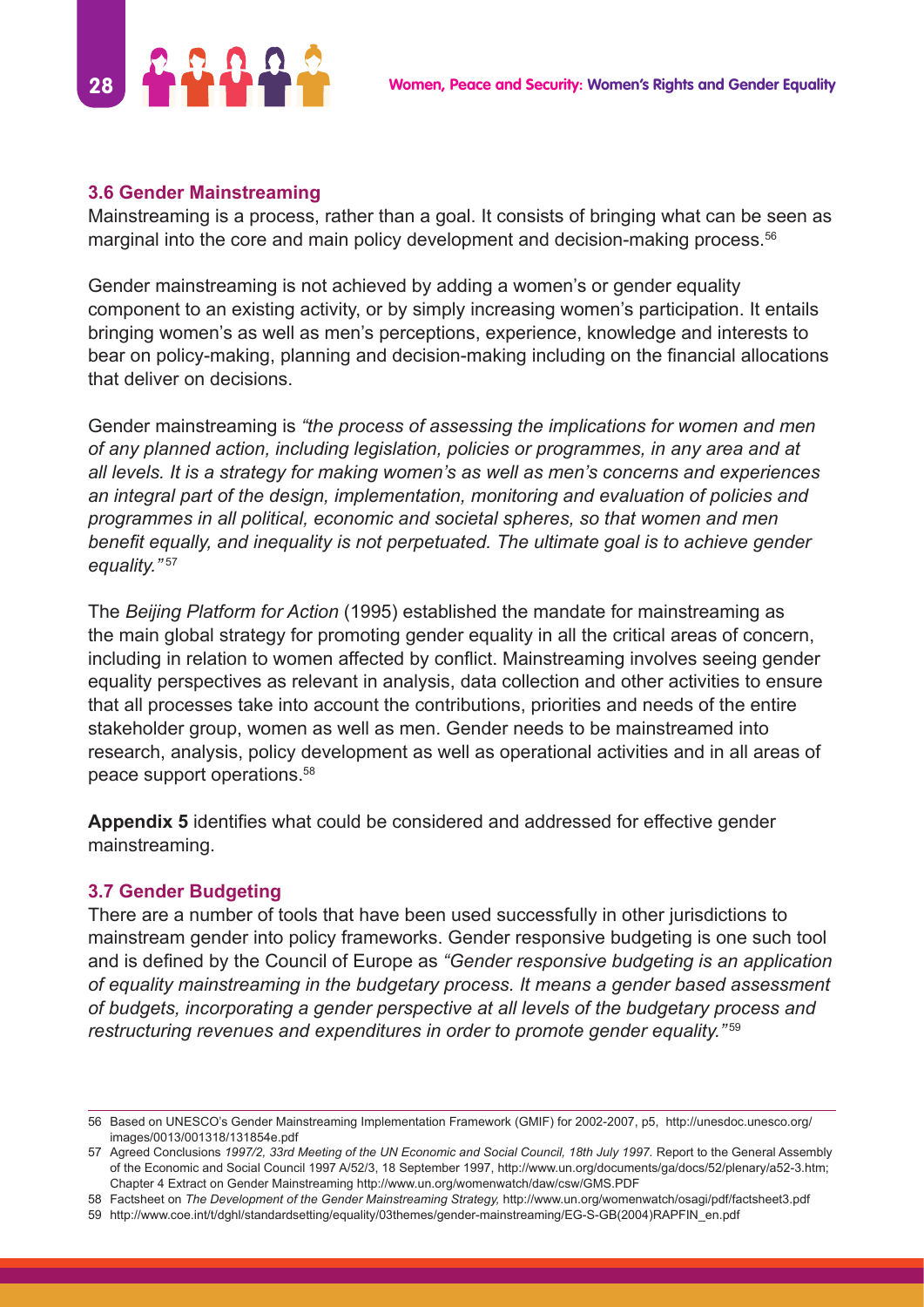### 3.6 Gender Mainstreaming

Mainstreaming is a process, rather than a goal. It consists of bringing what can be seen as marginal into the core and main policy development and decision-making process.[56]

Gender mainstreaming is not achieved by adding a women's or gender equality component to an existing activity, or by simply increasing women's participation. It entails bringing women's as well as men's perceptions, experience, knowledge and interests to bear on policy-making, planning and decision-making including on the financial allocations that deliver on decisions.

Gender mainstreaming is *"the process of assessing the implications for women and men of any planned action, including legislation, policies or programmes, in any area and at all levels. It is a strategy for making women's as well as men's concerns and experiences an integral part of the design, implementation, monitoring and evaluation of policies and programmes in all political, economic and societal spheres, so that women and men benefit equally, and inequality is not perpetuated. The ultimate goal is to achieve gender equality."*[57]

The *Beijing Platform for Action* (1995) established the mandate for mainstreaming as the main global strategy for promoting gender equality in all the critical areas of concern, including in relation to women affected by conflict. Mainstreaming involves seeing gender equality perspectives as relevant in analysis, data collection and other activities to ensure that all processes take into account the contributions, priorities and needs of the entire stakeholder group, women as well as men. Gender needs to be mainstreamed into research, analysis, policy development as well as operational activities and in all areas of peace support operations.[58]

**Appendix 5** identifies what could be considered and addressed for effective gender mainstreaming.

### 3.7 Gender Budgeting

There are a number of tools that have been used successfully in other jurisdictions to mainstream gender into policy frameworks. Gender responsive budgeting is one such tool and is defined by the Council of Europe as *"Gender responsive budgeting is an application of equality mainstreaming in the budgetary process. It means a gender based assessment of budgets, incorporating a gender perspective at all levels of the budgetary process and restructuring revenues and expenditures in order to promote gender equality."*[59]

---

56 Based on UNESCO's Gender Mainstreaming Implementation Framework (GMIF) for 2002-2007, p5, http://unesdoc.unesco.org/images/0013/001318/131854e.pdf

57 Agreed Conclusions *1997/2, 33rd Meeting of the UN Economic and Social Council, 18th July 1997.* Report to the General Assembly of the Economic and Social Council 1997 A/52/3, 18 September 1997, http://www.un.org/documents/ga/docs/52/plenary/a52-3.htm; Chapter 4 Extract on Gender Mainstreaming http://www.un.org/womenwatch/daw/csw/GMS.PDF

58 Factsheet on *The Development of the Gender Mainstreaming Strategy,* http://www.un.org/womenwatch/osagi/pdf/factsheet3.pdf

59 http://www.coe.int/t/dghl/standardsetting/equality/03themes/gender-mainstreaming/EG-S-GB(2004)RAPFIN_en.pdf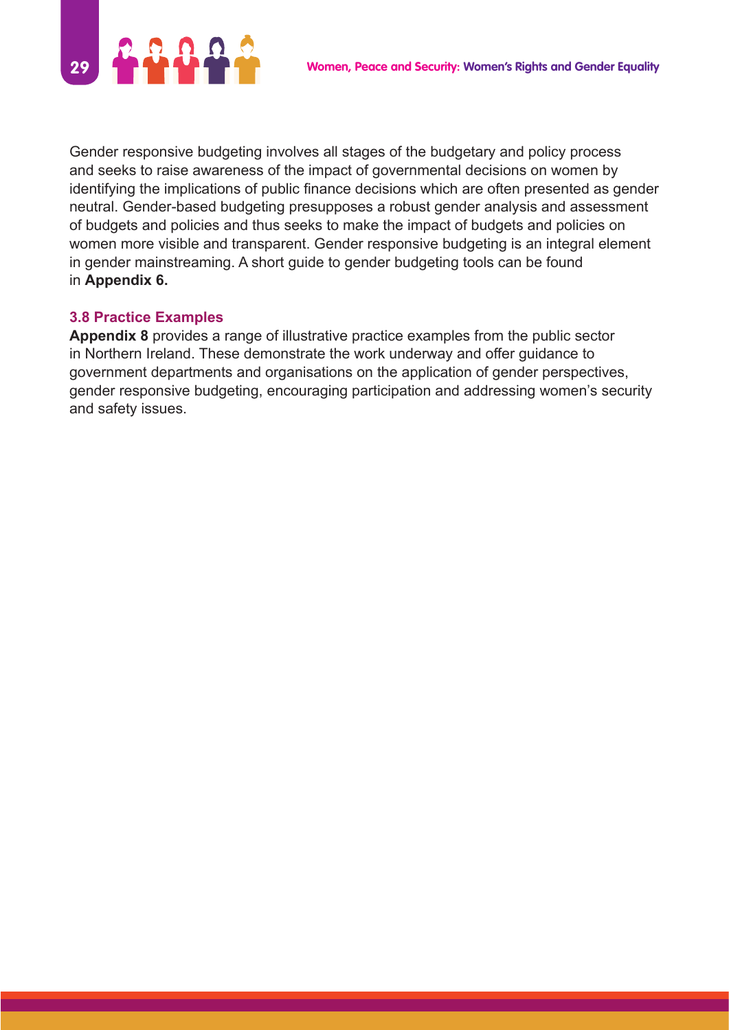Gender responsive budgeting involves all stages of the budgetary and policy process and seeks to raise awareness of the impact of governmental decisions on women by identifying the implications of public finance decisions which are often presented as gender neutral. Gender-based budgeting presupposes a robust gender analysis and assessment of budgets and policies and thus seeks to make the impact of budgets and policies on women more visible and transparent. Gender responsive budgeting is an integral element in gender mainstreaming. A short guide to gender budgeting tools can be found in **Appendix 6.**

### 3.8 Practice Examples

**Appendix 8** provides a range of illustrative practice examples from the public sector in Northern Ireland. These demonstrate the work underway and offer guidance to government departments and organisations on the application of gender perspectives, gender responsive budgeting, encouraging participation and addressing women's security and safety issues.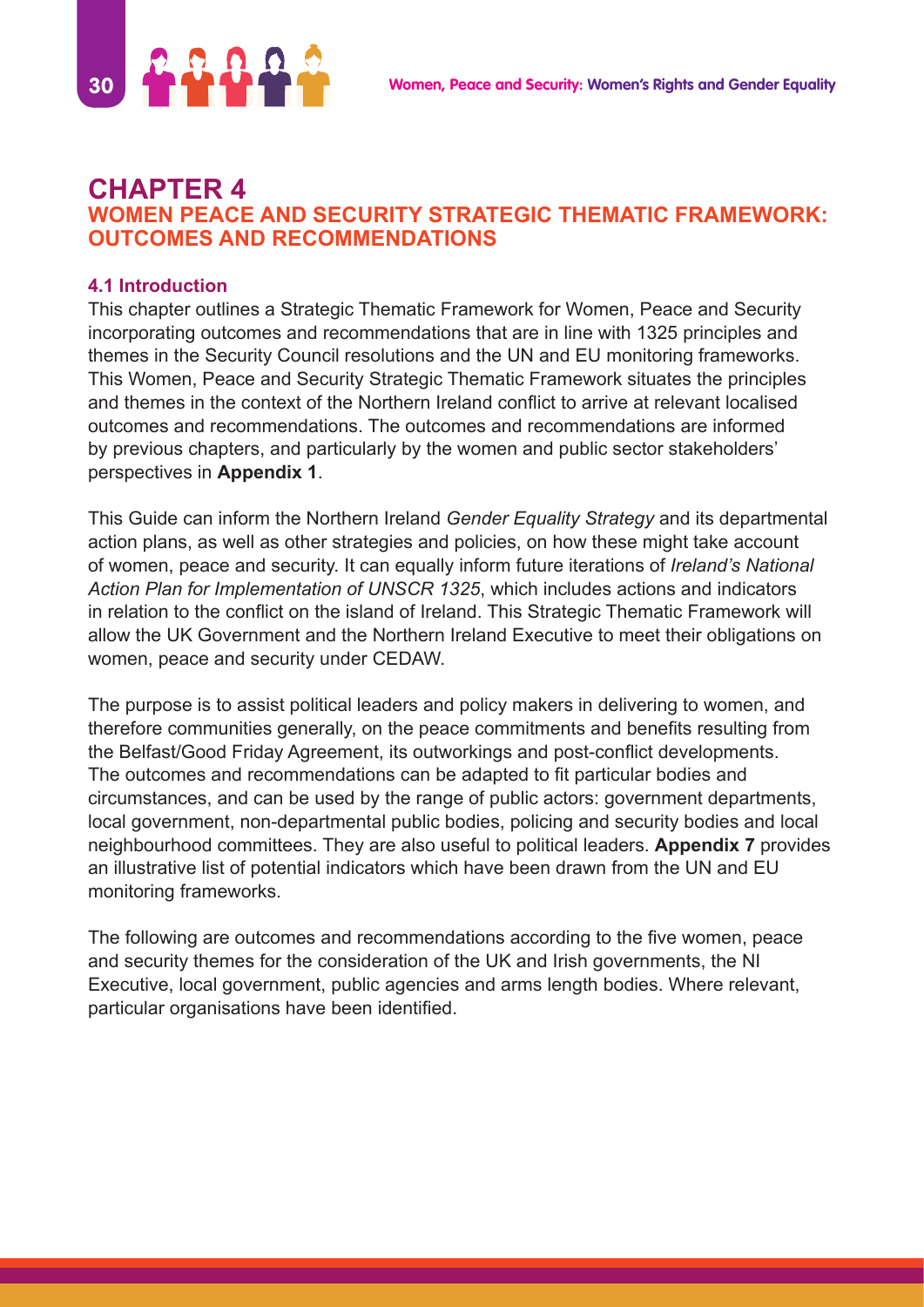# CHAPTER 4
## WOMEN PEACE AND SECURITY STRATEGIC THEMATIC FRAMEWORK: OUTCOMES AND RECOMMENDATIONS

### 4.1 Introduction

This chapter outlines a Strategic Thematic Framework for Women, Peace and Security incorporating outcomes and recommendations that are in line with 1325 principles and themes in the Security Council resolutions and the UN and EU monitoring frameworks. This Women, Peace and Security Strategic Thematic Framework situates the principles and themes in the context of the Northern Ireland conflict to arrive at relevant localised outcomes and recommendations. The outcomes and recommendations are informed by previous chapters, and particularly by the women and public sector stakeholders' perspectives in **Appendix 1**.

This Guide can inform the Northern Ireland *Gender Equality Strategy* and its departmental action plans, as well as other strategies and policies, on how these might take account of women, peace and security. It can equally inform future iterations of *Ireland's National Action Plan for Implementation of UNSCR 1325*, which includes actions and indicators in relation to the conflict on the island of Ireland. This Strategic Thematic Framework will allow the UK Government and the Northern Ireland Executive to meet their obligations on women, peace and security under CEDAW.

The purpose is to assist political leaders and policy makers in delivering to women, and therefore communities generally, on the peace commitments and benefits resulting from the Belfast/Good Friday Agreement, its outworkings and post-conflict developments. The outcomes and recommendations can be adapted to fit particular bodies and circumstances, and can be used by the range of public actors: government departments, local government, non-departmental public bodies, policing and security bodies and local neighbourhood committees. They are also useful to political leaders. **Appendix 7** provides an illustrative list of potential indicators which have been drawn from the UN and EU monitoring frameworks.

The following are outcomes and recommendations according to the five women, peace and security themes for the consideration of the UK and Irish governments, the NI Executive, local government, public agencies and arms length bodies. Where relevant, particular organisations have been identified.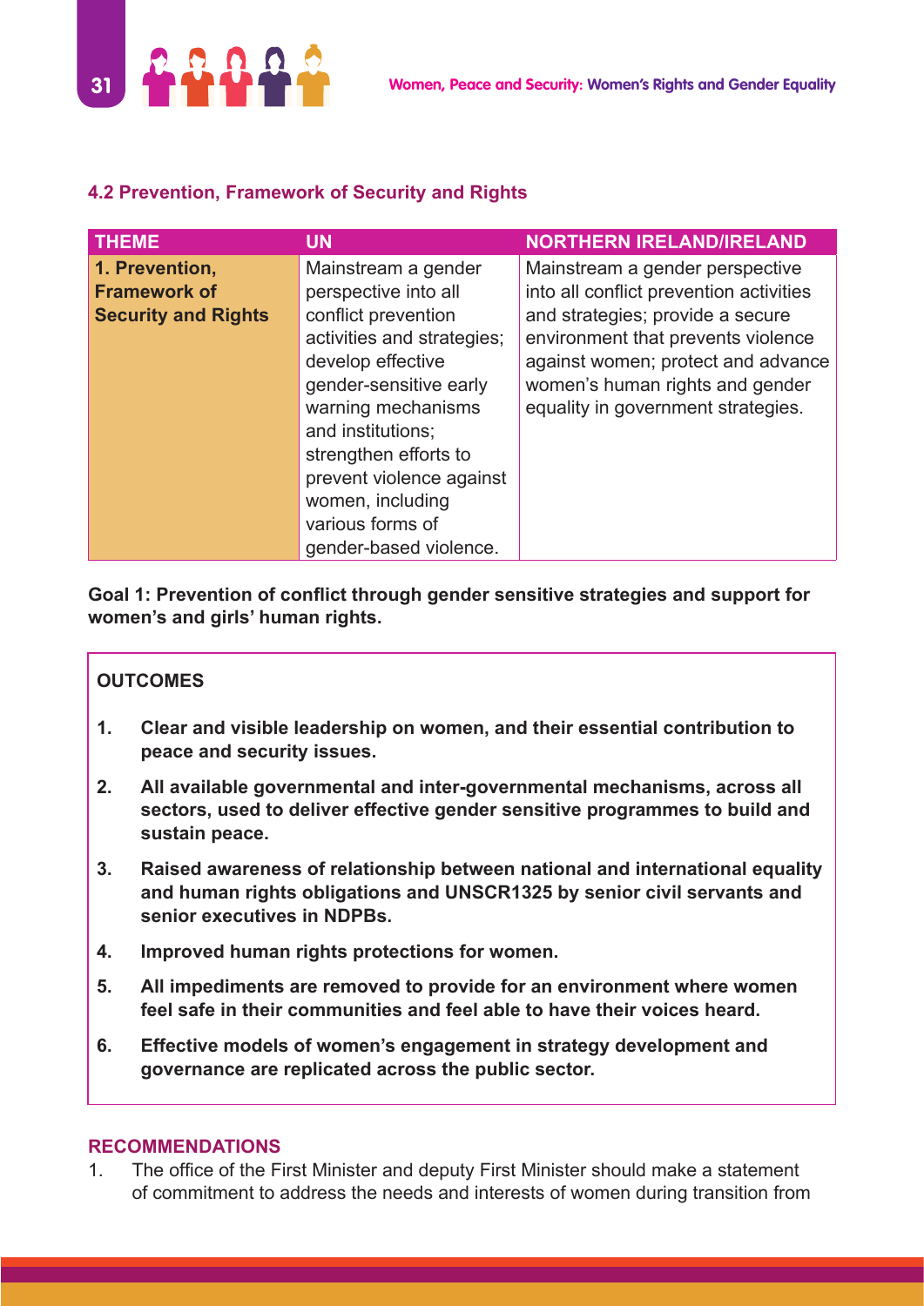### 4.2 Prevention, Framework of Security and Rights

| THEME | UN | NORTHERN IRELAND/IRELAND |
|---|---|---|
| **1. Prevention, Framework of Security and Rights** | Mainstream a gender perspective into all conflict prevention activities and strategies; develop effective gender-sensitive early warning mechanisms and institutions; strengthen efforts to prevent violence against women, including various forms of gender-based violence. | Mainstream a gender perspective into all conflict prevention activities and strategies; provide a secure environment that prevents violence against women; protect and advance women's human rights and gender equality in government strategies. |

**Goal 1: Prevention of conflict through gender sensitive strategies and support for women's and girls' human rights.**

**OUTCOMES**

1. **Clear and visible leadership on women, and their essential contribution to peace and security issues.**
2. **All available governmental and inter-governmental mechanisms, across all sectors, used to deliver effective gender sensitive programmes to build and sustain peace.**
3. **Raised awareness of relationship between national and international equality and human rights obligations and UNSCR1325 by senior civil servants and senior executives in NDPBs.**
4. **Improved human rights protections for women.**
5. **All impediments are removed to provide for an environment where women feel safe in their communities and feel able to have their voices heard.**
6. **Effective models of women's engagement in strategy development and governance are replicated across the public sector.**

#### RECOMMENDATIONS

1. The office of the First Minister and deputy First Minister should make a statement of commitment to address the needs and interests of women during transition from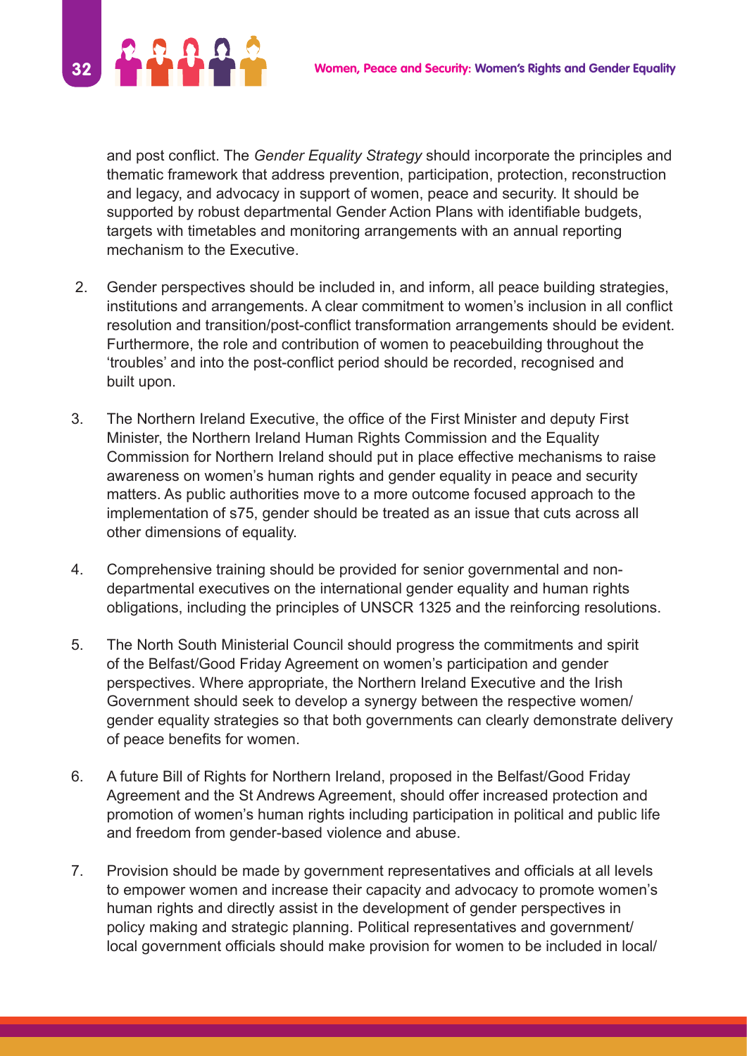and post conflict. The *Gender Equality Strategy* should incorporate the principles and thematic framework that address prevention, participation, protection, reconstruction and legacy, and advocacy in support of women, peace and security. It should be supported by robust departmental Gender Action Plans with identifiable budgets, targets with timetables and monitoring arrangements with an annual reporting mechanism to the Executive.

2. Gender perspectives should be included in, and inform, all peace building strategies, institutions and arrangements. A clear commitment to women's inclusion in all conflict resolution and transition/post-conflict transformation arrangements should be evident. Furthermore, the role and contribution of women to peacebuilding throughout the 'troubles' and into the post-conflict period should be recorded, recognised and built upon.

3. The Northern Ireland Executive, the office of the First Minister and deputy First Minister, the Northern Ireland Human Rights Commission and the Equality Commission for Northern Ireland should put in place effective mechanisms to raise awareness on women's human rights and gender equality in peace and security matters. As public authorities move to a more outcome focused approach to the implementation of s75, gender should be treated as an issue that cuts across all other dimensions of equality.

4. Comprehensive training should be provided for senior governmental and non-departmental executives on the international gender equality and human rights obligations, including the principles of UNSCR 1325 and the reinforcing resolutions.

5. The North South Ministerial Council should progress the commitments and spirit of the Belfast/Good Friday Agreement on women's participation and gender perspectives. Where appropriate, the Northern Ireland Executive and the Irish Government should seek to develop a synergy between the respective women/gender equality strategies so that both governments can clearly demonstrate delivery of peace benefits for women.

6. A future Bill of Rights for Northern Ireland, proposed in the Belfast/Good Friday Agreement and the St Andrews Agreement, should offer increased protection and promotion of women's human rights including participation in political and public life and freedom from gender-based violence and abuse.

7. Provision should be made by government representatives and officials at all levels to empower women and increase their capacity and advocacy to promote women's human rights and directly assist in the development of gender perspectives in policy making and strategic planning. Political representatives and government/local government officials should make provision for women to be included in local/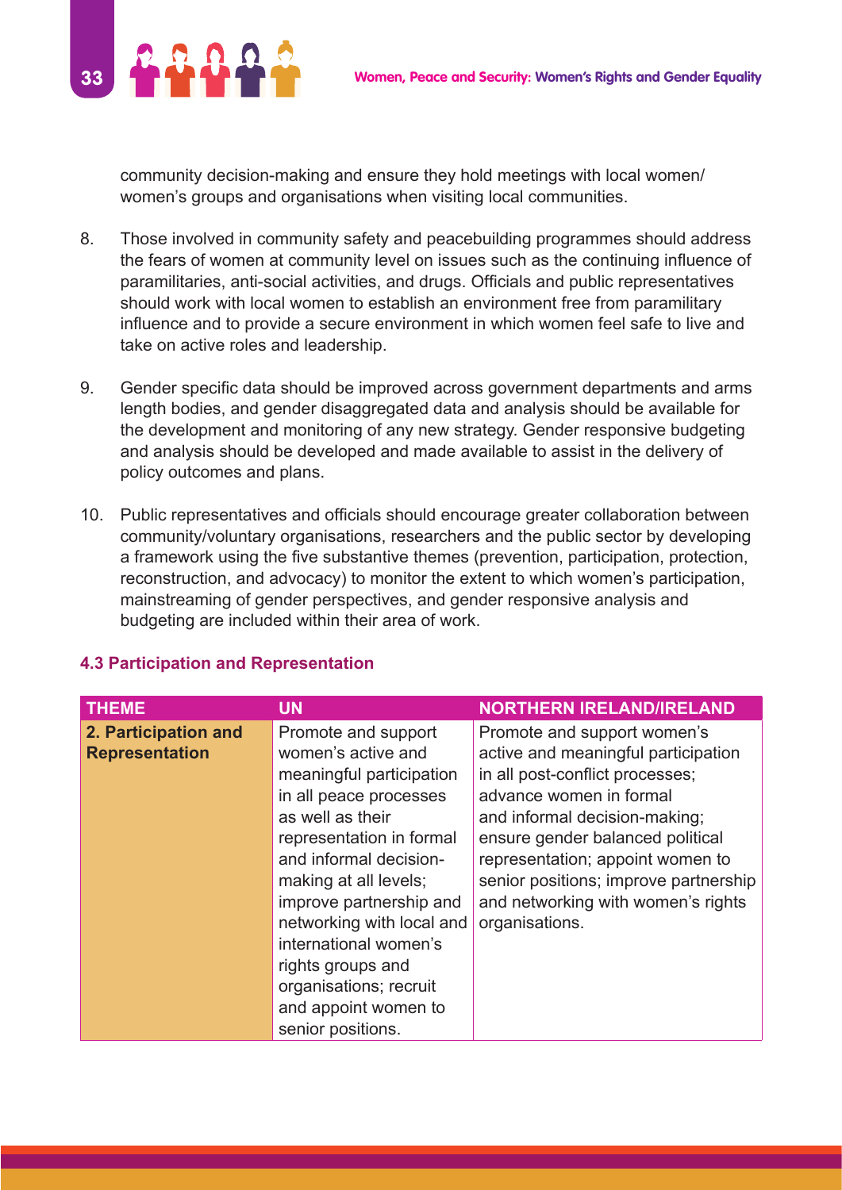community decision-making and ensure they hold meetings with local women/women's groups and organisations when visiting local communities.

8. Those involved in community safety and peacebuilding programmes should address the fears of women at community level on issues such as the continuing influence of paramilitaries, anti-social activities, and drugs. Officials and public representatives should work with local women to establish an environment free from paramilitary influence and to provide a secure environment in which women feel safe to live and take on active roles and leadership.

9. Gender specific data should be improved across government departments and arms length bodies, and gender disaggregated data and analysis should be available for the development and monitoring of any new strategy. Gender responsive budgeting and analysis should be developed and made available to assist in the delivery of policy outcomes and plans.

10. Public representatives and officials should encourage greater collaboration between community/voluntary organisations, researchers and the public sector by developing a framework using the five substantive themes (prevention, participation, protection, reconstruction, and advocacy) to monitor the extent to which women's participation, mainstreaming of gender perspectives, and gender responsive analysis and budgeting are included within their area of work.

### 4.3 Participation and Representation

| THEME | UN | NORTHERN IRELAND/IRELAND |
|---|---|---|
| **2. Participation and Representation** | Promote and support women's active and meaningful participation in all peace processes as well as their representation in formal and informal decision-making at all levels; improve partnership and networking with local and international women's rights groups and organisations; recruit and appoint women to senior positions. | Promote and support women's active and meaningful participation in all post-conflict processes; advance women in formal and informal decision-making; ensure gender balanced political representation; appoint women to senior positions; improve partnership and networking with women's rights organisations. |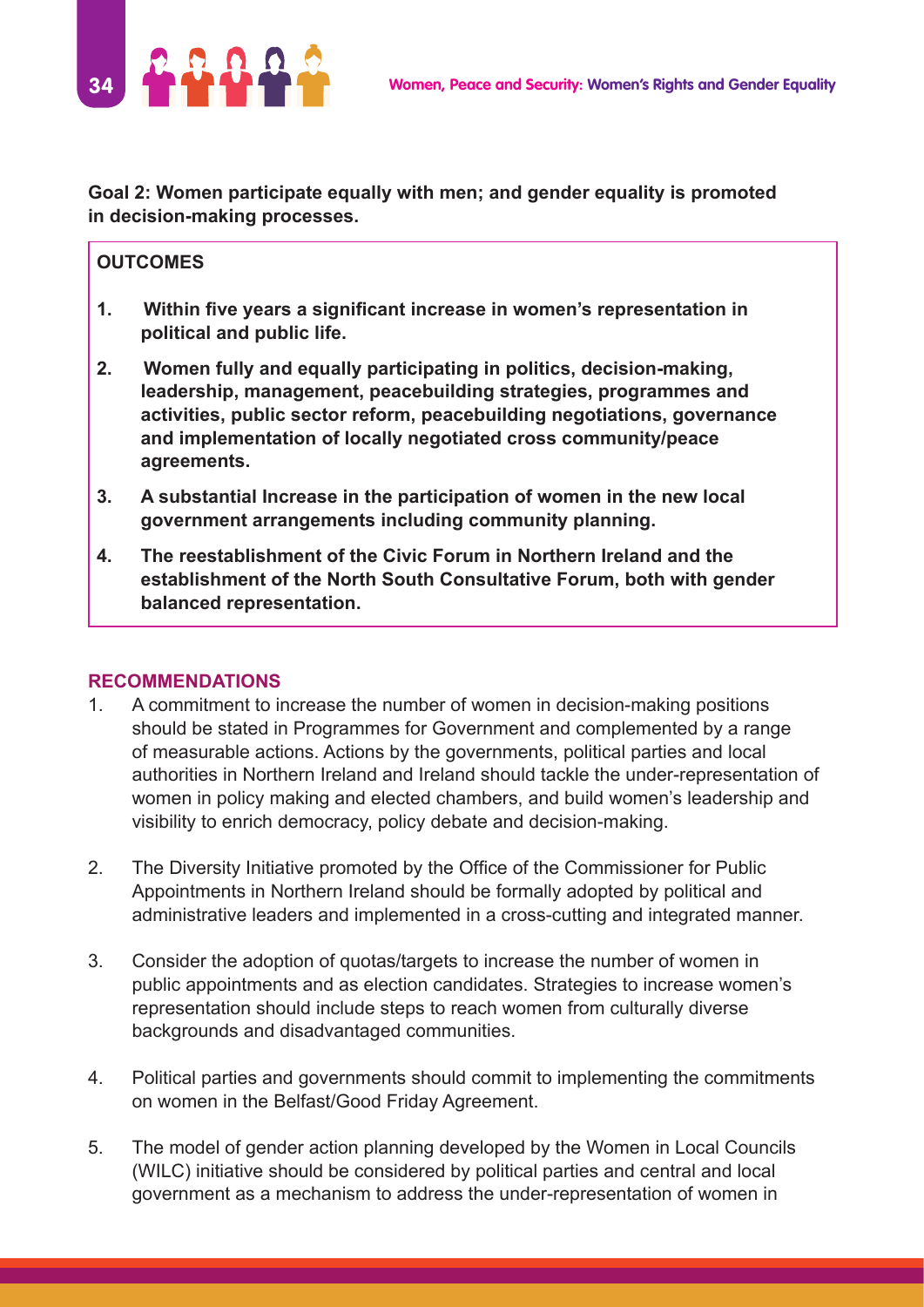**Goal 2: Women participate equally with men; and gender equality is promoted in decision-making processes.**

**OUTCOMES**

1. **Within five years a significant increase in women's representation in political and public life.**
2. **Women fully and equally participating in politics, decision-making, leadership, management, peacebuilding strategies, programmes and activities, public sector reform, peacebuilding negotiations, governance and implementation of locally negotiated cross community/peace agreements.**
3. **A substantial Increase in the participation of women in the new local government arrangements including community planning.**
4. **The reestablishment of the Civic Forum in Northern Ireland and the establishment of the North South Consultative Forum, both with gender balanced representation.**

## RECOMMENDATIONS

1. A commitment to increase the number of women in decision-making positions should be stated in Programmes for Government and complemented by a range of measurable actions. Actions by the governments, political parties and local authorities in Northern Ireland and Ireland should tackle the under-representation of women in policy making and elected chambers, and build women's leadership and visibility to enrich democracy, policy debate and decision-making.

2. The Diversity Initiative promoted by the Office of the Commissioner for Public Appointments in Northern Ireland should be formally adopted by political and administrative leaders and implemented in a cross-cutting and integrated manner.

3. Consider the adoption of quotas/targets to increase the number of women in public appointments and as election candidates. Strategies to increase women's representation should include steps to reach women from culturally diverse backgrounds and disadvantaged communities.

4. Political parties and governments should commit to implementing the commitments on women in the Belfast/Good Friday Agreement.

5. The model of gender action planning developed by the Women in Local Councils (WILC) initiative should be considered by political parties and central and local government as a mechanism to address the under-representation of women in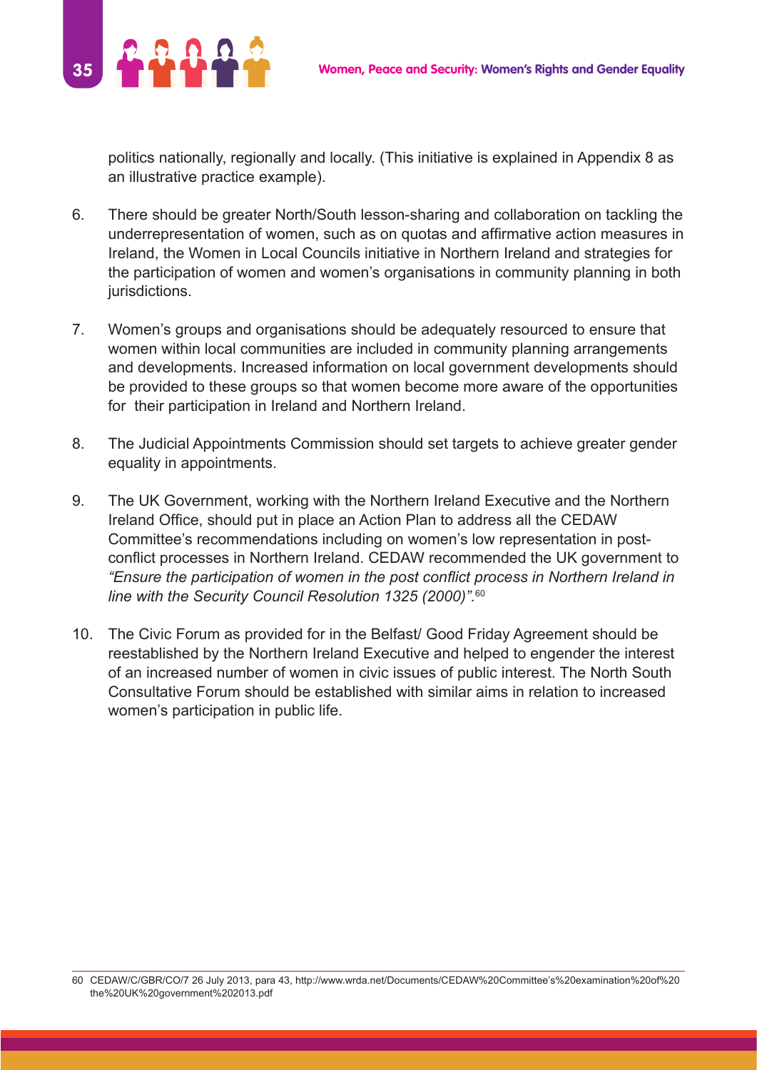politics nationally, regionally and locally. (This initiative is explained in Appendix 8 as an illustrative practice example).

6. There should be greater North/South lesson-sharing and collaboration on tackling the underrepresentation of women, such as on quotas and affirmative action measures in Ireland, the Women in Local Councils initiative in Northern Ireland and strategies for the participation of women and women's organisations in community planning in both jurisdictions.

7. Women's groups and organisations should be adequately resourced to ensure that women within local communities are included in community planning arrangements and developments. Increased information on local government developments should be provided to these groups so that women become more aware of the opportunities for their participation in Ireland and Northern Ireland.

8. The Judicial Appointments Commission should set targets to achieve greater gender equality in appointments.

9. The UK Government, working with the Northern Ireland Executive and the Northern Ireland Office, should put in place an Action Plan to address all the CEDAW Committee's recommendations including on women's low representation in post-conflict processes in Northern Ireland. CEDAW recommended the UK government to *"Ensure the participation of women in the post conflict process in Northern Ireland in line with the Security Council Resolution 1325 (2000)".*[60]

10. The Civic Forum as provided for in the Belfast/ Good Friday Agreement should be reestablished by the Northern Ireland Executive and helped to engender the interest of an increased number of women in civic issues of public interest. The North South Consultative Forum should be established with similar aims in relation to increased women's participation in public life.

---

60 CEDAW/C/GBR/CO/7 26 July 2013, para 43, http://www.wrda.net/Documents/CEDAW%20Committee's%20examination%20of%20the%20UK%20government%202013.pdf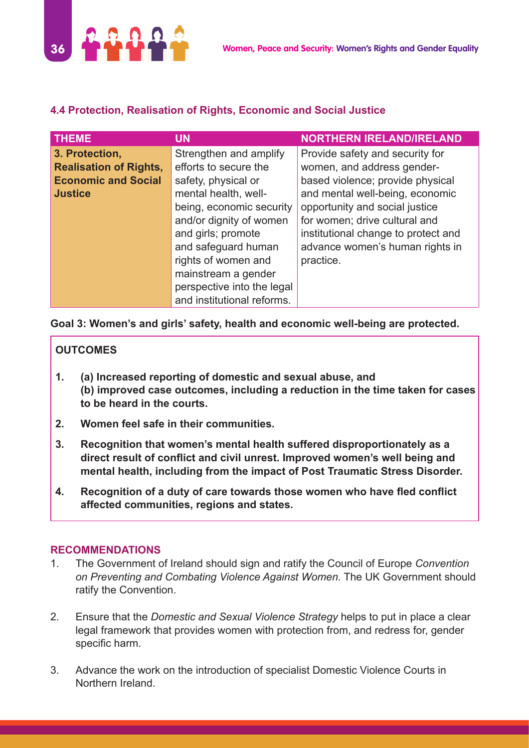### 4.4 Protection, Realisation of Rights, Economic and Social Justice

| THEME | UN | NORTHERN IRELAND/IRELAND |
|---|---|---|
| **3. Protection, Realisation of Rights, Economic and Social Justice** | Strengthen and amplify efforts to secure the safety, physical or mental health, well-being, economic security and/or dignity of women and girls; promote and safeguard human rights of women and mainstream a gender perspective into the legal and institutional reforms. | Provide safety and security for women, and address gender-based violence; provide physical and mental well-being, economic opportunity and social justice for women; drive cultural and institutional change to protect and advance women's human rights in practice. |

**Goal 3: Women's and girls' safety, health and economic well-being are protected.**

**OUTCOMES**

1. **(a) Increased reporting of domestic and sexual abuse, and (b) improved case outcomes, including a reduction in the time taken for cases to be heard in the courts.**
2. **Women feel safe in their communities.**
3. **Recognition that women's mental health suffered disproportionately as a direct result of conflict and civil unrest. Improved women's well being and mental health, including from the impact of Post Traumatic Stress Disorder.**
4. **Recognition of a duty of care towards those women who have fled conflict affected communities, regions and states.**

#### RECOMMENDATIONS

1. The Government of Ireland should sign and ratify the Council of Europe *Convention on Preventing and Combating Violence Against Women.* The UK Government should ratify the Convention.
2. Ensure that the *Domestic and Sexual Violence Strategy* helps to put in place a clear legal framework that provides women with protection from, and redress for, gender specific harm.
3. Advance the work on the introduction of specialist Domestic Violence Courts in Northern Ireland.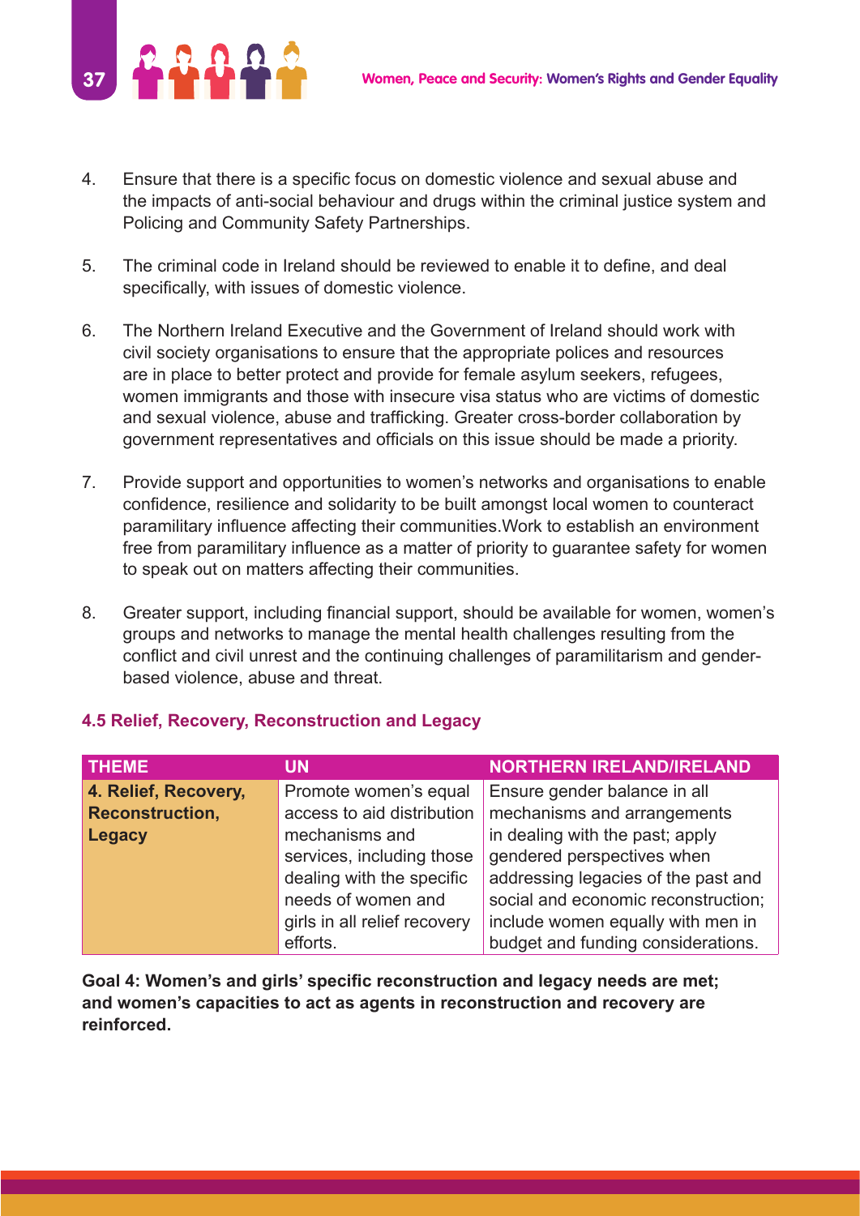4. Ensure that there is a specific focus on domestic violence and sexual abuse and the impacts of anti-social behaviour and drugs within the criminal justice system and Policing and Community Safety Partnerships.

5. The criminal code in Ireland should be reviewed to enable it to define, and deal specifically, with issues of domestic violence.

6. The Northern Ireland Executive and the Government of Ireland should work with civil society organisations to ensure that the appropriate polices and resources are in place to better protect and provide for female asylum seekers, refugees, women immigrants and those with insecure visa status who are victims of domestic and sexual violence, abuse and trafficking. Greater cross-border collaboration by government representatives and officials on this issue should be made a priority.

7. Provide support and opportunities to women's networks and organisations to enable confidence, resilience and solidarity to be built amongst local women to counteract paramilitary influence affecting their communities.Work to establish an environment free from paramilitary influence as a matter of priority to guarantee safety for women to speak out on matters affecting their communities.

8. Greater support, including financial support, should be available for women, women's groups and networks to manage the mental health challenges resulting from the conflict and civil unrest and the continuing challenges of paramilitarism and gender-based violence, abuse and threat.

### 4.5 Relief, Recovery, Reconstruction and Legacy

| THEME | UN | NORTHERN IRELAND/IRELAND |
|---|---|---|
| **4. Relief, Recovery, Reconstruction, Legacy** | Promote women's equal access to aid distribution mechanisms and services, including those dealing with the specific needs of women and girls in all relief recovery efforts. | Ensure gender balance in all mechanisms and arrangements in dealing with the past; apply gendered perspectives when addressing legacies of the past and social and economic reconstruction; include women equally with men in budget and funding considerations. |

**Goal 4: Women's and girls' specific reconstruction and legacy needs are met; and women's capacities to act as agents in reconstruction and recovery are reinforced.**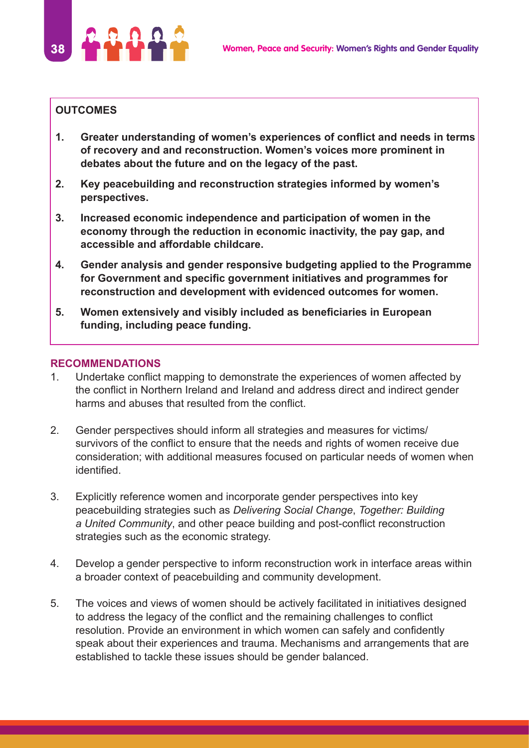**OUTCOMES**

1. **Greater understanding of women's experiences of conflict and needs in terms of recovery and and reconstruction. Women's voices more prominent in debates about the future and on the legacy of the past.**
2. **Key peacebuilding and reconstruction strategies informed by women's perspectives.**
3. **Increased economic independence and participation of women in the economy through the reduction in economic inactivity, the pay gap, and accessible and affordable childcare.**
4. **Gender analysis and gender responsive budgeting applied to the Programme for Government and specific government initiatives and programmes for reconstruction and development with evidenced outcomes for women.**
5. **Women extensively and visibly included as beneficiaries in European funding, including peace funding.**

## RECOMMENDATIONS

1. Undertake conflict mapping to demonstrate the experiences of women affected by the conflict in Northern Ireland and Ireland and address direct and indirect gender harms and abuses that resulted from the conflict.

2. Gender perspectives should inform all strategies and measures for victims/survivors of the conflict to ensure that the needs and rights of women receive due consideration; with additional measures focused on particular needs of women when identified.

3. Explicitly reference women and incorporate gender perspectives into key peacebuilding strategies such as *Delivering Social Change*, *Together: Building a United Community*, and other peace building and post-conflict reconstruction strategies such as the economic strategy.

4. Develop a gender perspective to inform reconstruction work in interface areas within a broader context of peacebuilding and community development.

5. The voices and views of women should be actively facilitated in initiatives designed to address the legacy of the conflict and the remaining challenges to conflict resolution. Provide an environment in which women can safely and confidently speak about their experiences and trauma. Mechanisms and arrangements that are established to tackle these issues should be gender balanced.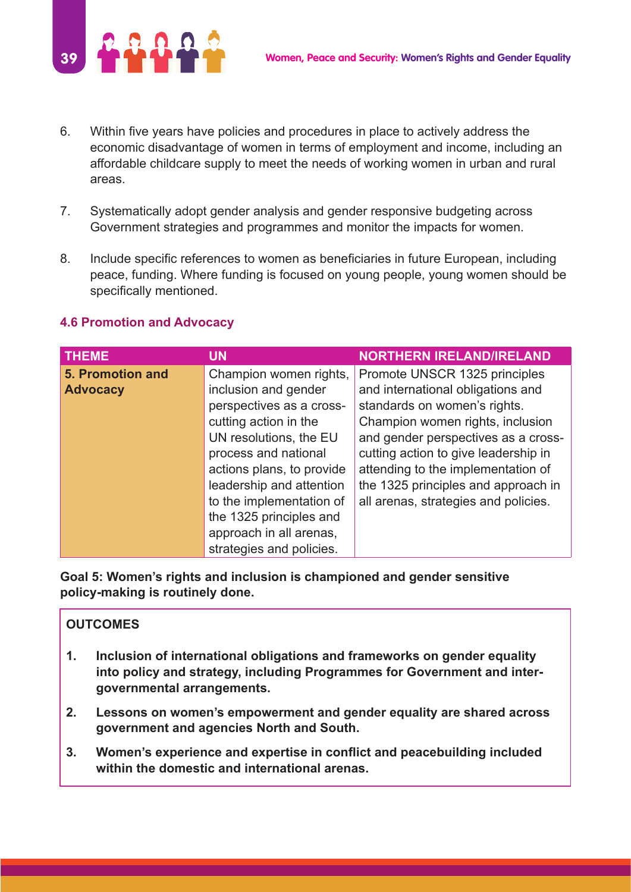6. Within five years have policies and procedures in place to actively address the economic disadvantage of women in terms of employment and income, including an affordable childcare supply to meet the needs of working women in urban and rural areas.

7. Systematically adopt gender analysis and gender responsive budgeting across Government strategies and programmes and monitor the impacts for women.

8. Include specific references to women as beneficiaries in future European, including peace, funding. Where funding is focused on young people, young women should be specifically mentioned.

### 4.6 Promotion and Advocacy

| THEME | UN | NORTHERN IRELAND/IRELAND |
|---|---|---|
| **5. Promotion and Advocacy** | Champion women rights, inclusion and gender perspectives as a cross-cutting action in the UN resolutions, the EU process and national actions plans, to provide leadership and attention to the implementation of the 1325 principles and approach in all arenas, strategies and policies. | Promote UNSCR 1325 principles and international obligations and standards on women's rights. Champion women rights, inclusion and gender perspectives as a cross-cutting action to give leadership in attending to the implementation of the 1325 principles and approach in all arenas, strategies and policies. |

**Goal 5: Women's rights and inclusion is championed and gender sensitive policy-making is routinely done.**

**OUTCOMES**

1. **Inclusion of international obligations and frameworks on gender equality into policy and strategy, including Programmes for Government and inter-governmental arrangements.**
2. **Lessons on women's empowerment and gender equality are shared across government and agencies North and South.**
3. **Women's experience and expertise in conflict and peacebuilding included within the domestic and international arenas.**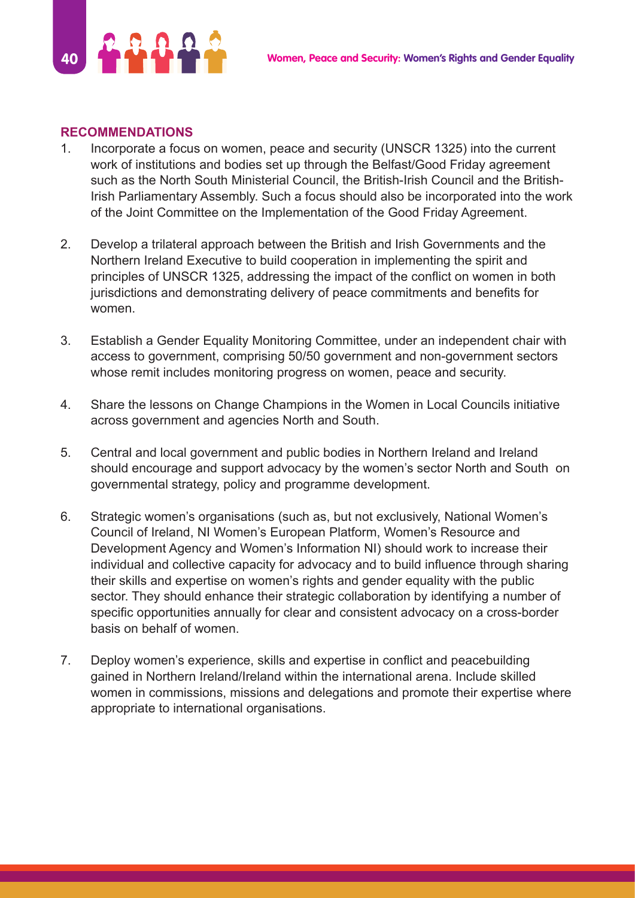## RECOMMENDATIONS

1. Incorporate a focus on women, peace and security (UNSCR 1325) into the current work of institutions and bodies set up through the Belfast/Good Friday agreement such as the North South Ministerial Council, the British-Irish Council and the British-Irish Parliamentary Assembly. Such a focus should also be incorporated into the work of the Joint Committee on the Implementation of the Good Friday Agreement.

2. Develop a trilateral approach between the British and Irish Governments and the Northern Ireland Executive to build cooperation in implementing the spirit and principles of UNSCR 1325, addressing the impact of the conflict on women in both jurisdictions and demonstrating delivery of peace commitments and benefits for women.

3. Establish a Gender Equality Monitoring Committee, under an independent chair with access to government, comprising 50/50 government and non-government sectors whose remit includes monitoring progress on women, peace and security.

4. Share the lessons on Change Champions in the Women in Local Councils initiative across government and agencies North and South.

5. Central and local government and public bodies in Northern Ireland and Ireland should encourage and support advocacy by the women's sector North and South on governmental strategy, policy and programme development.

6. Strategic women's organisations (such as, but not exclusively, National Women's Council of Ireland, NI Women's European Platform, Women's Resource and Development Agency and Women's Information NI) should work to increase their individual and collective capacity for advocacy and to build influence through sharing their skills and expertise on women's rights and gender equality with the public sector. They should enhance their strategic collaboration by identifying a number of specific opportunities annually for clear and consistent advocacy on a cross-border basis on behalf of women.

7. Deploy women's experience, skills and expertise in conflict and peacebuilding gained in Northern Ireland/Ireland within the international arena. Include skilled women in commissions, missions and delegations and promote their expertise where appropriate to international organisations.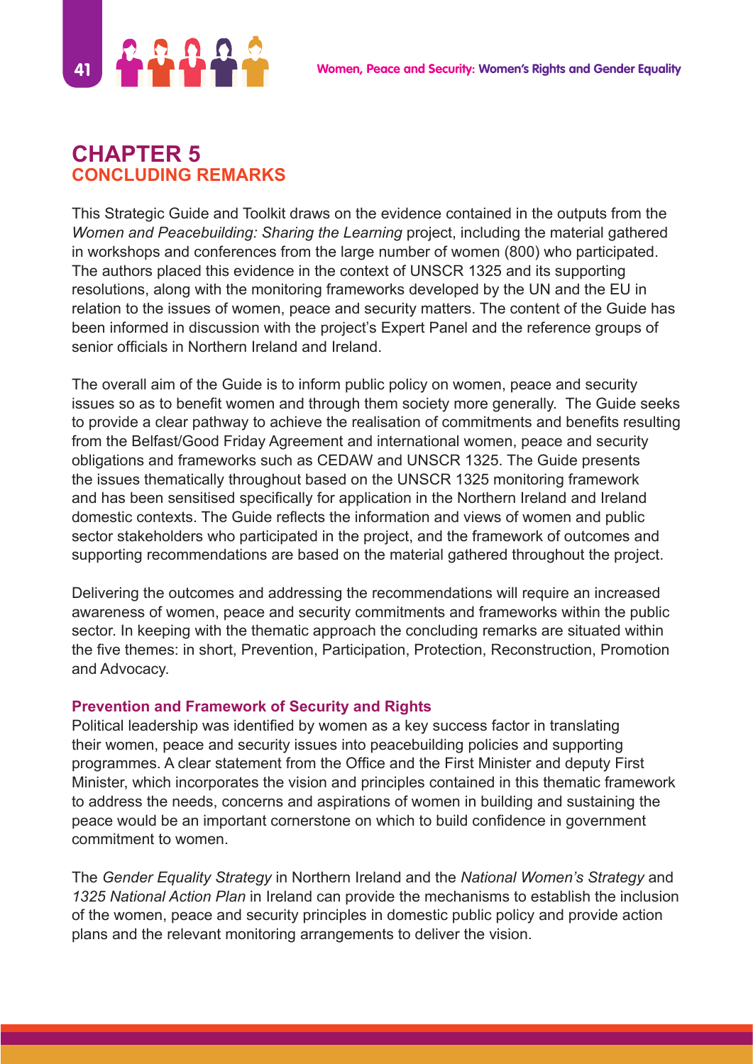# CHAPTER 5
## CONCLUDING REMARKS

This Strategic Guide and Toolkit draws on the evidence contained in the outputs from the *Women and Peacebuilding: Sharing the Learning* project, including the material gathered in workshops and conferences from the large number of women (800) who participated. The authors placed this evidence in the context of UNSCR 1325 and its supporting resolutions, along with the monitoring frameworks developed by the UN and the EU in relation to the issues of women, peace and security matters. The content of the Guide has been informed in discussion with the project's Expert Panel and the reference groups of senior officials in Northern Ireland and Ireland.

The overall aim of the Guide is to inform public policy on women, peace and security issues so as to benefit women and through them society more generally. The Guide seeks to provide a clear pathway to achieve the realisation of commitments and benefits resulting from the Belfast/Good Friday Agreement and international women, peace and security obligations and frameworks such as CEDAW and UNSCR 1325. The Guide presents the issues thematically throughout based on the UNSCR 1325 monitoring framework and has been sensitised specifically for application in the Northern Ireland and Ireland domestic contexts. The Guide reflects the information and views of women and public sector stakeholders who participated in the project, and the framework of outcomes and supporting recommendations are based on the material gathered throughout the project.

Delivering the outcomes and addressing the recommendations will require an increased awareness of women, peace and security commitments and frameworks within the public sector. In keeping with the thematic approach the concluding remarks are situated within the five themes: in short, Prevention, Participation, Protection, Reconstruction, Promotion and Advocacy.

### Prevention and Framework of Security and Rights

Political leadership was identified by women as a key success factor in translating their women, peace and security issues into peacebuilding policies and supporting programmes. A clear statement from the Office and the First Minister and deputy First Minister, which incorporates the vision and principles contained in this thematic framework to address the needs, concerns and aspirations of women in building and sustaining the peace would be an important cornerstone on which to build confidence in government commitment to women.

The *Gender Equality Strategy* in Northern Ireland and the *National Women's Strategy* and *1325 National Action Plan* in Ireland can provide the mechanisms to establish the inclusion of the women, peace and security principles in domestic public policy and provide action plans and the relevant monitoring arrangements to deliver the vision.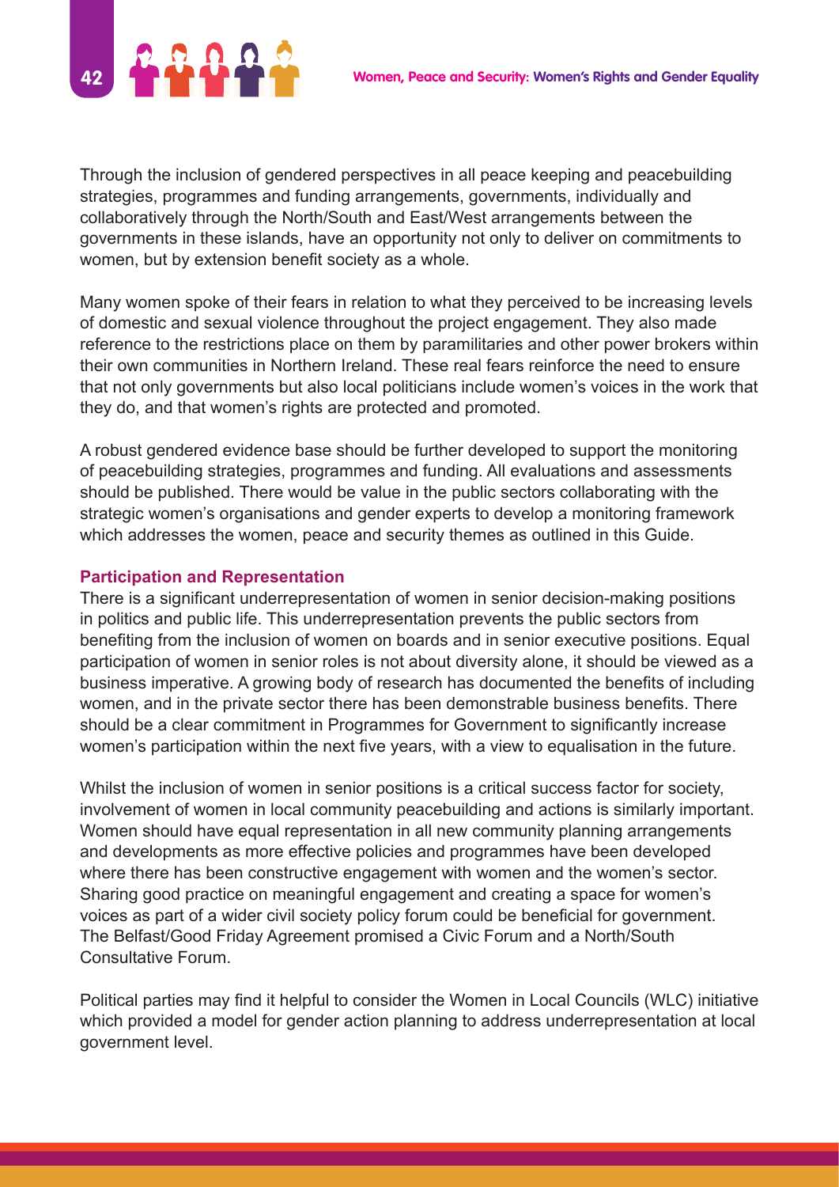Through the inclusion of gendered perspectives in all peace keeping and peacebuilding strategies, programmes and funding arrangements, governments, individually and collaboratively through the North/South and East/West arrangements between the governments in these islands, have an opportunity not only to deliver on commitments to women, but by extension benefit society as a whole.

Many women spoke of their fears in relation to what they perceived to be increasing levels of domestic and sexual violence throughout the project engagement. They also made reference to the restrictions place on them by paramilitaries and other power brokers within their own communities in Northern Ireland. These real fears reinforce the need to ensure that not only governments but also local politicians include women's voices in the work that they do, and that women's rights are protected and promoted.

A robust gendered evidence base should be further developed to support the monitoring of peacebuilding strategies, programmes and funding. All evaluations and assessments should be published. There would be value in the public sectors collaborating with the strategic women's organisations and gender experts to develop a monitoring framework which addresses the women, peace and security themes as outlined in this Guide.

### Participation and Representation

There is a significant underrepresentation of women in senior decision-making positions in politics and public life. This underrepresentation prevents the public sectors from benefiting from the inclusion of women on boards and in senior executive positions. Equal participation of women in senior roles is not about diversity alone, it should be viewed as a business imperative. A growing body of research has documented the benefits of including women, and in the private sector there has been demonstrable business benefits. There should be a clear commitment in Programmes for Government to significantly increase women's participation within the next five years, with a view to equalisation in the future.

Whilst the inclusion of women in senior positions is a critical success factor for society, involvement of women in local community peacebuilding and actions is similarly important. Women should have equal representation in all new community planning arrangements and developments as more effective policies and programmes have been developed where there has been constructive engagement with women and the women's sector. Sharing good practice on meaningful engagement and creating a space for women's voices as part of a wider civil society policy forum could be beneficial for government. The Belfast/Good Friday Agreement promised a Civic Forum and a North/South Consultative Forum.

Political parties may find it helpful to consider the Women in Local Councils (WLC) initiative which provided a model for gender action planning to address underrepresentation at local government level.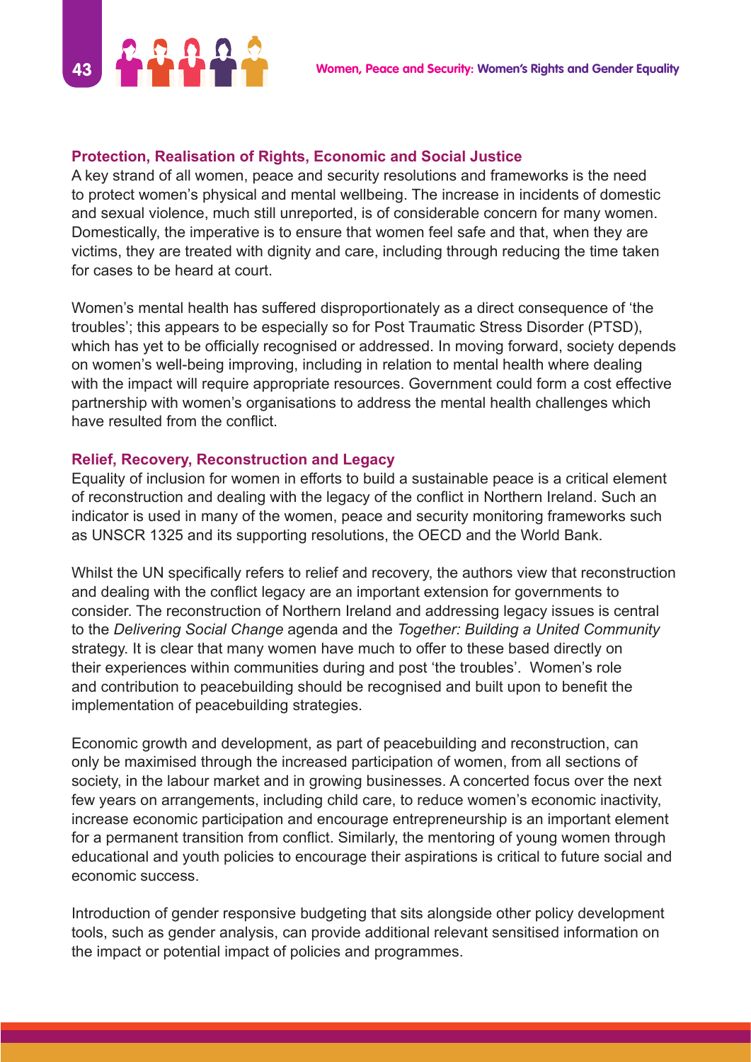### Protection, Realisation of Rights, Economic and Social Justice

A key strand of all women, peace and security resolutions and frameworks is the need to protect women's physical and mental wellbeing. The increase in incidents of domestic and sexual violence, much still unreported, is of considerable concern for many women. Domestically, the imperative is to ensure that women feel safe and that, when they are victims, they are treated with dignity and care, including through reducing the time taken for cases to be heard at court.

Women's mental health has suffered disproportionately as a direct consequence of 'the troubles'; this appears to be especially so for Post Traumatic Stress Disorder (PTSD), which has yet to be officially recognised or addressed. In moving forward, society depends on women's well-being improving, including in relation to mental health where dealing with the impact will require appropriate resources. Government could form a cost effective partnership with women's organisations to address the mental health challenges which have resulted from the conflict.

### Relief, Recovery, Reconstruction and Legacy

Equality of inclusion for women in efforts to build a sustainable peace is a critical element of reconstruction and dealing with the legacy of the conflict in Northern Ireland. Such an indicator is used in many of the women, peace and security monitoring frameworks such as UNSCR 1325 and its supporting resolutions, the OECD and the World Bank.

Whilst the UN specifically refers to relief and recovery, the authors view that reconstruction and dealing with the conflict legacy are an important extension for governments to consider. The reconstruction of Northern Ireland and addressing legacy issues is central to the *Delivering Social Change* agenda and the *Together: Building a United Community* strategy. It is clear that many women have much to offer to these based directly on their experiences within communities during and post 'the troubles'. Women's role and contribution to peacebuilding should be recognised and built upon to benefit the implementation of peacebuilding strategies.

Economic growth and development, as part of peacebuilding and reconstruction, can only be maximised through the increased participation of women, from all sections of society, in the labour market and in growing businesses. A concerted focus over the next few years on arrangements, including child care, to reduce women's economic inactivity, increase economic participation and encourage entrepreneurship is an important element for a permanent transition from conflict. Similarly, the mentoring of young women through educational and youth policies to encourage their aspirations is critical to future social and economic success.

Introduction of gender responsive budgeting that sits alongside other policy development tools, such as gender analysis, can provide additional relevant sensitised information on the impact or potential impact of policies and programmes.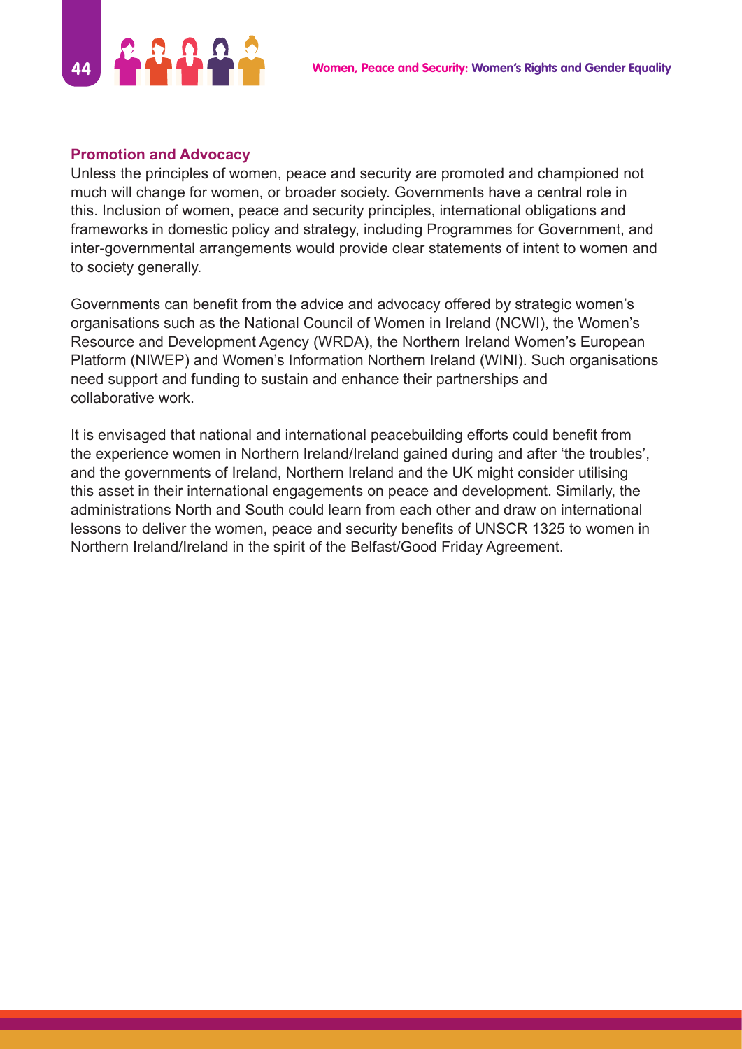### Promotion and Advocacy

Unless the principles of women, peace and security are promoted and championed not much will change for women, or broader society. Governments have a central role in this. Inclusion of women, peace and security principles, international obligations and frameworks in domestic policy and strategy, including Programmes for Government, and inter-governmental arrangements would provide clear statements of intent to women and to society generally.

Governments can benefit from the advice and advocacy offered by strategic women's organisations such as the National Council of Women in Ireland (NCWI), the Women's Resource and Development Agency (WRDA), the Northern Ireland Women's European Platform (NIWEP) and Women's Information Northern Ireland (WINI). Such organisations need support and funding to sustain and enhance their partnerships and collaborative work.

It is envisaged that national and international peacebuilding efforts could benefit from the experience women in Northern Ireland/Ireland gained during and after 'the troubles', and the governments of Ireland, Northern Ireland and the UK might consider utilising this asset in their international engagements on peace and development. Similarly, the administrations North and South could learn from each other and draw on international lessons to deliver the women, peace and security benefits of UNSCR 1325 to women in Northern Ireland/Ireland in the spirit of the Belfast/Good Friday Agreement.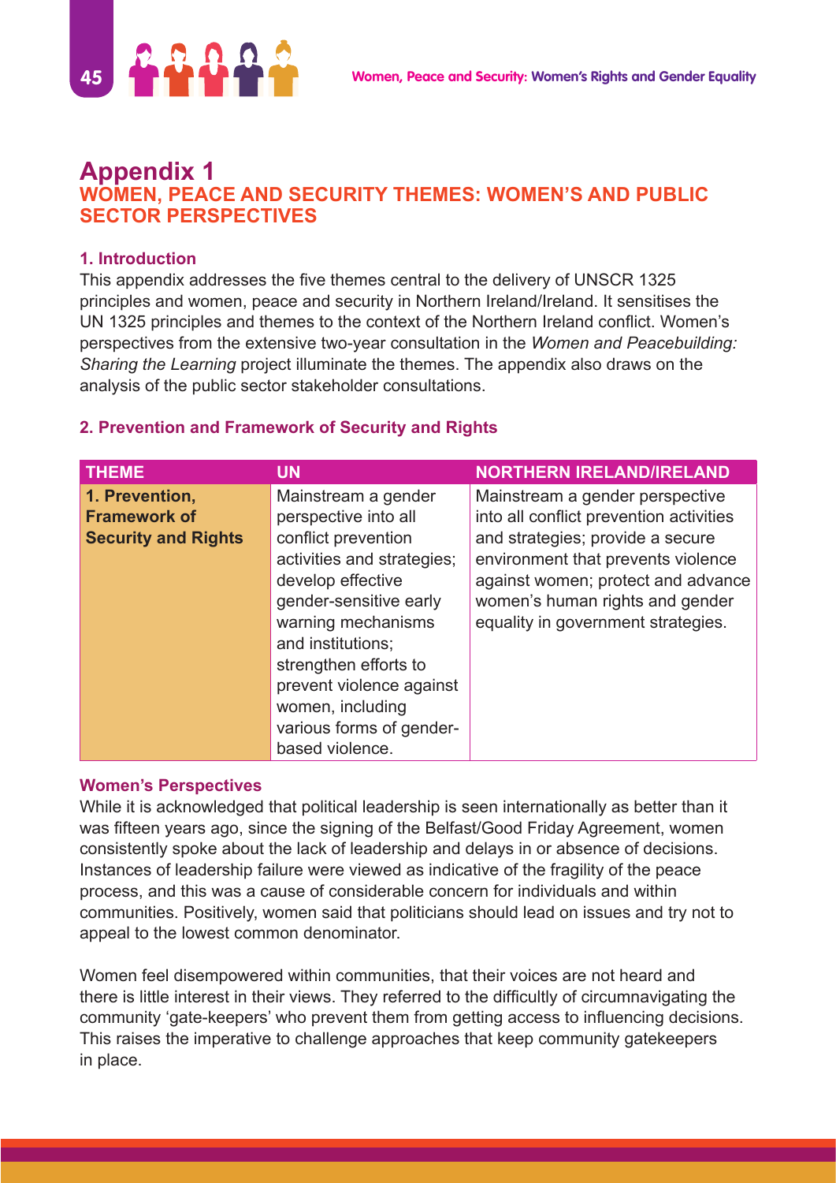# Appendix 1

## WOMEN, PEACE AND SECURITY THEMES: WOMEN'S AND PUBLIC SECTOR PERSPECTIVES

### 1. Introduction

This appendix addresses the five themes central to the delivery of UNSCR 1325 principles and women, peace and security in Northern Ireland/Ireland. It sensitises the UN 1325 principles and themes to the context of the Northern Ireland conflict. Women's perspectives from the extensive two-year consultation in the *Women and Peacebuilding: Sharing the Learning* project illuminate the themes. The appendix also draws on the analysis of the public sector stakeholder consultations.

### 2. Prevention and Framework of Security and Rights

| THEME | UN | NORTHERN IRELAND/IRELAND |
|---|---|---|
| **1. Prevention, Framework of Security and Rights** | Mainstream a gender perspective into all conflict prevention activities and strategies; develop effective gender-sensitive early warning mechanisms and institutions; strengthen efforts to prevent violence against women, including various forms of gender-based violence. | Mainstream a gender perspective into all conflict prevention activities and strategies; provide a secure environment that prevents violence against women; protect and advance women's human rights and gender equality in government strategies. |

### Women's Perspectives

While it is acknowledged that political leadership is seen internationally as better than it was fifteen years ago, since the signing of the Belfast/Good Friday Agreement, women consistently spoke about the lack of leadership and delays in or absence of decisions. Instances of leadership failure were viewed as indicative of the fragility of the peace process, and this was a cause of considerable concern for individuals and within communities. Positively, women said that politicians should lead on issues and try not to appeal to the lowest common denominator.

Women feel disempowered within communities, that their voices are not heard and there is little interest in their views. They referred to the difficultly of circumnavigating the community 'gate-keepers' who prevent them from getting access to influencing decisions. This raises the imperative to challenge approaches that keep community gatekeepers in place.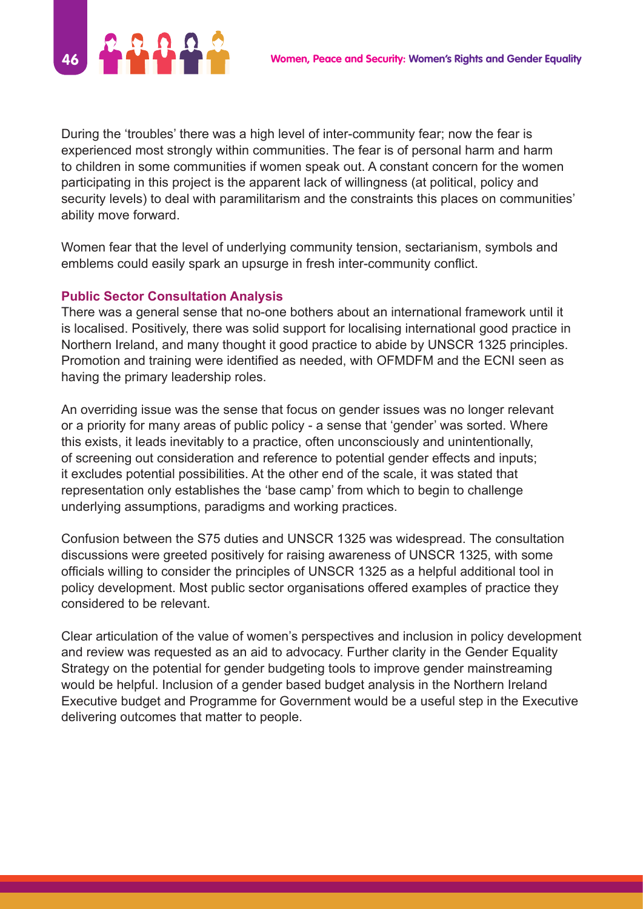During the 'troubles' there was a high level of inter-community fear; now the fear is experienced most strongly within communities. The fear is of personal harm and harm to children in some communities if women speak out. A constant concern for the women participating in this project is the apparent lack of willingness (at political, policy and security levels) to deal with paramilitarism and the constraints this places on communities' ability move forward.

Women fear that the level of underlying community tension, sectarianism, symbols and emblems could easily spark an upsurge in fresh inter-community conflict.

### Public Sector Consultation Analysis

There was a general sense that no-one bothers about an international framework until it is localised. Positively, there was solid support for localising international good practice in Northern Ireland, and many thought it good practice to abide by UNSCR 1325 principles. Promotion and training were identified as needed, with OFMDFM and the ECNI seen as having the primary leadership roles.

An overriding issue was the sense that focus on gender issues was no longer relevant or a priority for many areas of public policy - a sense that 'gender' was sorted. Where this exists, it leads inevitably to a practice, often unconsciously and unintentionally, of screening out consideration and reference to potential gender effects and inputs; it excludes potential possibilities. At the other end of the scale, it was stated that representation only establishes the 'base camp' from which to begin to challenge underlying assumptions, paradigms and working practices.

Confusion between the S75 duties and UNSCR 1325 was widespread. The consultation discussions were greeted positively for raising awareness of UNSCR 1325, with some officials willing to consider the principles of UNSCR 1325 as a helpful additional tool in policy development. Most public sector organisations offered examples of practice they considered to be relevant.

Clear articulation of the value of women's perspectives and inclusion in policy development and review was requested as an aid to advocacy. Further clarity in the Gender Equality Strategy on the potential for gender budgeting tools to improve gender mainstreaming would be helpful. Inclusion of a gender based budget analysis in the Northern Ireland Executive budget and Programme for Government would be a useful step in the Executive delivering outcomes that matter to people.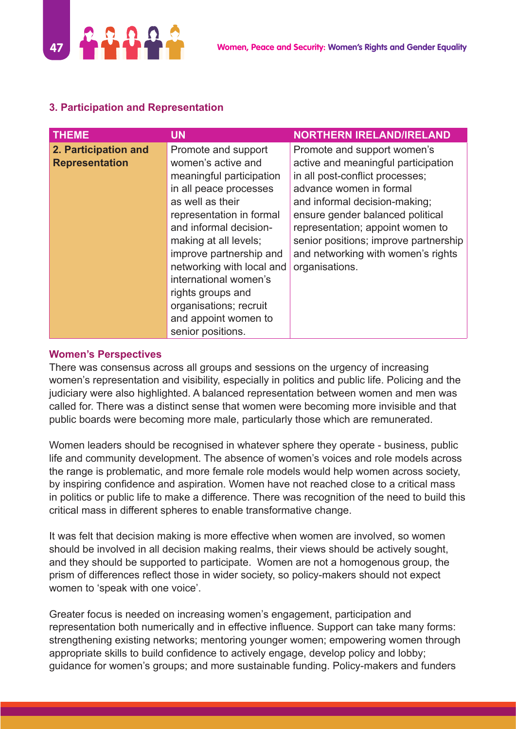### 3. Participation and Representation

| THEME | UN | NORTHERN IRELAND/IRELAND |
|---|---|---|
| **2. Participation and Representation** | Promote and support women's active and meaningful participation in all peace processes as well as their representation in formal and informal decision-making at all levels; improve partnership and networking with local and international women's rights groups and organisations; recruit and appoint women to senior positions. | Promote and support women's active and meaningful participation in all post-conflict processes; advance women in formal and informal decision-making; ensure gender balanced political representation; appoint women to senior positions; improve partnership and networking with women's rights organisations. |

#### Women's Perspectives

There was consensus across all groups and sessions on the urgency of increasing women's representation and visibility, especially in politics and public life. Policing and the judiciary were also highlighted. A balanced representation between women and men was called for. There was a distinct sense that women were becoming more invisible and that public boards were becoming more male, particularly those which are remunerated.

Women leaders should be recognised in whatever sphere they operate - business, public life and community development. The absence of women's voices and role models across the range is problematic, and more female role models would help women across society, by inspiring confidence and aspiration. Women have not reached close to a critical mass in politics or public life to make a difference. There was recognition of the need to build this critical mass in different spheres to enable transformative change.

It was felt that decision making is more effective when women are involved, so women should be involved in all decision making realms, their views should be actively sought, and they should be supported to participate. Women are not a homogenous group, the prism of differences reflect those in wider society, so policy-makers should not expect women to 'speak with one voice'.

Greater focus is needed on increasing women's engagement, participation and representation both numerically and in effective influence. Support can take many forms: strengthening existing networks; mentoring younger women; empowering women through appropriate skills to build confidence to actively engage, develop policy and lobby; guidance for women's groups; and more sustainable funding. Policy-makers and funders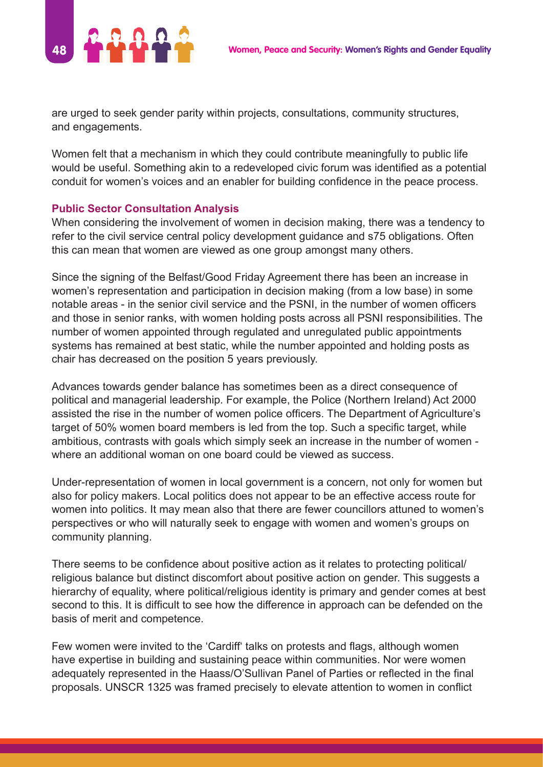are urged to seek gender parity within projects, consultations, community structures, and engagements.

Women felt that a mechanism in which they could contribute meaningfully to public life would be useful. Something akin to a redeveloped civic forum was identified as a potential conduit for women's voices and an enabler for building confidence in the peace process.

### Public Sector Consultation Analysis

When considering the involvement of women in decision making, there was a tendency to refer to the civil service central policy development guidance and s75 obligations. Often this can mean that women are viewed as one group amongst many others.

Since the signing of the Belfast/Good Friday Agreement there has been an increase in women's representation and participation in decision making (from a low base) in some notable areas - in the senior civil service and the PSNI, in the number of women officers and those in senior ranks, with women holding posts across all PSNI responsibilities. The number of women appointed through regulated and unregulated public appointments systems has remained at best static, while the number appointed and holding posts as chair has decreased on the position 5 years previously.

Advances towards gender balance has sometimes been as a direct consequence of political and managerial leadership. For example, the Police (Northern Ireland) Act 2000 assisted the rise in the number of women police officers. The Department of Agriculture's target of 50% women board members is led from the top. Such a specific target, while ambitious, contrasts with goals which simply seek an increase in the number of women - where an additional woman on one board could be viewed as success.

Under-representation of women in local government is a concern, not only for women but also for policy makers. Local politics does not appear to be an effective access route for women into politics. It may mean also that there are fewer councillors attuned to women's perspectives or who will naturally seek to engage with women and women's groups on community planning.

There seems to be confidence about positive action as it relates to protecting political/religious balance but distinct discomfort about positive action on gender. This suggests a hierarchy of equality, where political/religious identity is primary and gender comes at best second to this. It is difficult to see how the difference in approach can be defended on the basis of merit and competence.

Few women were invited to the 'Cardiff' talks on protests and flags, although women have expertise in building and sustaining peace within communities. Nor were women adequately represented in the Haass/O'Sullivan Panel of Parties or reflected in the final proposals. UNSCR 1325 was framed precisely to elevate attention to women in conflict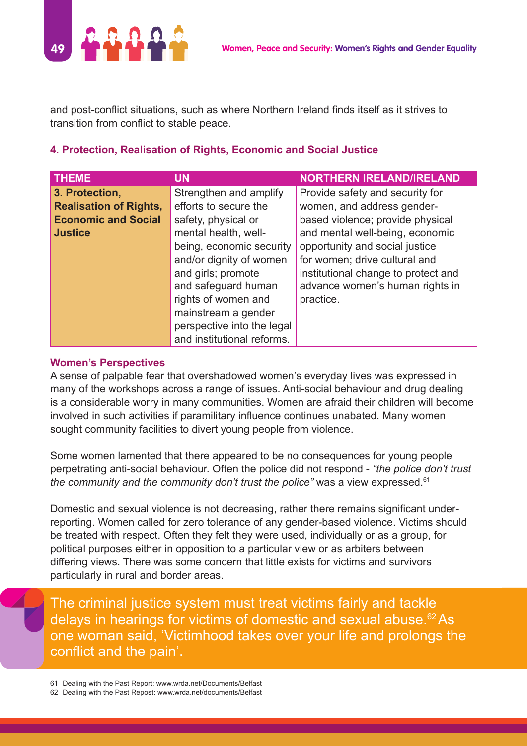and post-conflict situations, such as where Northern Ireland finds itself as it strives to transition from conflict to stable peace.

### 4. Protection, Realisation of Rights, Economic and Social Justice

| THEME | UN | NORTHERN IRELAND/IRELAND |
|---|---|---|
| **3. Protection, Realisation of Rights, Economic and Social Justice** | Strengthen and amplify efforts to secure the safety, physical or mental health, well-being, economic security and/or dignity of women and girls; promote and safeguard human rights of women and mainstream a gender perspective into the legal and institutional reforms. | Provide safety and security for women, and address gender-based violence; provide physical and mental well-being, economic opportunity and social justice for women; drive cultural and institutional change to protect and advance women's human rights in practice. |

#### Women's Perspectives

A sense of palpable fear that overshadowed women's everyday lives was expressed in many of the workshops across a range of issues. Anti-social behaviour and drug dealing is a considerable worry in many communities. Women are afraid their children will become involved in such activities if paramilitary influence continues unabated. Many women sought community facilities to divert young people from violence.

Some women lamented that there appeared to be no consequences for young people perpetrating anti-social behaviour. Often the police did not respond - *"the police don't trust the community and the community don't trust the police"* was a view expressed.[61]

Domestic and sexual violence is not decreasing, rather there remains significant under-reporting. Women called for zero tolerance of any gender-based violence. Victims should be treated with respect. Often they felt they were used, individually or as a group, for political purposes either in opposition to a particular view or as arbiters between differing views. There was some concern that little exists for victims and survivors particularly in rural and border areas.

The criminal justice system must treat victims fairly and tackle delays in hearings for victims of domestic and sexual abuse.[62] As one woman said, 'Victimhood takes over your life and prolongs the conflict and the pain'.

61 Dealing with the Past Report: www.wrda.net/Documents/Belfast
62 Dealing with the Past Repost: www.wrda.net/documents/Belfast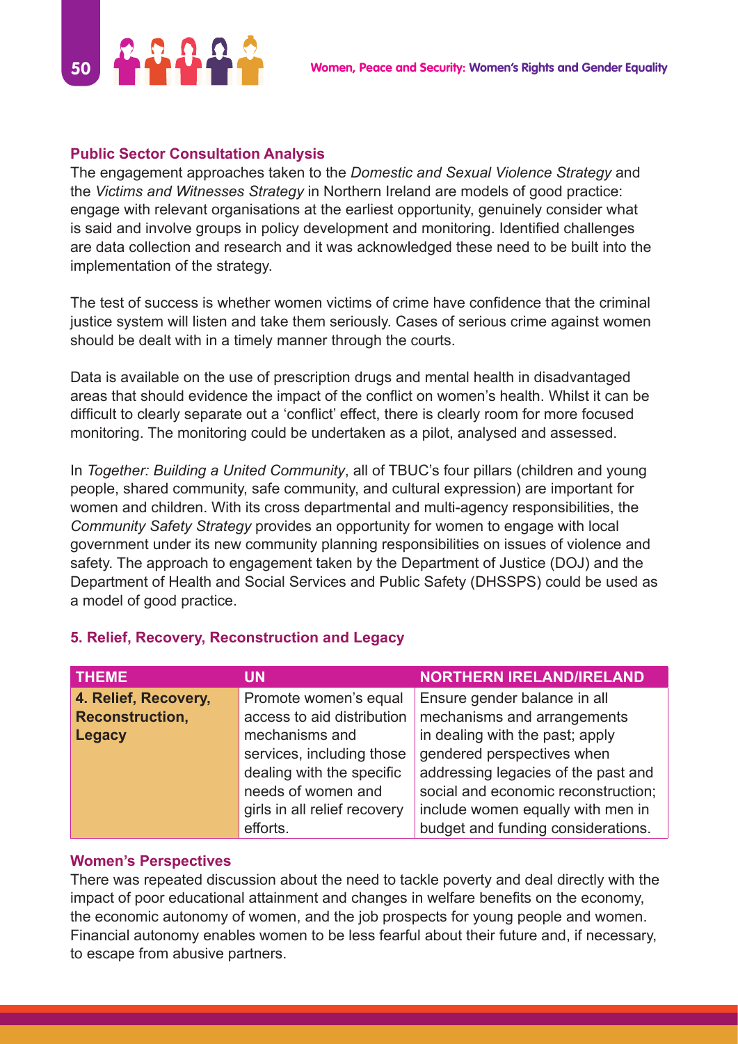### Public Sector Consultation Analysis

The engagement approaches taken to the *Domestic and Sexual Violence Strategy* and the *Victims and Witnesses Strategy* in Northern Ireland are models of good practice: engage with relevant organisations at the earliest opportunity, genuinely consider what is said and involve groups in policy development and monitoring. Identified challenges are data collection and research and it was acknowledged these need to be built into the implementation of the strategy.

The test of success is whether women victims of crime have confidence that the criminal justice system will listen and take them seriously. Cases of serious crime against women should be dealt with in a timely manner through the courts.

Data is available on the use of prescription drugs and mental health in disadvantaged areas that should evidence the impact of the conflict on women's health. Whilst it can be difficult to clearly separate out a 'conflict' effect, there is clearly room for more focused monitoring. The monitoring could be undertaken as a pilot, analysed and assessed.

In *Together: Building a United Community*, all of TBUC's four pillars (children and young people, shared community, safe community, and cultural expression) are important for women and children. With its cross departmental and multi-agency responsibilities, the *Community Safety Strategy* provides an opportunity for women to engage with local government under its new community planning responsibilities on issues of violence and safety. The approach to engagement taken by the Department of Justice (DOJ) and the Department of Health and Social Services and Public Safety (DHSSPS) could be used as a model of good practice.

## 5. Relief, Recovery, Reconstruction and Legacy

| THEME | UN | NORTHERN IRELAND/IRELAND |
|---|---|---|
| **4. Relief, Recovery, Reconstruction, Legacy** | Promote women's equal access to aid distribution mechanisms and services, including those dealing with the specific needs of women and girls in all relief recovery efforts. | Ensure gender balance in all mechanisms and arrangements in dealing with the past; apply gendered perspectives when addressing legacies of the past and social and economic reconstruction; include women equally with men in budget and funding considerations. |

### Women's Perspectives

There was repeated discussion about the need to tackle poverty and deal directly with the impact of poor educational attainment and changes in welfare benefits on the economy, the economic autonomy of women, and the job prospects for young people and women. Financial autonomy enables women to be less fearful about their future and, if necessary, to escape from abusive partners.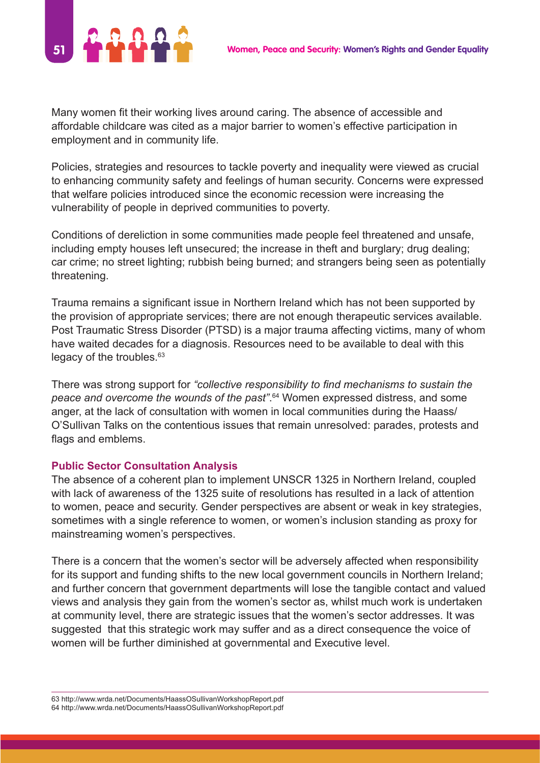Many women fit their working lives around caring. The absence of accessible and affordable childcare was cited as a major barrier to women's effective participation in employment and in community life.

Policies, strategies and resources to tackle poverty and inequality were viewed as crucial to enhancing community safety and feelings of human security. Concerns were expressed that welfare policies introduced since the economic recession were increasing the vulnerability of people in deprived communities to poverty.

Conditions of dereliction in some communities made people feel threatened and unsafe, including empty houses left unsecured; the increase in theft and burglary; drug dealing; car crime; no street lighting; rubbish being burned; and strangers being seen as potentially threatening.

Trauma remains a significant issue in Northern Ireland which has not been supported by the provision of appropriate services; there are not enough therapeutic services available. Post Traumatic Stress Disorder (PTSD) is a major trauma affecting victims, many of whom have waited decades for a diagnosis. Resources need to be available to deal with this legacy of the troubles.[63]

There was strong support for *"collective responsibility to find mechanisms to sustain the peace and overcome the wounds of the past"*.[64] Women expressed distress, and some anger, at the lack of consultation with women in local communities during the Haass/ O'Sullivan Talks on the contentious issues that remain unresolved: parades, protests and flags and emblems.

### Public Sector Consultation Analysis

The absence of a coherent plan to implement UNSCR 1325 in Northern Ireland, coupled with lack of awareness of the 1325 suite of resolutions has resulted in a lack of attention to women, peace and security. Gender perspectives are absent or weak in key strategies, sometimes with a single reference to women, or women's inclusion standing as proxy for mainstreaming women's perspectives.

There is a concern that the women's sector will be adversely affected when responsibility for its support and funding shifts to the new local government councils in Northern Ireland; and further concern that government departments will lose the tangible contact and valued views and analysis they gain from the women's sector as, whilst much work is undertaken at community level, there are strategic issues that the women's sector addresses. It was suggested that this strategic work may suffer and as a direct consequence the voice of women will be further diminished at governmental and Executive level.

63 http://www.wrda.net/Documents/HaassOSullivanWorkshopReport.pdf
64 http://www.wrda.net/Documents/HaassOSullivanWorkshopReport.pdf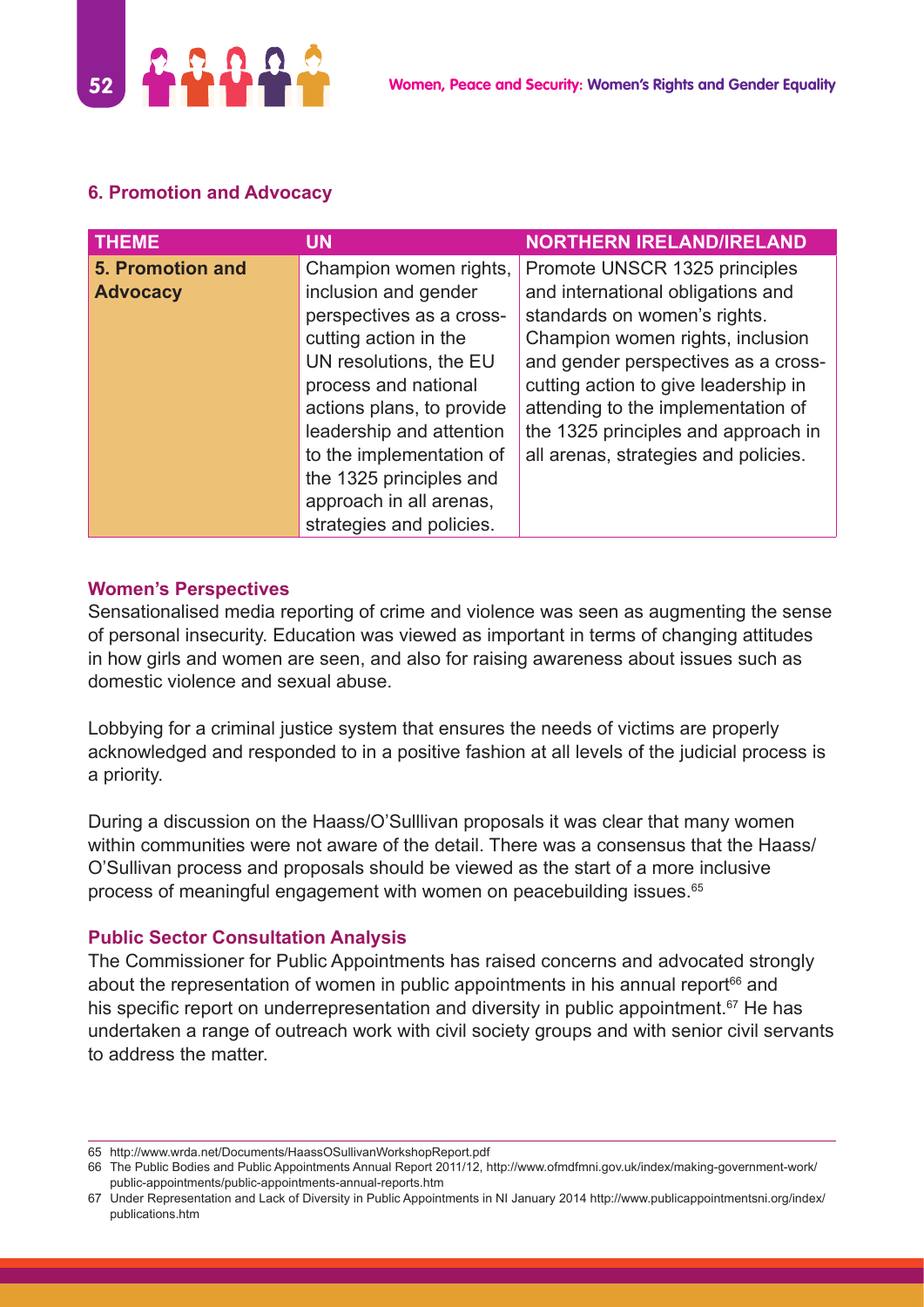### 6. Promotion and Advocacy

| THEME | UN | NORTHERN IRELAND/IRELAND |
| --- | --- | --- |
| **5. Promotion and Advocacy** | Champion women rights, inclusion and gender perspectives as a cross-cutting action in the UN resolutions, the EU process and national actions plans, to provide leadership and attention to the implementation of the 1325 principles and approach in all arenas, strategies and policies. | Promote UNSCR 1325 principles and international obligations and standards on women's rights. Champion women rights, inclusion and gender perspectives as a cross-cutting action to give leadership in attending to the implementation of the 1325 principles and approach in all arenas, strategies and policies. |

#### Women's Perspectives

Sensationalised media reporting of crime and violence was seen as augmenting the sense of personal insecurity. Education was viewed as important in terms of changing attitudes in how girls and women are seen, and also for raising awareness about issues such as domestic violence and sexual abuse.

Lobbying for a criminal justice system that ensures the needs of victims are properly acknowledged and responded to in a positive fashion at all levels of the judicial process is a priority.

During a discussion on the Haass/O'Sulllivan proposals it was clear that many women within communities were not aware of the detail. There was a consensus that the Haass/O'Sullivan process and proposals should be viewed as the start of a more inclusive process of meaningful engagement with women on peacebuilding issues.[65]

#### Public Sector Consultation Analysis

The Commissioner for Public Appointments has raised concerns and advocated strongly about the representation of women in public appointments in his annual report[66] and his specific report on underrepresentation and diversity in public appointment.[67] He has undertaken a range of outreach work with civil society groups and with senior civil servants to address the matter.

---

65 http://www.wrda.net/Documents/HaassOSullivanWorkshopReport.pdf

66 The Public Bodies and Public Appointments Annual Report 2011/12, http://www.ofmdfmni.gov.uk/index/making-government-work/public-appointments/public-appointments-annual-reports.htm

67 Under Representation and Lack of Diversity in Public Appointments in NI January 2014 http://www.publicappointmentsni.org/index/publications.htm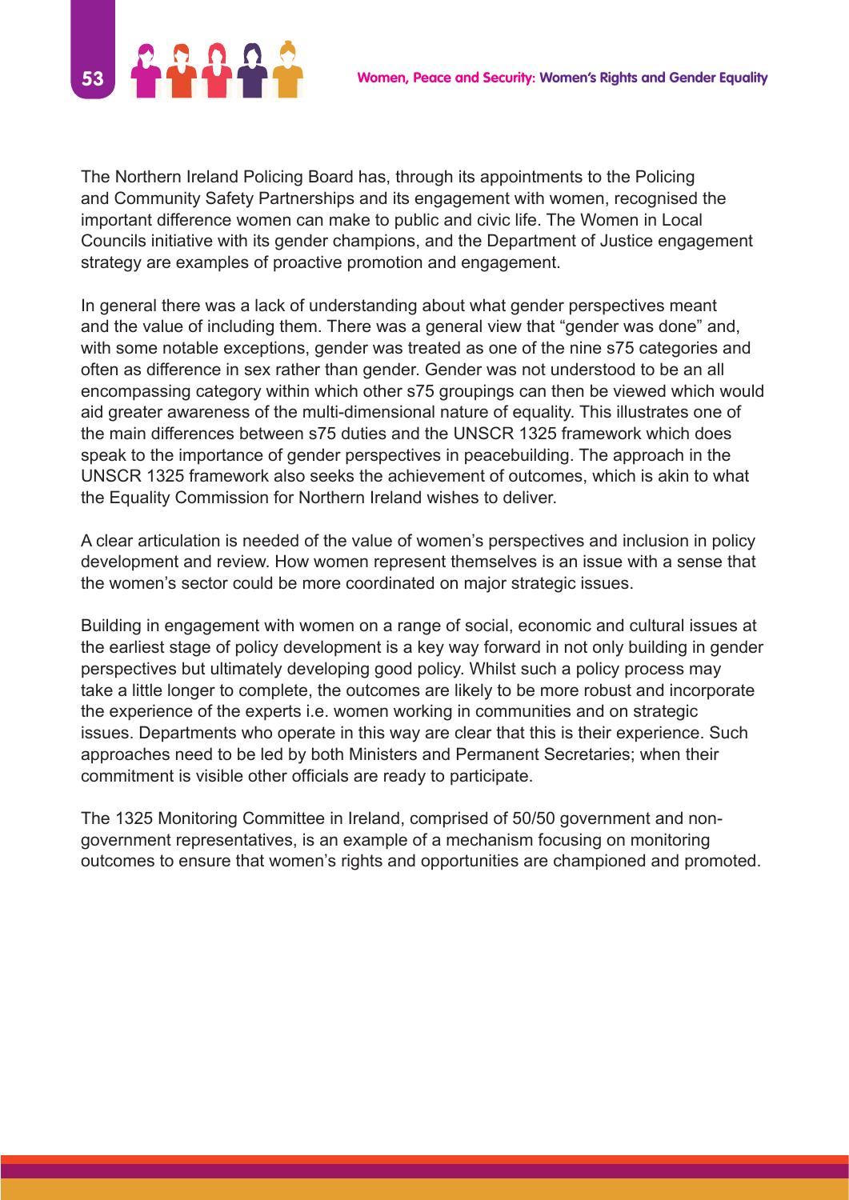The Northern Ireland Policing Board has, through its appointments to the Policing and Community Safety Partnerships and its engagement with women, recognised the important difference women can make to public and civic life. The Women in Local Councils initiative with its gender champions, and the Department of Justice engagement strategy are examples of proactive promotion and engagement.

In general there was a lack of understanding about what gender perspectives meant and the value of including them. There was a general view that "gender was done" and, with some notable exceptions, gender was treated as one of the nine s75 categories and often as difference in sex rather than gender. Gender was not understood to be an all encompassing category within which other s75 groupings can then be viewed which would aid greater awareness of the multi-dimensional nature of equality. This illustrates one of the main differences between s75 duties and the UNSCR 1325 framework which does speak to the importance of gender perspectives in peacebuilding. The approach in the UNSCR 1325 framework also seeks the achievement of outcomes, which is akin to what the Equality Commission for Northern Ireland wishes to deliver.

A clear articulation is needed of the value of women's perspectives and inclusion in policy development and review. How women represent themselves is an issue with a sense that the women's sector could be more coordinated on major strategic issues.

Building in engagement with women on a range of social, economic and cultural issues at the earliest stage of policy development is a key way forward in not only building in gender perspectives but ultimately developing good policy. Whilst such a policy process may take a little longer to complete, the outcomes are likely to be more robust and incorporate the experience of the experts i.e. women working in communities and on strategic issues. Departments who operate in this way are clear that this is their experience. Such approaches need to be led by both Ministers and Permanent Secretaries; when their commitment is visible other officials are ready to participate.

The 1325 Monitoring Committee in Ireland, comprised of 50/50 government and non-government representatives, is an example of a mechanism focusing on monitoring outcomes to ensure that women's rights and opportunities are championed and promoted.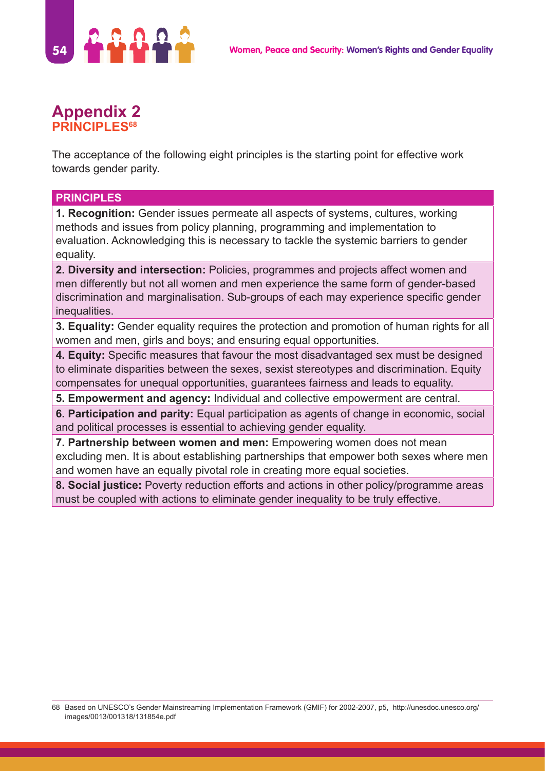# Appendix 2

## PRINCIPLES[68]

The acceptance of the following eight principles is the starting point for effective work towards gender parity.

| PRINCIPLES |
| --- |
| **1. Recognition:** Gender issues permeate all aspects of systems, cultures, working methods and issues from policy planning, programming and implementation to evaluation. Acknowledging this is necessary to tackle the systemic barriers to gender equality. |
| **2. Diversity and intersection:** Policies, programmes and projects affect women and men differently but not all women and men experience the same form of gender-based discrimination and marginalisation. Sub-groups of each may experience specific gender inequalities. |
| **3. Equality:** Gender equality requires the protection and promotion of human rights for all women and men, girls and boys; and ensuring equal opportunities. |
| **4. Equity:** Specific measures that favour the most disadvantaged sex must be designed to eliminate disparities between the sexes, sexist stereotypes and discrimination. Equity compensates for unequal opportunities, guarantees fairness and leads to equality. |
| **5. Empowerment and agency:** Individual and collective empowerment are central. |
| **6. Participation and parity:** Equal participation as agents of change in economic, social and political processes is essential to achieving gender equality. |
| **7. Partnership between women and men:** Empowering women does not mean excluding men. It is about establishing partnerships that empower both sexes where men and women have an equally pivotal role in creating more equal societies. |
| **8. Social justice:** Poverty reduction efforts and actions in other policy/programme areas must be coupled with actions to eliminate gender inequality to be truly effective. |

68 Based on UNESCO's Gender Mainstreaming Implementation Framework (GMIF) for 2002-2007, p5, http://unesdoc.unesco.org/images/0013/001318/131854e.pdf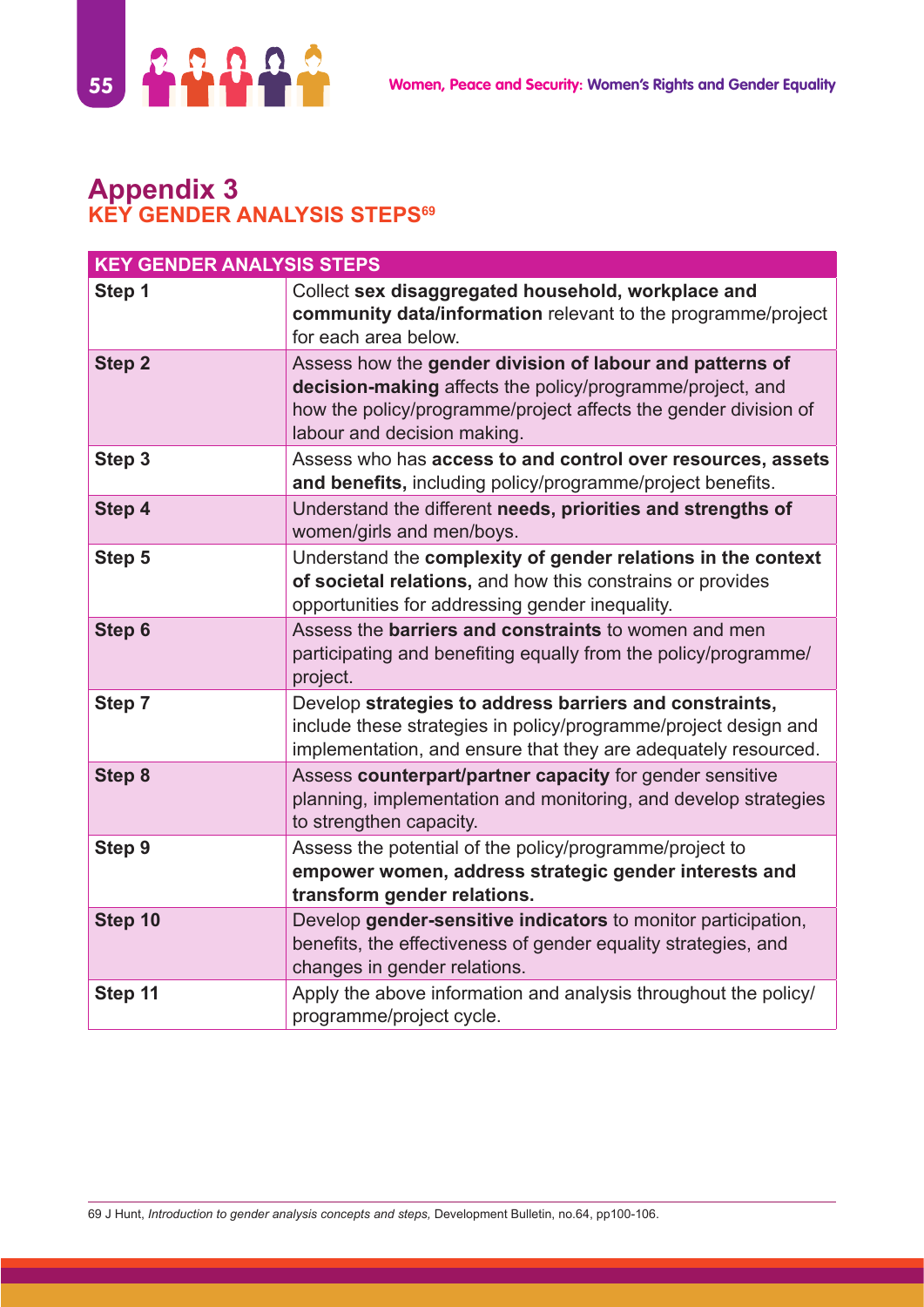# Appendix 3

## KEY GENDER ANALYSIS STEPS[69]

| KEY GENDER ANALYSIS STEPS | |
|---|---|
| **Step 1** | Collect **sex disaggregated household, workplace and community data/information** relevant to the programme/project for each area below. |
| **Step 2** | Assess how the **gender division of labour and patterns of decision-making** affects the policy/programme/project, and how the policy/programme/project affects the gender division of labour and decision making. |
| **Step 3** | Assess who has **access to and control over resources, assets and benefits,** including policy/programme/project benefits. |
| **Step 4** | Understand the different **needs, priorities and strengths of** women/girls and men/boys. |
| **Step 5** | Understand the **complexity of gender relations in the context of societal relations,** and how this constrains or provides opportunities for addressing gender inequality. |
| **Step 6** | Assess the **barriers and constraints** to women and men participating and benefiting equally from the policy/programme/project. |
| **Step 7** | Develop **strategies to address barriers and constraints,** include these strategies in policy/programme/project design and implementation, and ensure that they are adequately resourced. |
| **Step 8** | Assess **counterpart/partner capacity** for gender sensitive planning, implementation and monitoring, and develop strategies to strengthen capacity. |
| **Step 9** | Assess the potential of the policy/programme/project to **empower women, address strategic gender interests and transform gender relations.** |
| **Step 10** | Develop **gender-sensitive indicators** to monitor participation, benefits, the effectiveness of gender equality strategies, and changes in gender relations. |
| **Step 11** | Apply the above information and analysis throughout the policy/programme/project cycle. |

69 J Hunt, *Introduction to gender analysis concepts and steps,* Development Bulletin, no.64, pp100-106.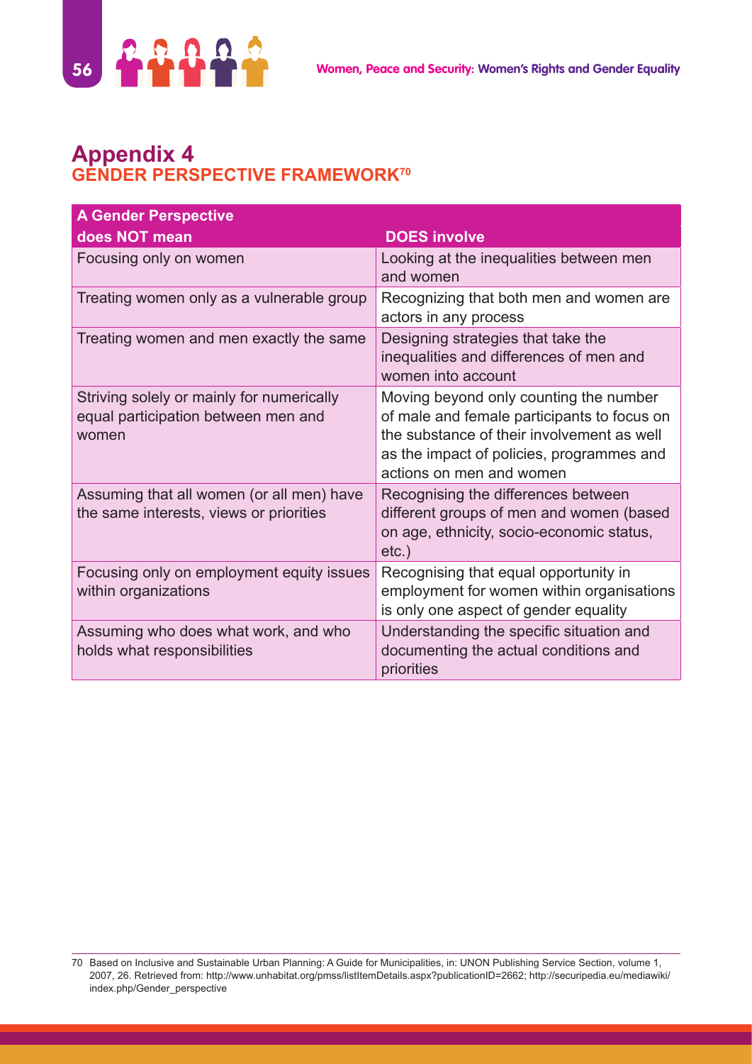# Appendix 4

## GENDER PERSPECTIVE FRAMEWORK[70]

| A Gender Perspective does NOT mean | DOES involve |
|---|---|
| Focusing only on women | Looking at the inequalities between men and women |
| Treating women only as a vulnerable group | Recognizing that both men and women are actors in any process |
| Treating women and men exactly the same | Designing strategies that take the inequalities and differences of men and women into account |
| Striving solely or mainly for numerically equal participation between men and women | Moving beyond only counting the number of male and female participants to focus on the substance of their involvement as well as the impact of policies, programmes and actions on men and women |
| Assuming that all women (or all men) have the same interests, views or priorities | Recognising the differences between different groups of men and women (based on age, ethnicity, socio-economic status, etc.) |
| Focusing only on employment equity issues within organizations | Recognising that equal opportunity in employment for women within organisations is only one aspect of gender equality |
| Assuming who does what work, and who holds what responsibilities | Understanding the specific situation and documenting the actual conditions and priorities |

70 Based on Inclusive and Sustainable Urban Planning: A Guide for Municipalities, in: UNON Publishing Service Section, volume 1, 2007, 26. Retrieved from: http://www.unhabitat.org/pmss/listItemDetails.aspx?publicationID=2662; http://securipedia.eu/mediawiki/index.php/Gender_perspective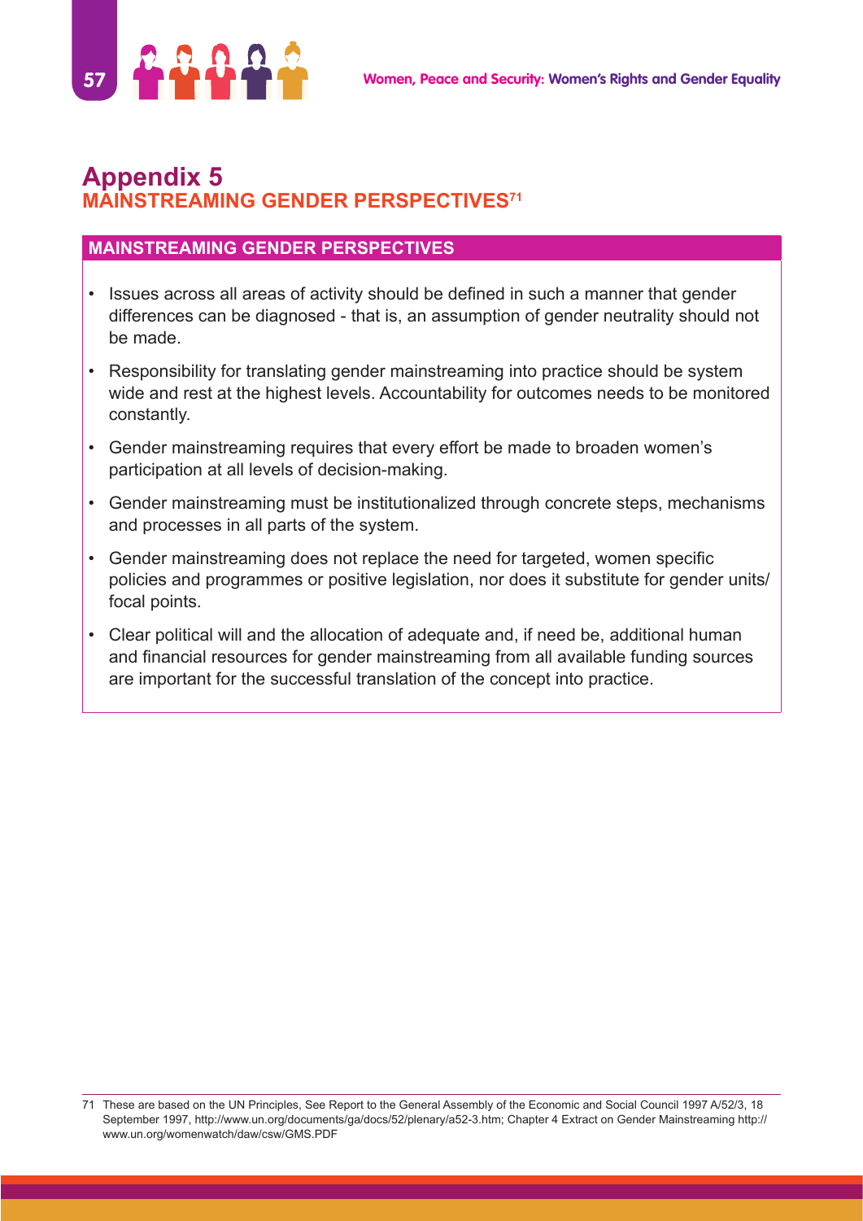# Appendix 5

## MAINSTREAMING GENDER PERSPECTIVES[71]

### MAINSTREAMING GENDER PERSPECTIVES

- Issues across all areas of activity should be defined in such a manner that gender differences can be diagnosed - that is, an assumption of gender neutrality should not be made.
- Responsibility for translating gender mainstreaming into practice should be system wide and rest at the highest levels. Accountability for outcomes needs to be monitored constantly.
- Gender mainstreaming requires that every effort be made to broaden women's participation at all levels of decision-making.
- Gender mainstreaming must be institutionalized through concrete steps, mechanisms and processes in all parts of the system.
- Gender mainstreaming does not replace the need for targeted, women specific policies and programmes or positive legislation, nor does it substitute for gender units/ focal points.
- Clear political will and the allocation of adequate and, if need be, additional human and financial resources for gender mainstreaming from all available funding sources are important for the successful translation of the concept into practice.

71 These are based on the UN Principles, See Report to the General Assembly of the Economic and Social Council 1997 A/52/3, 18 September 1997, http://www.un.org/documents/ga/docs/52/plenary/a52-3.htm; Chapter 4 Extract on Gender Mainstreaming http://www.un.org/womenwatch/daw/csw/GMS.PDF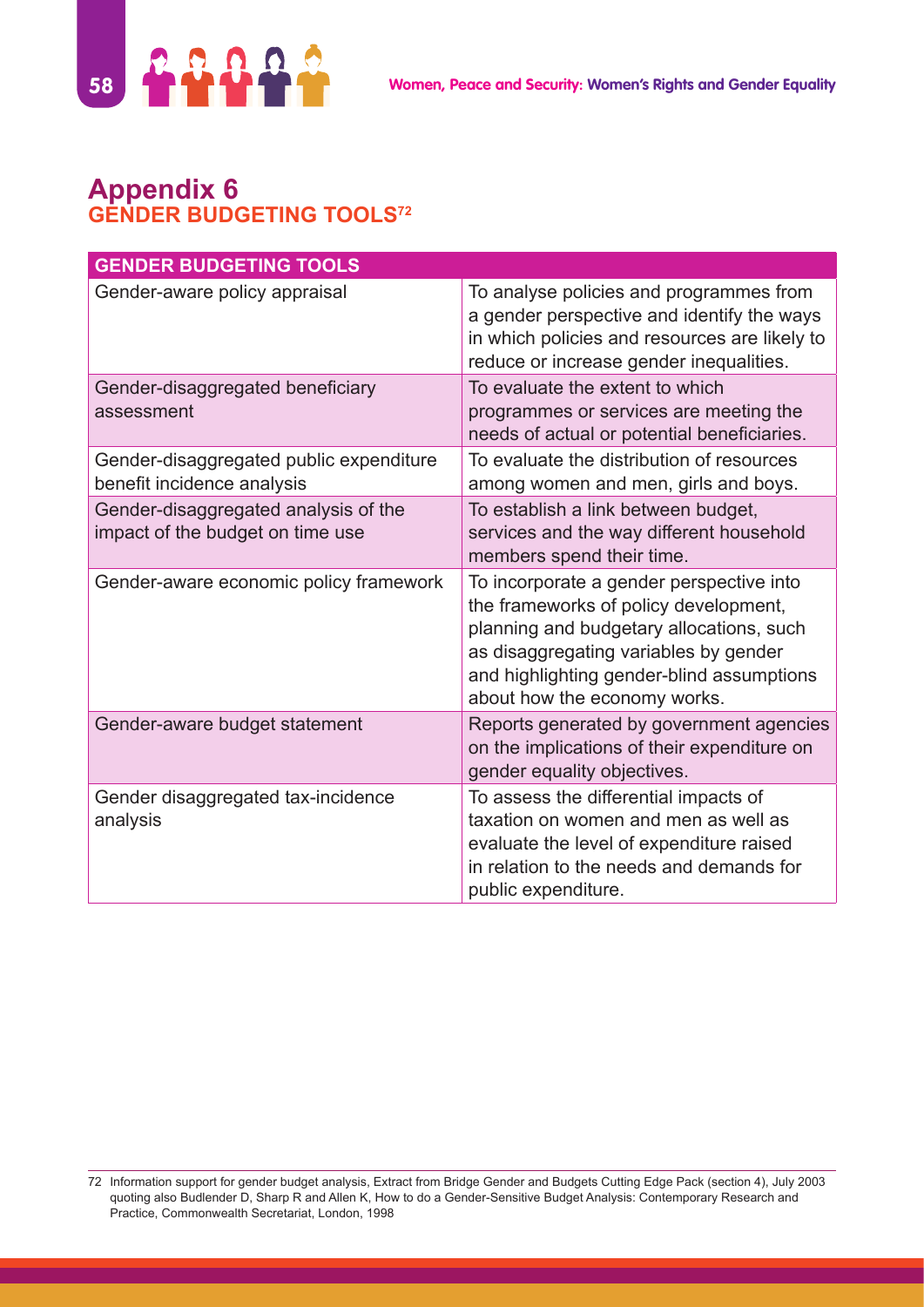# Appendix 6

## GENDER BUDGETING TOOLS[72]

| GENDER BUDGETING TOOLS | |
|---|---|
| Gender-aware policy appraisal | To analyse policies and programmes from a gender perspective and identify the ways in which policies and resources are likely to reduce or increase gender inequalities. |
| Gender-disaggregated beneficiary assessment | To evaluate the extent to which programmes or services are meeting the needs of actual or potential beneficiaries. |
| Gender-disaggregated public expenditure benefit incidence analysis | To evaluate the distribution of resources among women and men, girls and boys. |
| Gender-disaggregated analysis of the impact of the budget on time use | To establish a link between budget, services and the way different household members spend their time. |
| Gender-aware economic policy framework | To incorporate a gender perspective into the frameworks of policy development, planning and budgetary allocations, such as disaggregating variables by gender and highlighting gender-blind assumptions about how the economy works. |
| Gender-aware budget statement | Reports generated by government agencies on the implications of their expenditure on gender equality objectives. |
| Gender disaggregated tax-incidence analysis | To assess the differential impacts of taxation on women and men as well as evaluate the level of expenditure raised in relation to the needs and demands for public expenditure. |

72 Information support for gender budget analysis, Extract from Bridge Gender and Budgets Cutting Edge Pack (section 4), July 2003 quoting also Budlender D, Sharp R and Allen K, How to do a Gender-Sensitive Budget Analysis: Contemporary Research and Practice, Commonwealth Secretariat, London, 1998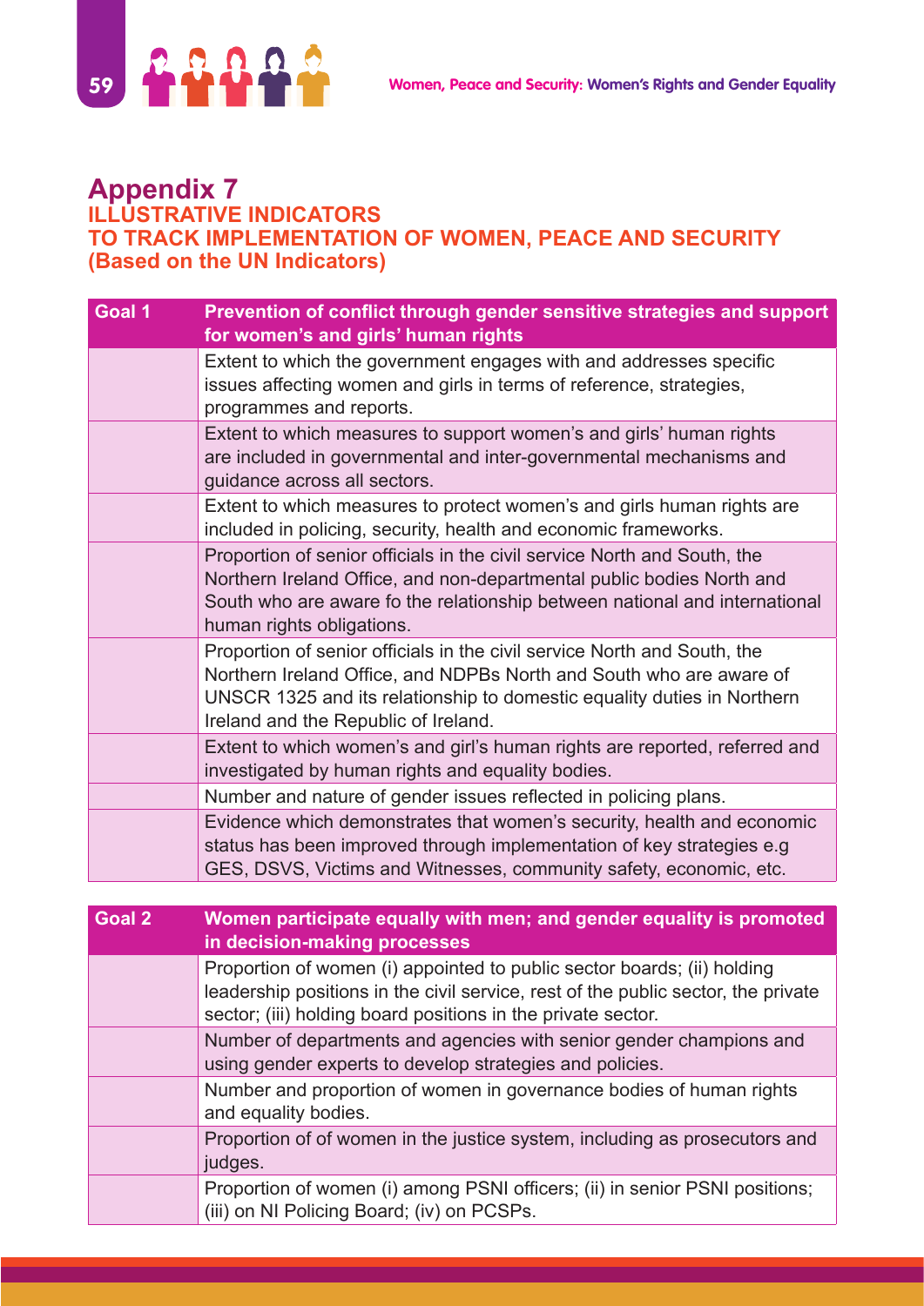# Appendix 7

## ILLUSTRATIVE INDICATORS TO TRACK IMPLEMENTATION OF WOMEN, PEACE AND SECURITY (Based on the UN Indicators)

| Goal 1 | Prevention of conflict through gender sensitive strategies and support for women's and girls' human rights |
|---|---|
| | Extent to which the government engages with and addresses specific issues affecting women and girls in terms of reference, strategies, programmes and reports. |
| | Extent to which measures to support women's and girls' human rights are included in governmental and inter-governmental mechanisms and guidance across all sectors. |
| | Extent to which measures to protect women's and girls human rights are included in policing, security, health and economic frameworks. |
| | Proportion of senior officials in the civil service North and South, the Northern Ireland Office, and non-departmental public bodies North and South who are aware fo the relationship between national and international human rights obligations. |
| | Proportion of senior officials in the civil service North and South, the Northern Ireland Office, and NDPBs North and South who are aware of UNSCR 1325 and its relationship to domestic equality duties in Northern Ireland and the Republic of Ireland. |
| | Extent to which women's and girl's human rights are reported, referred and investigated by human rights and equality bodies. |
| | Number and nature of gender issues reflected in policing plans. |
| | Evidence which demonstrates that women's security, health and economic status has been improved through implementation of key strategies e.g GES, DSVS, Victims and Witnesses, community safety, economic, etc. |

| Goal 2 | Women participate equally with men; and gender equality is promoted in decision-making processes |
|---|---|
| | Proportion of women (i) appointed to public sector boards; (ii) holding leadership positions in the civil service, rest of the public sector, the private sector; (iii) holding board positions in the private sector. |
| | Number of departments and agencies with senior gender champions and using gender experts to develop strategies and policies. |
| | Number and proportion of women in governance bodies of human rights and equality bodies. |
| | Proportion of of women in the justice system, including as prosecutors and judges. |
| | Proportion of women (i) among PSNI officers; (ii) in senior PSNI positions; (iii) on NI Policing Board; (iv) on PCSPs. |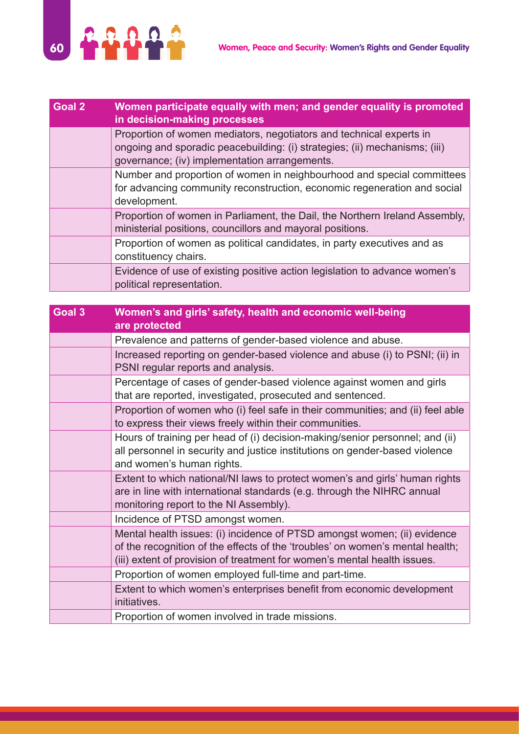| Goal 2 | Women participate equally with men; and gender equality is promoted in decision-making processes |
|---|---|
| | Proportion of women mediators, negotiators and technical experts in ongoing and sporadic peacebuilding: (i) strategies; (ii) mechanisms; (iii) governance; (iv) implementation arrangements. |
| | Number and proportion of women in neighbourhood and special committees for advancing community reconstruction, economic regeneration and social development. |
| | Proportion of women in Parliament, the Dail, the Northern Ireland Assembly, ministerial positions, councillors and mayoral positions. |
| | Proportion of women as political candidates, in party executives and as constituency chairs. |
| | Evidence of use of existing positive action legislation to advance women's political representation. |

| Goal 3 | Women's and girls' safety, health and economic well-being are protected |
|---|---|
| | Prevalence and patterns of gender-based violence and abuse. |
| | Increased reporting on gender-based violence and abuse (i) to PSNI; (ii) in PSNI regular reports and analysis. |
| | Percentage of cases of gender-based violence against women and girls that are reported, investigated, prosecuted and sentenced. |
| | Proportion of women who (i) feel safe in their communities; and (ii) feel able to express their views freely within their communities. |
| | Hours of training per head of (i) decision-making/senior personnel; and (ii) all personnel in security and justice institutions on gender-based violence and women's human rights. |
| | Extent to which national/NI laws to protect women's and girls' human rights are in line with international standards (e.g. through the NIHRC annual monitoring report to the NI Assembly). |
| | Incidence of PTSD amongst women. |
| | Mental health issues: (i) incidence of PTSD amongst women; (ii) evidence of the recognition of the effects of the 'troubles' on women's mental health; (iii) extent of provision of treatment for women's mental health issues. |
| | Proportion of women employed full-time and part-time. |
| | Extent to which women's enterprises benefit from economic development initiatives. |
| | Proportion of women involved in trade missions. |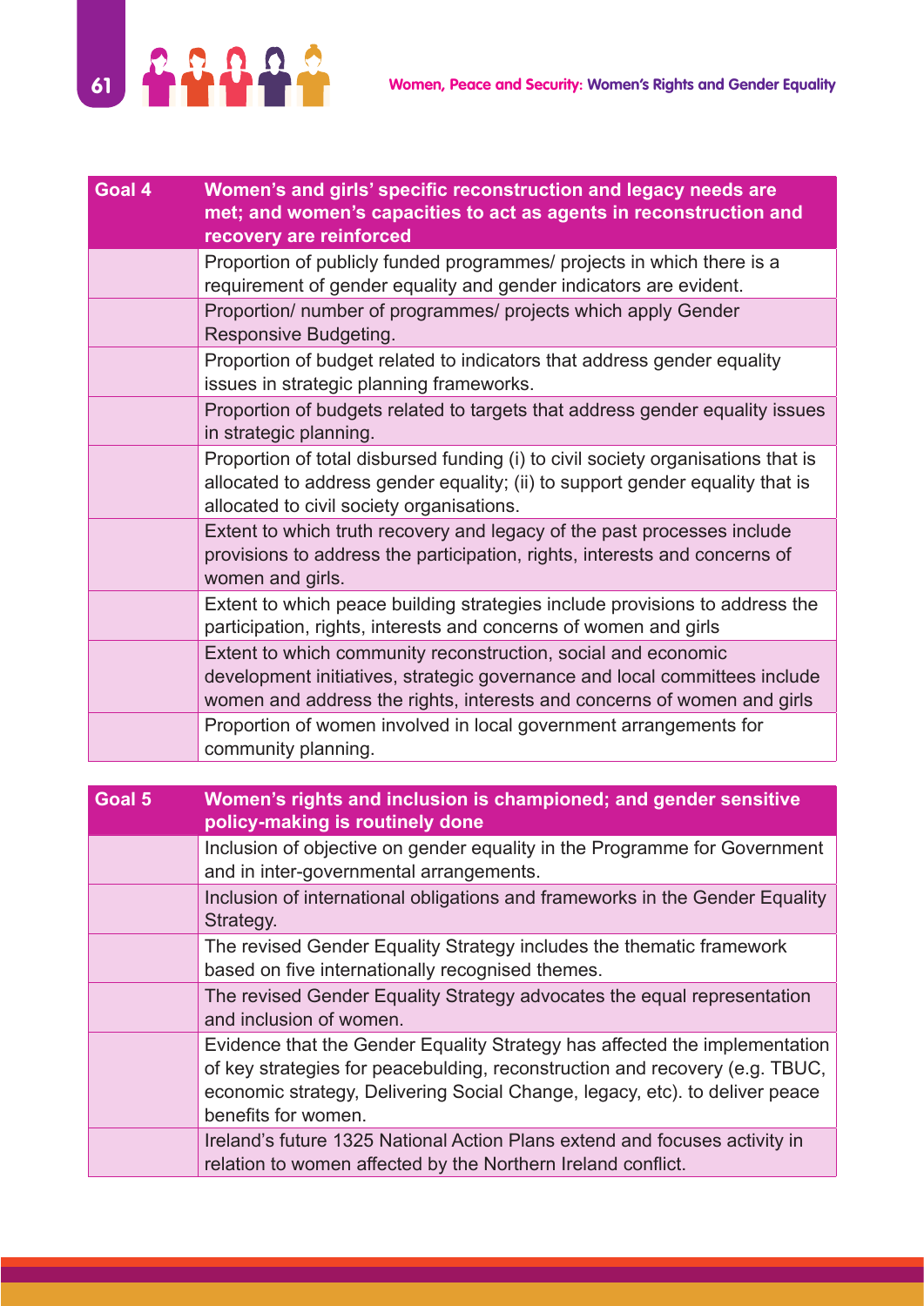| Goal 4 | Women's and girls' specific reconstruction and legacy needs are met; and women's capacities to act as agents in reconstruction and recovery are reinforced |
|---|---|
| | Proportion of publicly funded programmes/ projects in which there is a requirement of gender equality and gender indicators are evident. |
| | Proportion/ number of programmes/ projects which apply Gender Responsive Budgeting. |
| | Proportion of budget related to indicators that address gender equality issues in strategic planning frameworks. |
| | Proportion of budgets related to targets that address gender equality issues in strategic planning. |
| | Proportion of total disbursed funding (i) to civil society organisations that is allocated to address gender equality; (ii) to support gender equality that is allocated to civil society organisations. |
| | Extent to which truth recovery and legacy of the past processes include provisions to address the participation, rights, interests and concerns of women and girls. |
| | Extent to which peace building strategies include provisions to address the participation, rights, interests and concerns of women and girls |
| | Extent to which community reconstruction, social and economic development initiatives, strategic governance and local committees include women and address the rights, interests and concerns of women and girls |
| | Proportion of women involved in local government arrangements for community planning. |

| Goal 5 | Women's rights and inclusion is championed; and gender sensitive policy-making is routinely done |
|---|---|
| | Inclusion of objective on gender equality in the Programme for Government and in inter-governmental arrangements. |
| | Inclusion of international obligations and frameworks in the Gender Equality Strategy. |
| | The revised Gender Equality Strategy includes the thematic framework based on five internationally recognised themes. |
| | The revised Gender Equality Strategy advocates the equal representation and inclusion of women. |
| | Evidence that the Gender Equality Strategy has affected the implementation of key strategies for peacebulding, reconstruction and recovery (e.g. TBUC, economic strategy, Delivering Social Change, legacy, etc). to deliver peace benefits for women. |
| | Ireland's future 1325 National Action Plans extend and focuses activity in relation to women affected by the Northern Ireland conflict. |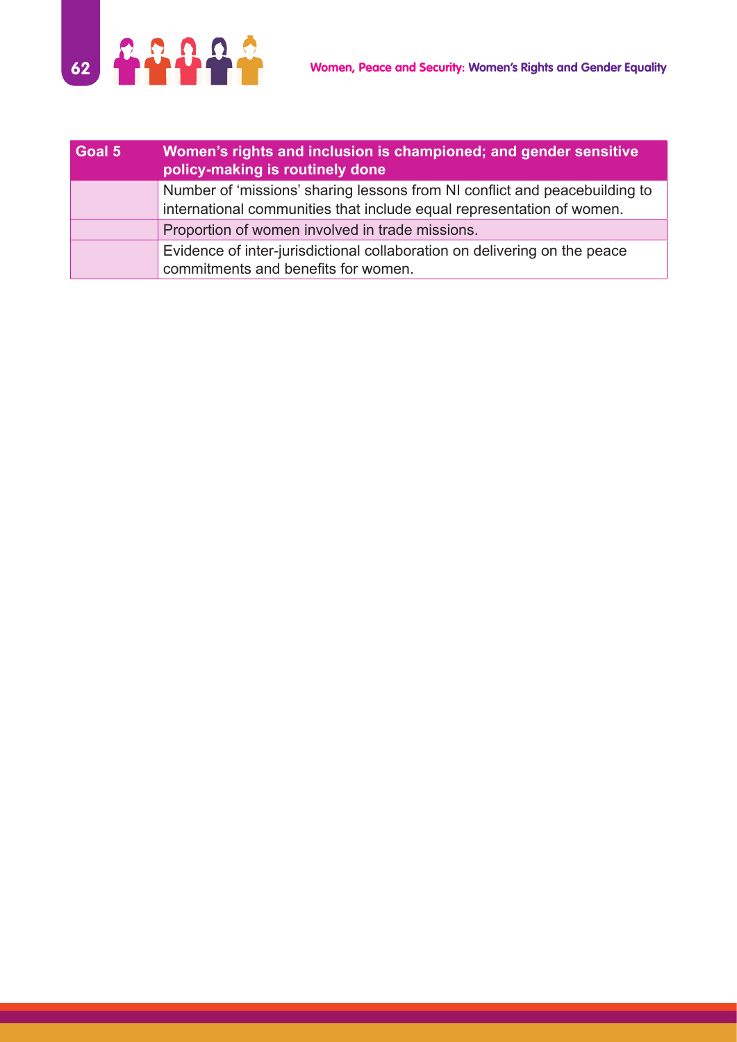| Goal 5 | Women's rights and inclusion is championed; and gender sensitive policy-making is routinely done |
| --- | --- |
| | Number of 'missions' sharing lessons from NI conflict and peacebuilding to international communities that include equal representation of women. |
| | Proportion of women involved in trade missions. |
| | Evidence of inter-jurisdictional collaboration on delivering on the peace commitments and benefits for women. |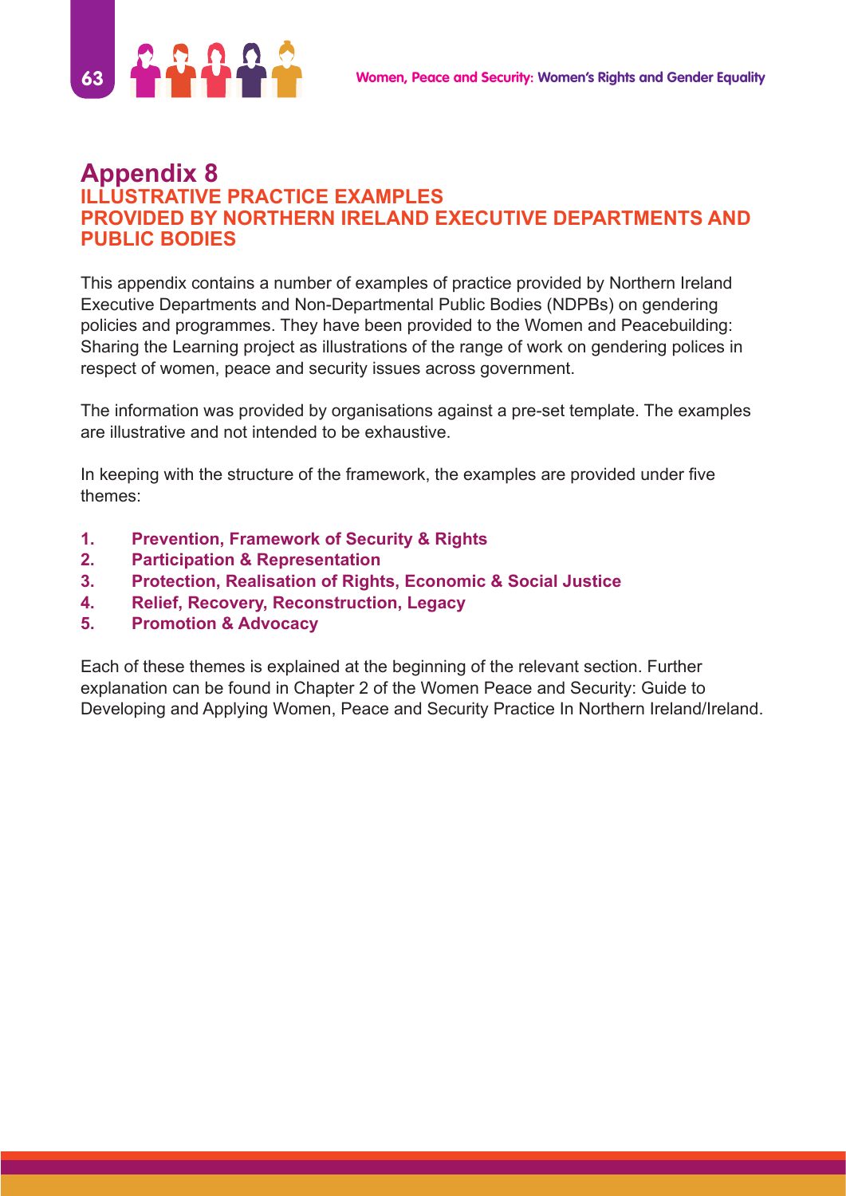# Appendix 8

## ILLUSTRATIVE PRACTICE EXAMPLES PROVIDED BY NORTHERN IRELAND EXECUTIVE DEPARTMENTS AND PUBLIC BODIES

This appendix contains a number of examples of practice provided by Northern Ireland Executive Departments and Non-Departmental Public Bodies (NDPBs) on gendering policies and programmes. They have been provided to the Women and Peacebuilding: Sharing the Learning project as illustrations of the range of work on gendering polices in respect of women, peace and security issues across government.

The information was provided by organisations against a pre-set template. The examples are illustrative and not intended to be exhaustive.

In keeping with the structure of the framework, the examples are provided under five themes:

1. **Prevention, Framework of Security & Rights**
2. **Participation & Representation**
3. **Protection, Realisation of Rights, Economic & Social Justice**
4. **Relief, Recovery, Reconstruction, Legacy**
5. **Promotion & Advocacy**

Each of these themes is explained at the beginning of the relevant section. Further explanation can be found in Chapter 2 of the Women Peace and Security: Guide to Developing and Applying Women, Peace and Security Practice In Northern Ireland/Ireland.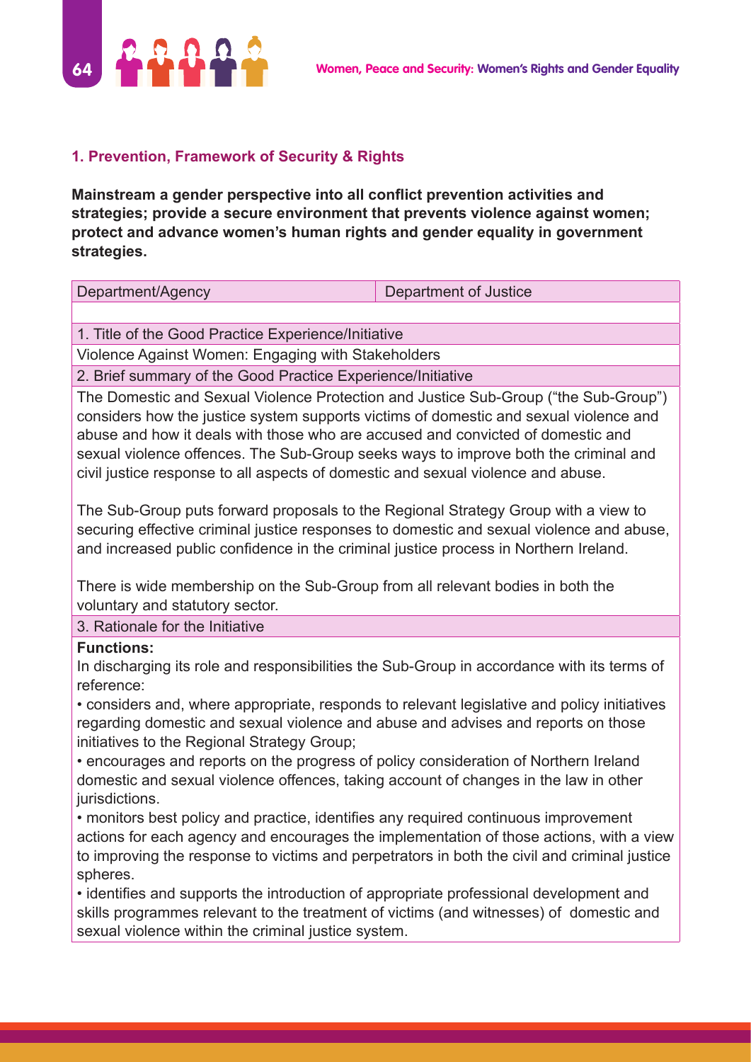### 1. Prevention, Framework of Security & Rights

**Mainstream a gender perspective into all conflict prevention activities and strategies; provide a secure environment that prevents violence against women; protect and advance women's human rights and gender equality in government strategies.**

| Department/Agency | Department of Justice |
| --- | --- |

**1. Title of the Good Practice Experience/Initiative**

Violence Against Women: Engaging with Stakeholders

**2. Brief summary of the Good Practice Experience/Initiative**

The Domestic and Sexual Violence Protection and Justice Sub-Group ("the Sub-Group") considers how the justice system supports victims of domestic and sexual violence and abuse and how it deals with those who are accused and convicted of domestic and sexual violence offences. The Sub-Group seeks ways to improve both the criminal and civil justice response to all aspects of domestic and sexual violence and abuse.

The Sub-Group puts forward proposals to the Regional Strategy Group with a view to securing effective criminal justice responses to domestic and sexual violence and abuse, and increased public confidence in the criminal justice process in Northern Ireland.

There is wide membership on the Sub-Group from all relevant bodies in both the voluntary and statutory sector.

**3. Rationale for the Initiative**

**Functions:**

In discharging its role and responsibilities the Sub-Group in accordance with its terms of reference:

- considers and, where appropriate, responds to relevant legislative and policy initiatives regarding domestic and sexual violence and abuse and advises and reports on those initiatives to the Regional Strategy Group;
- encourages and reports on the progress of policy consideration of Northern Ireland domestic and sexual violence offences, taking account of changes in the law in other jurisdictions.
- monitors best policy and practice, identifies any required continuous improvement actions for each agency and encourages the implementation of those actions, with a view to improving the response to victims and perpetrators in both the civil and criminal justice spheres.
- identifies and supports the introduction of appropriate professional development and skills programmes relevant to the treatment of victims (and witnesses) of domestic and sexual violence within the criminal justice system.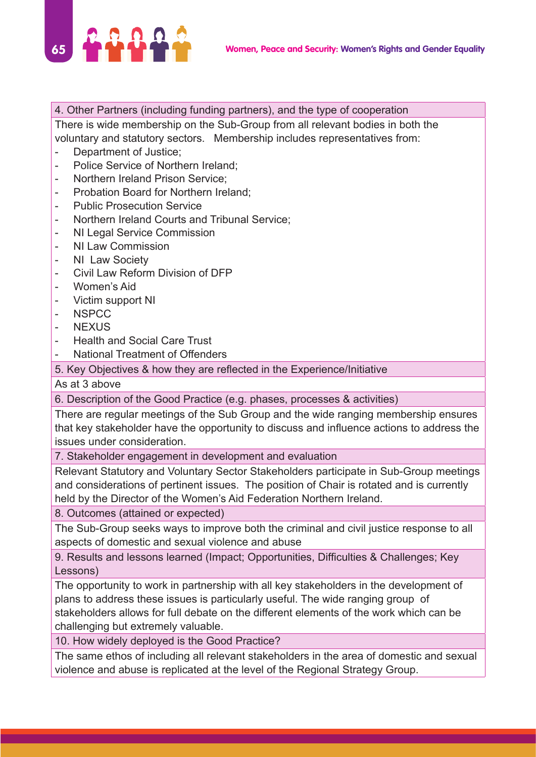| 4. Other Partners (including funding partners), and the type of cooperation |
|---|
| There is wide membership on the Sub-Group from all relevant bodies in both the voluntary and statutory sectors. Membership includes representatives from:<br>- Department of Justice;<br>- Police Service of Northern Ireland;<br>- Northern Ireland Prison Service;<br>- Probation Board for Northern Ireland;<br>- Public Prosecution Service<br>- Northern Ireland Courts and Tribunal Service;<br>- NI Legal Service Commission<br>- NI Law Commission<br>- NI Law Society<br>- Civil Law Reform Division of DFP<br>- Women's Aid<br>- Victim support NI<br>- NSPCC<br>- NEXUS<br>- Health and Social Care Trust<br>- National Treatment of Offenders |
| 5. Key Objectives & how they are reflected in the Experience/Initiative |
| As at 3 above |
| 6. Description of the Good Practice (e.g. phases, processes & activities) |
| There are regular meetings of the Sub Group and the wide ranging membership ensures that key stakeholder have the opportunity to discuss and influence actions to address the issues under consideration. |
| 7. Stakeholder engagement in development and evaluation |
| Relevant Statutory and Voluntary Sector Stakeholders participate in Sub-Group meetings and considerations of pertinent issues. The position of Chair is rotated and is currently held by the Director of the Women's Aid Federation Northern Ireland. |
| 8. Outcomes (attained or expected) |
| The Sub-Group seeks ways to improve both the criminal and civil justice response to all aspects of domestic and sexual violence and abuse |
| 9. Results and lessons learned (Impact; Opportunities, Difficulties & Challenges; Key Lessons) |
| The opportunity to work in partnership with all key stakeholders in the development of plans to address these issues is particularly useful. The wide ranging group of stakeholders allows for full debate on the different elements of the work which can be challenging but extremely valuable. |
| 10. How widely deployed is the Good Practice? |
| The same ethos of including all relevant stakeholders in the area of domestic and sexual violence and abuse is replicated at the level of the Regional Strategy Group. |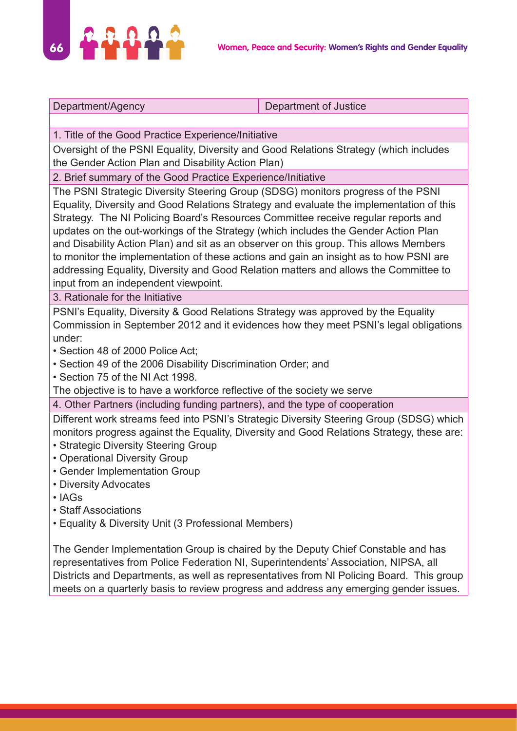| Department/Agency | Department of Justice |
|---|---|

| 1. Title of the Good Practice Experience/Initiative |
|---|
| Oversight of the PSNI Equality, Diversity and Good Relations Strategy (which includes the Gender Action Plan and Disability Action Plan) |
| 2. Brief summary of the Good Practice Experience/Initiative |
| The PSNI Strategic Diversity Steering Group (SDSG) monitors progress of the PSNI Equality, Diversity and Good Relations Strategy and evaluate the implementation of this Strategy. The NI Policing Board's Resources Committee receive regular reports and updates on the out-workings of the Strategy (which includes the Gender Action Plan and Disability Action Plan) and sit as an observer on this group. This allows Members to monitor the implementation of these actions and gain an insight as to how PSNI are addressing Equality, Diversity and Good Relation matters and allows the Committee to input from an independent viewpoint. |
| 3. Rationale for the Initiative |
| PSNI's Equality, Diversity & Good Relations Strategy was approved by the Equality Commission in September 2012 and it evidences how they meet PSNI's legal obligations under:<br>• Section 48 of 2000 Police Act;<br>• Section 49 of the 2006 Disability Discrimination Order; and<br>• Section 75 of the NI Act 1998.<br>The objective is to have a workforce reflective of the society we serve |
| 4. Other Partners (including funding partners), and the type of cooperation |
| Different work streams feed into PSNI's Strategic Diversity Steering Group (SDSG) which monitors progress against the Equality, Diversity and Good Relations Strategy, these are:<br>• Strategic Diversity Steering Group<br>• Operational Diversity Group<br>• Gender Implementation Group<br>• Diversity Advocates<br>• IAGs<br>• Staff Associations<br>• Equality & Diversity Unit (3 Professional Members)<br><br>The Gender Implementation Group is chaired by the Deputy Chief Constable and has representatives from Police Federation NI, Superintendents' Association, NIPSA, all Districts and Departments, as well as representatives from NI Policing Board. This group meets on a quarterly basis to review progress and address any emerging gender issues. |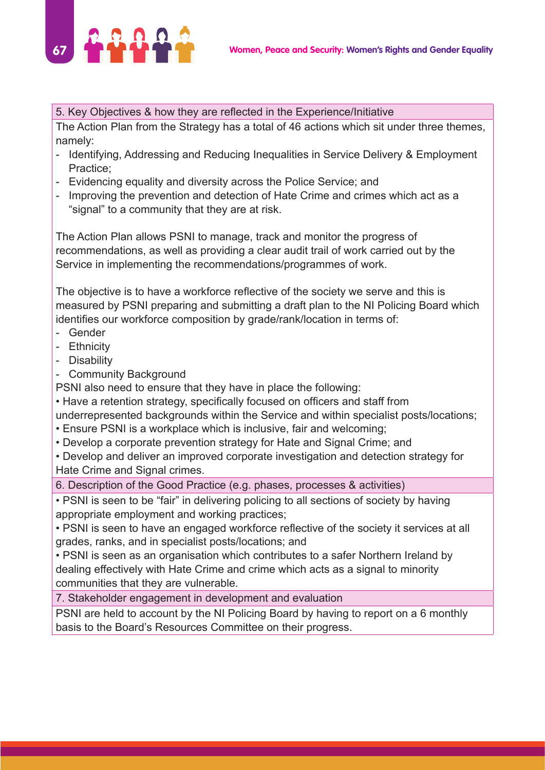| 5. Key Objectives & how they are reflected in the Experience/Initiative |
|---|
| The Action Plan from the Strategy has a total of 46 actions which sit under three themes, namely:<br>- Identifying, Addressing and Reducing Inequalities in Service Delivery & Employment Practice;<br>- Evidencing equality and diversity across the Police Service; and<br>- Improving the prevention and detection of Hate Crime and crimes which act as a "signal" to a community that they are at risk.<br><br>The Action Plan allows PSNI to manage, track and monitor the progress of recommendations, as well as providing a clear audit trail of work carried out by the Service in implementing the recommendations/programmes of work.<br><br>The objective is to have a workforce reflective of the society we serve and this is measured by PSNI preparing and submitting a draft plan to the NI Policing Board which identifies our workforce composition by grade/rank/location in terms of:<br>- Gender<br>- Ethnicity<br>- Disability<br>- Community Background<br>PSNI also need to ensure that they have in place the following:<br>• Have a retention strategy, specifically focused on officers and staff from underrepresented backgrounds within the Service and within specialist posts/locations;<br>• Ensure PSNI is a workplace which is inclusive, fair and welcoming;<br>• Develop a corporate prevention strategy for Hate and Signal Crime; and<br>• Develop and deliver an improved corporate investigation and detection strategy for Hate Crime and Signal crimes. |
| **6. Description of the Good Practice (e.g. phases, processes & activities)** |
| • PSNI is seen to be "fair" in delivering policing to all sections of society by having appropriate employment and working practices;<br>• PSNI is seen to have an engaged workforce reflective of the society it services at all grades, ranks, and in specialist posts/locations; and<br>• PSNI is seen as an organisation which contributes to a safer Northern Ireland by dealing effectively with Hate Crime and crime which acts as a signal to minority communities that they are vulnerable. |
| **7. Stakeholder engagement in development and evaluation** |
| PSNI are held to account by the NI Policing Board by having to report on a 6 monthly basis to the Board's Resources Committee on their progress. |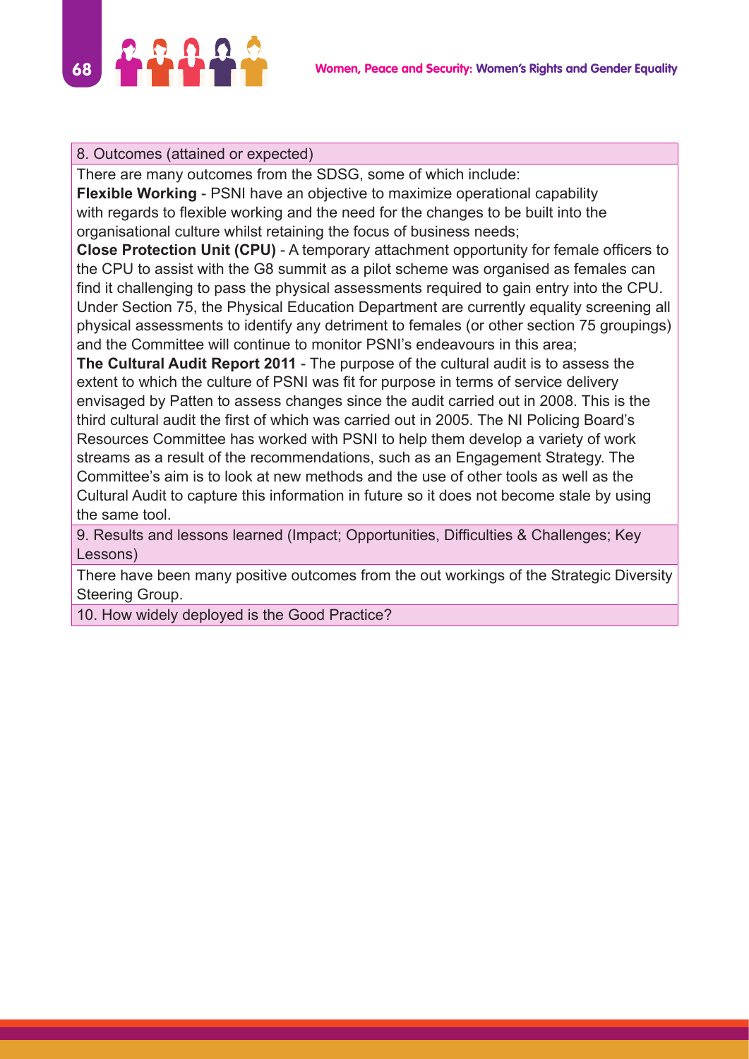| 8. Outcomes (attained or expected) |
|---|
| There are many outcomes from the SDSG, some of which include:<br>**Flexible Working** - PSNI have an objective to maximize operational capability with regards to flexible working and the need for the changes to be built into the organisational culture whilst retaining the focus of business needs;<br>**Close Protection Unit (CPU)** - A temporary attachment opportunity for female officers to the CPU to assist with the G8 summit as a pilot scheme was organised as females can find it challenging to pass the physical assessments required to gain entry into the CPU. Under Section 75, the Physical Education Department are currently equality screening all physical assessments to identify any detriment to females (or other section 75 groupings) and the Committee will continue to monitor PSNI's endeavours in this area;<br>**The Cultural Audit Report 2011** - The purpose of the cultural audit is to assess the extent to which the culture of PSNI was fit for purpose in terms of service delivery envisaged by Patten to assess changes since the audit carried out in 2008. This is the third cultural audit the first of which was carried out in 2005. The NI Policing Board's Resources Committee has worked with PSNI to help them develop a variety of work streams as a result of the recommendations, such as an Engagement Strategy. The Committee's aim is to look at new methods and the use of other tools as well as the Cultural Audit to capture this information in future so it does not become stale by using the same tool. |
| 9. Results and lessons learned (Impact; Opportunities, Difficulties & Challenges; Key Lessons) |
| There have been many positive outcomes from the out workings of the Strategic Diversity Steering Group. |
| 10. How widely deployed is the Good Practice? |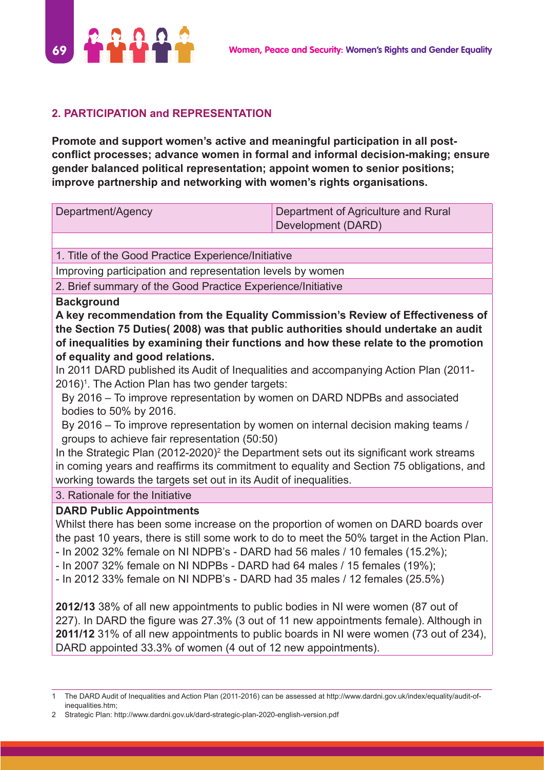## 2. PARTICIPATION and REPRESENTATION

**Promote and support women's active and meaningful participation in all post-conflict processes; advance women in formal and informal decision-making; ensure gender balanced political representation; appoint women to senior positions; improve partnership and networking with women's rights organisations.**

| Department/Agency | Department of Agriculture and Rural Development (DARD) |
|---|---|

1. Title of the Good Practice Experience/Initiative

Improving participation and representation levels by women

2. Brief summary of the Good Practice Experience/Initiative

**Background**

**A key recommendation from the Equality Commission's Review of Effectiveness of the Section 75 Duties( 2008) was that public authorities should undertake an audit of inequalities by examining their functions and how these relate to the promotion of equality and good relations.**

In 2011 DARD published its Audit of Inequalities and accompanying Action Plan (2011-2016)[1]. The Action Plan has two gender targets:

- By 2016 – To improve representation by women on DARD NDPBs and associated bodies to 50% by 2016.
- By 2016 – To improve representation by women on internal decision making teams / groups to achieve fair representation (50:50)

In the Strategic Plan (2012-2020)[2] the Department sets out its significant work streams in coming years and reaffirms its commitment to equality and Section 75 obligations, and working towards the targets set out in its Audit of inequalities.

3. Rationale for the Initiative

**DARD Public Appointments**

Whilst there has been some increase on the proportion of women on DARD boards over the past 10 years, there is still some work to do to meet the 50% target in the Action Plan.

- In 2002 32% female on NI NDPB's - DARD had 56 males / 10 females (15.2%);
- In 2007 32% female on NI NDPBs - DARD had 64 males / 15 females (19%);
- In 2012 33% female on NI NDPB's - DARD had 35 males / 12 females (25.5%)

**2012/13** 38% of all new appointments to public bodies in NI were women (87 out of 227). In DARD the figure was 27.3% (3 out of 11 new appointments female). Although in **2011/12** 31% of all new appointments to public boards in NI were women (73 out of 234), DARD appointed 33.3% of women (4 out of 12 new appointments).

---

1 The DARD Audit of Inequalities and Action Plan (2011-2016) can be assessed at http://www.dardni.gov.uk/index/equality/audit-of-inequalities.htm;

2 Strategic Plan: http://www.dardni.gov.uk/dard-strategic-plan-2020-english-version.pdf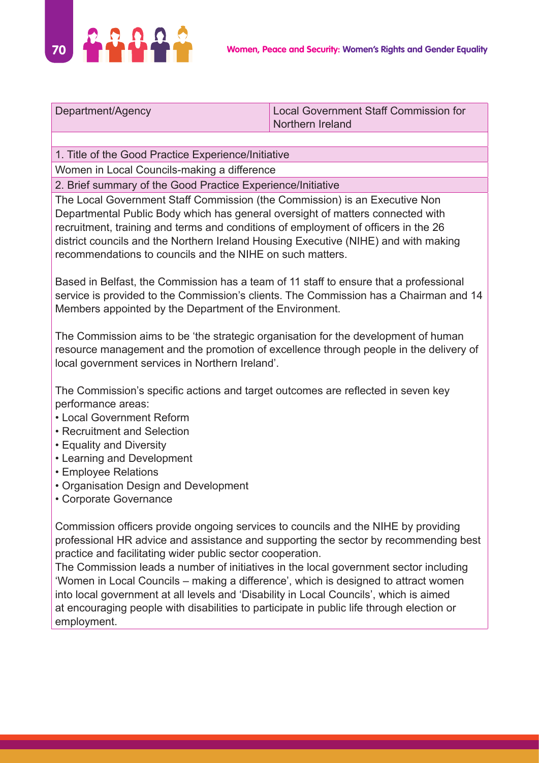| Department/Agency | Local Government Staff Commission for Northern Ireland |
| --- | --- |

**1. Title of the Good Practice Experience/Initiative**

Women in Local Councils-making a difference

**2. Brief summary of the Good Practice Experience/Initiative**

The Local Government Staff Commission (the Commission) is an Executive Non Departmental Public Body which has general oversight of matters connected with recruitment, training and terms and conditions of employment of officers in the 26 district councils and the Northern Ireland Housing Executive (NIHE) and with making recommendations to councils and the NIHE on such matters.

Based in Belfast, the Commission has a team of 11 staff to ensure that a professional service is provided to the Commission's clients. The Commission has a Chairman and 14 Members appointed by the Department of the Environment.

The Commission aims to be 'the strategic organisation for the development of human resource management and the promotion of excellence through people in the delivery of local government services in Northern Ireland'.

The Commission's specific actions and target outcomes are reflected in seven key performance areas:

- Local Government Reform
- Recruitment and Selection
- Equality and Diversity
- Learning and Development
- Employee Relations
- Organisation Design and Development
- Corporate Governance

Commission officers provide ongoing services to councils and the NIHE by providing professional HR advice and assistance and supporting the sector by recommending best practice and facilitating wider public sector cooperation.
The Commission leads a number of initiatives in the local government sector including 'Women in Local Councils – making a difference', which is designed to attract women into local government at all levels and 'Disability in Local Councils', which is aimed at encouraging people with disabilities to participate in public life through election or employment.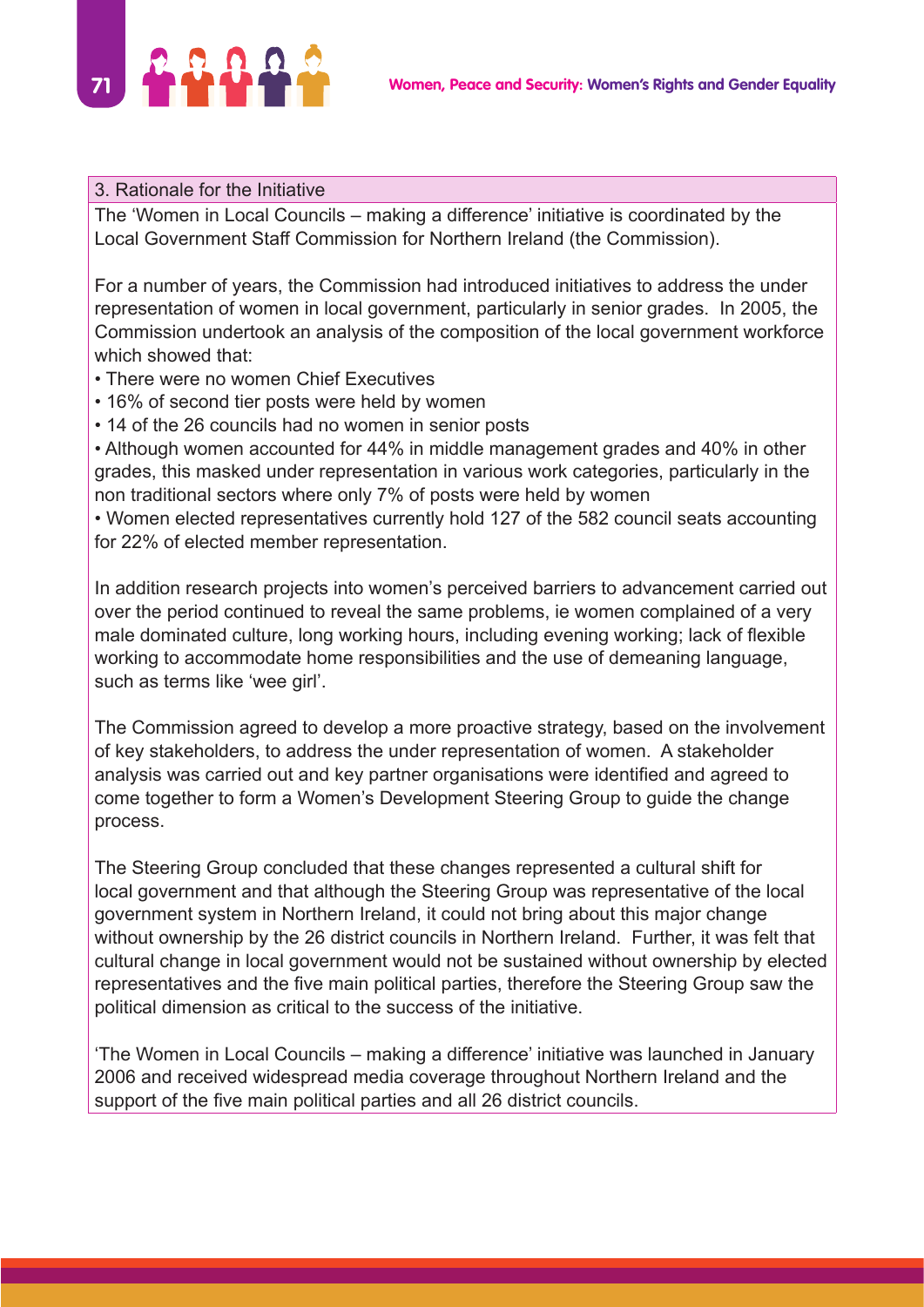### 3. Rationale for the Initiative

The 'Women in Local Councils – making a difference' initiative is coordinated by the Local Government Staff Commission for Northern Ireland (the Commission).

For a number of years, the Commission had introduced initiatives to address the under representation of women in local government, particularly in senior grades. In 2005, the Commission undertook an analysis of the composition of the local government workforce which showed that:

- There were no women Chief Executives
- 16% of second tier posts were held by women
- 14 of the 26 councils had no women in senior posts
- Although women accounted for 44% in middle management grades and 40% in other grades, this masked under representation in various work categories, particularly in the non traditional sectors where only 7% of posts were held by women
- Women elected representatives currently hold 127 of the 582 council seats accounting for 22% of elected member representation.

In addition research projects into women's perceived barriers to advancement carried out over the period continued to reveal the same problems, ie women complained of a very male dominated culture, long working hours, including evening working; lack of flexible working to accommodate home responsibilities and the use of demeaning language, such as terms like 'wee girl'.

The Commission agreed to develop a more proactive strategy, based on the involvement of key stakeholders, to address the under representation of women. A stakeholder analysis was carried out and key partner organisations were identified and agreed to come together to form a Women's Development Steering Group to guide the change process.

The Steering Group concluded that these changes represented a cultural shift for local government and that although the Steering Group was representative of the local government system in Northern Ireland, it could not bring about this major change without ownership by the 26 district councils in Northern Ireland. Further, it was felt that cultural change in local government would not be sustained without ownership by elected representatives and the five main political parties, therefore the Steering Group saw the political dimension as critical to the success of the initiative.

'The Women in Local Councils – making a difference' initiative was launched in January 2006 and received widespread media coverage throughout Northern Ireland and the support of the five main political parties and all 26 district councils.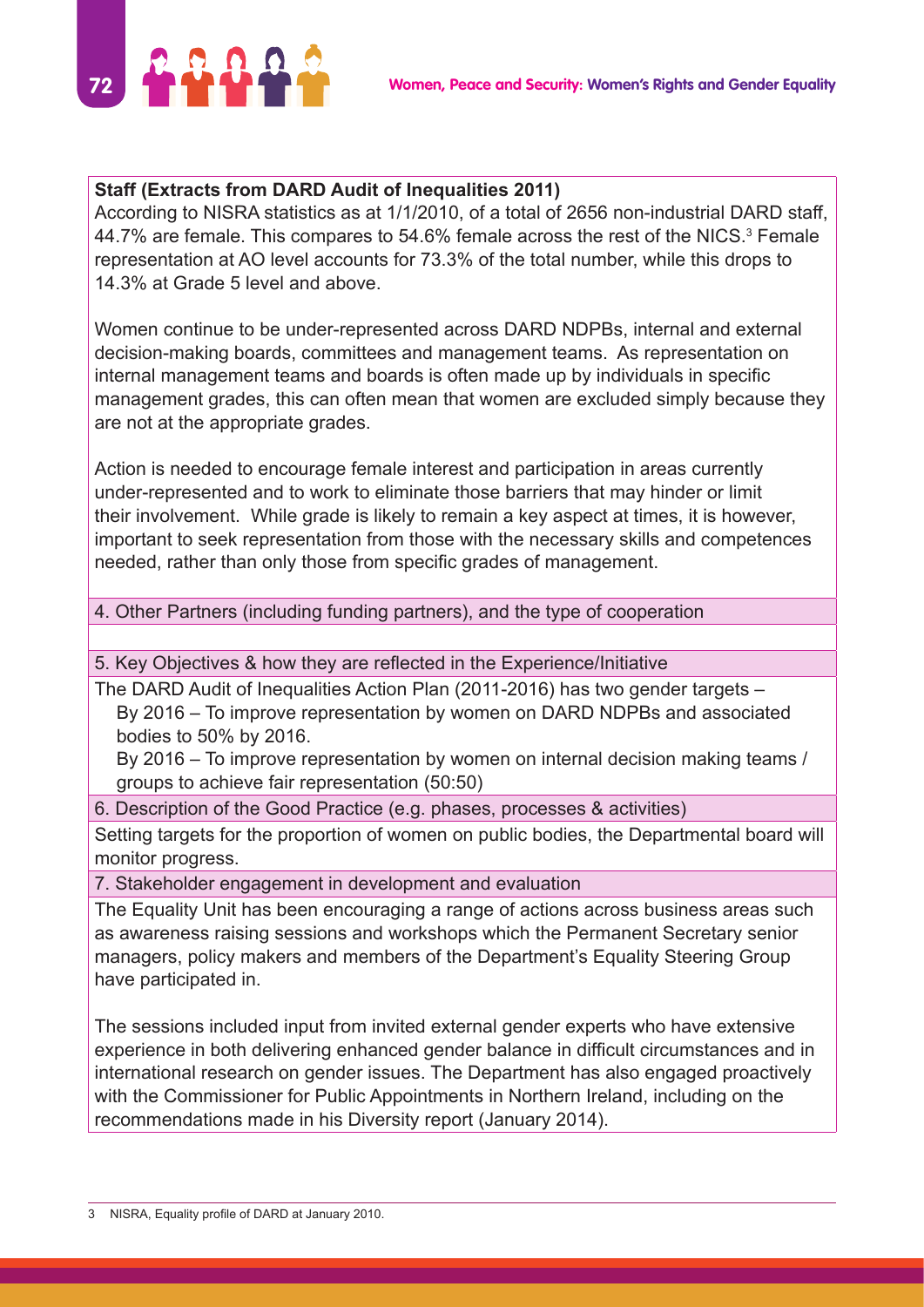**Staff (Extracts from DARD Audit of Inequalities 2011)**

According to NISRA statistics as at 1/1/2010, of a total of 2656 non-industrial DARD staff, 44.7% are female. This compares to 54.6% female across the rest of the NICS.[3] Female representation at AO level accounts for 73.3% of the total number, while this drops to 14.3% at Grade 5 level and above.

Women continue to be under-represented across DARD NDPBs, internal and external decision-making boards, committees and management teams. As representation on internal management teams and boards is often made up by individuals in specific management grades, this can often mean that women are excluded simply because they are not at the appropriate grades.

Action is needed to encourage female interest and participation in areas currently under-represented and to work to eliminate those barriers that may hinder or limit their involvement. While grade is likely to remain a key aspect at times, it is however, important to seek representation from those with the necessary skills and competences needed, rather than only those from specific grades of management.

4. Other Partners (including funding partners), and the type of cooperation

5. Key Objectives & how they are reflected in the Experience/Initiative

The DARD Audit of Inequalities Action Plan (2011-2016) has two gender targets –

- By 2016 – To improve representation by women on DARD NDPBs and associated bodies to 50% by 2016.
- By 2016 – To improve representation by women on internal decision making teams / groups to achieve fair representation (50:50)

6. Description of the Good Practice (e.g. phases, processes & activities)

Setting targets for the proportion of women on public bodies, the Departmental board will monitor progress.

7. Stakeholder engagement in development and evaluation

The Equality Unit has been encouraging a range of actions across business areas such as awareness raising sessions and workshops which the Permanent Secretary senior managers, policy makers and members of the Department's Equality Steering Group have participated in.

The sessions included input from invited external gender experts who have extensive experience in both delivering enhanced gender balance in difficult circumstances and in international research on gender issues. The Department has also engaged proactively with the Commissioner for Public Appointments in Northern Ireland, including on the recommendations made in his Diversity report (January 2014).

---

3 NISRA, Equality profile of DARD at January 2010.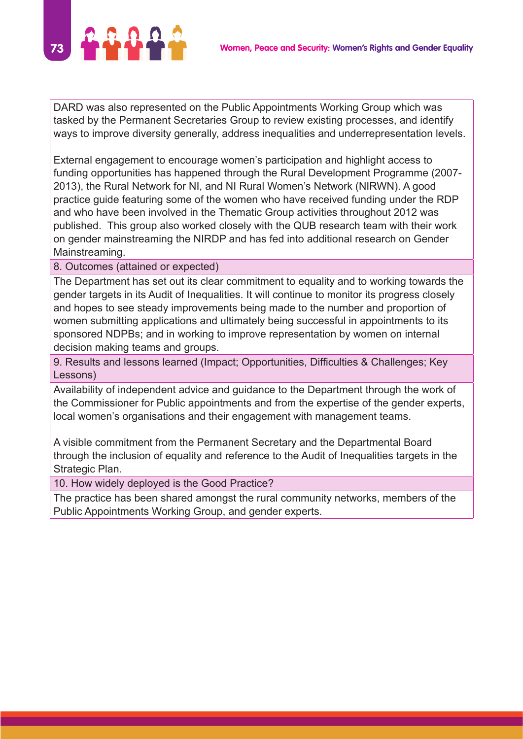DARD was also represented on the Public Appointments Working Group which was tasked by the Permanent Secretaries Group to review existing processes, and identify ways to improve diversity generally, address inequalities and underrepresentation levels.

External engagement to encourage women's participation and highlight access to funding opportunities has happened through the Rural Development Programme (2007-2013), the Rural Network for NI, and NI Rural Women's Network (NIRWN). A good practice guide featuring some of the women who have received funding under the RDP and who have been involved in the Thematic Group activities throughout 2012 was published. This group also worked closely with the QUB research team with their work on gender mainstreaming the NIRDP and has fed into additional research on Gender Mainstreaming.

**8. Outcomes (attained or expected)**

The Department has set out its clear commitment to equality and to working towards the gender targets in its Audit of Inequalities. It will continue to monitor its progress closely and hopes to see steady improvements being made to the number and proportion of women submitting applications and ultimately being successful in appointments to its sponsored NDPBs; and in working to improve representation by women on internal decision making teams and groups.

**9. Results and lessons learned (Impact; Opportunities, Difficulties & Challenges; Key Lessons)**

Availability of independent advice and guidance to the Department through the work of the Commissioner for Public appointments and from the expertise of the gender experts, local women's organisations and their engagement with management teams.

A visible commitment from the Permanent Secretary and the Departmental Board through the inclusion of equality and reference to the Audit of Inequalities targets in the Strategic Plan.

**10. How widely deployed is the Good Practice?**

The practice has been shared amongst the rural community networks, members of the Public Appointments Working Group, and gender experts.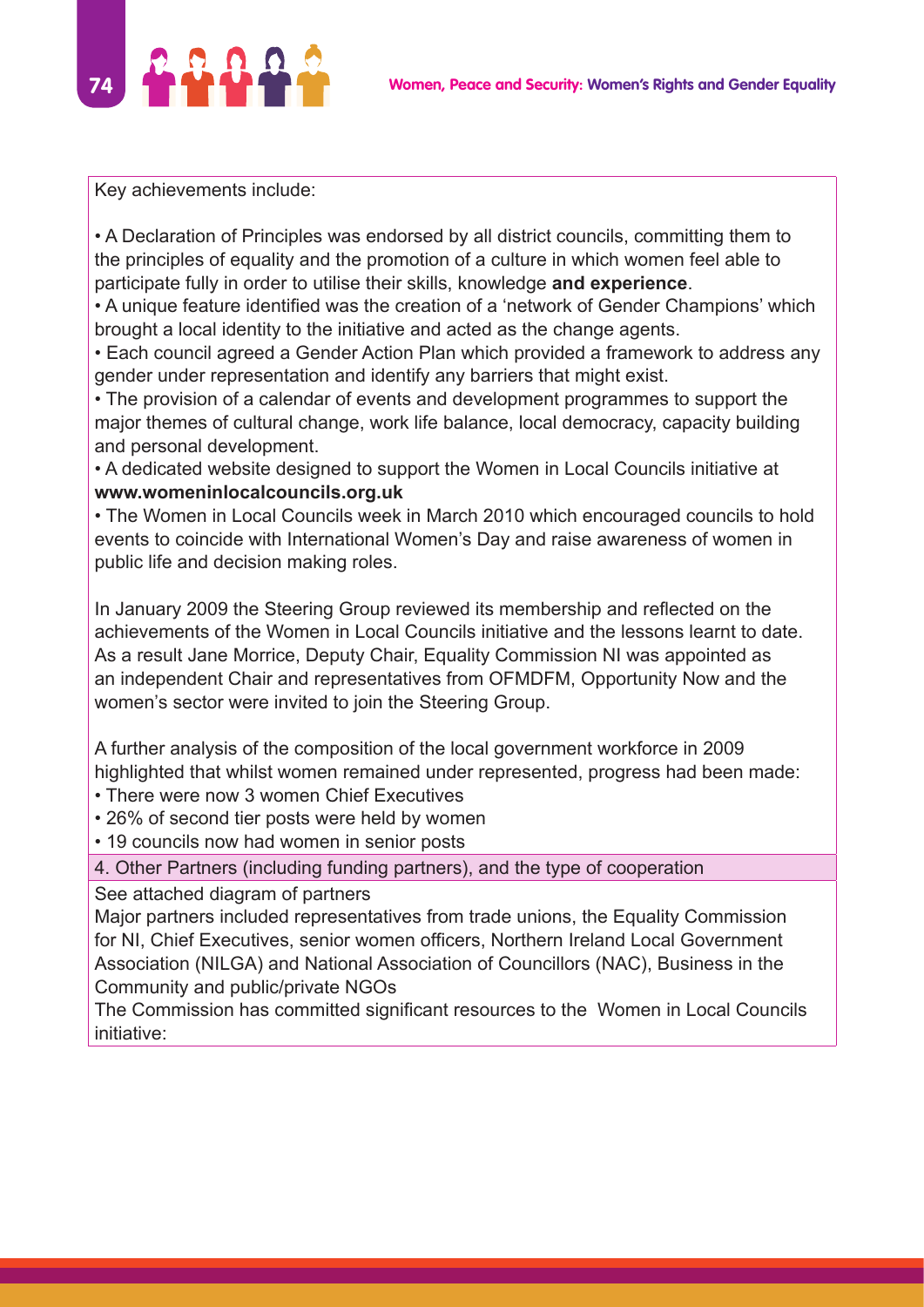Key achievements include:

- A Declaration of Principles was endorsed by all district councils, committing them to the principles of equality and the promotion of a culture in which women feel able to participate fully in order to utilise their skills, knowledge **and experience**.
- A unique feature identified was the creation of a 'network of Gender Champions' which brought a local identity to the initiative and acted as the change agents.
- Each council agreed a Gender Action Plan which provided a framework to address any gender under representation and identify any barriers that might exist.
- The provision of a calendar of events and development programmes to support the major themes of cultural change, work life balance, local democracy, capacity building and personal development.
- A dedicated website designed to support the Women in Local Councils initiative at **www.womeninlocalcouncils.org.uk**
- The Women in Local Councils week in March 2010 which encouraged councils to hold events to coincide with International Women's Day and raise awareness of women in public life and decision making roles.

In January 2009 the Steering Group reviewed its membership and reflected on the achievements of the Women in Local Councils initiative and the lessons learnt to date. As a result Jane Morrice, Deputy Chair, Equality Commission NI was appointed as an independent Chair and representatives from OFMDFM, Opportunity Now and the women's sector were invited to join the Steering Group.

A further analysis of the composition of the local government workforce in 2009 highlighted that whilst women remained under represented, progress had been made:

- There were now 3 women Chief Executives
- 26% of second tier posts were held by women
- 19 councils now had women in senior posts

4. Other Partners (including funding partners), and the type of cooperation

See attached diagram of partners

Major partners included representatives from trade unions, the Equality Commission for NI, Chief Executives, senior women officers, Northern Ireland Local Government Association (NILGA) and National Association of Councillors (NAC), Business in the Community and public/private NGOs

The Commission has committed significant resources to the Women in Local Councils initiative: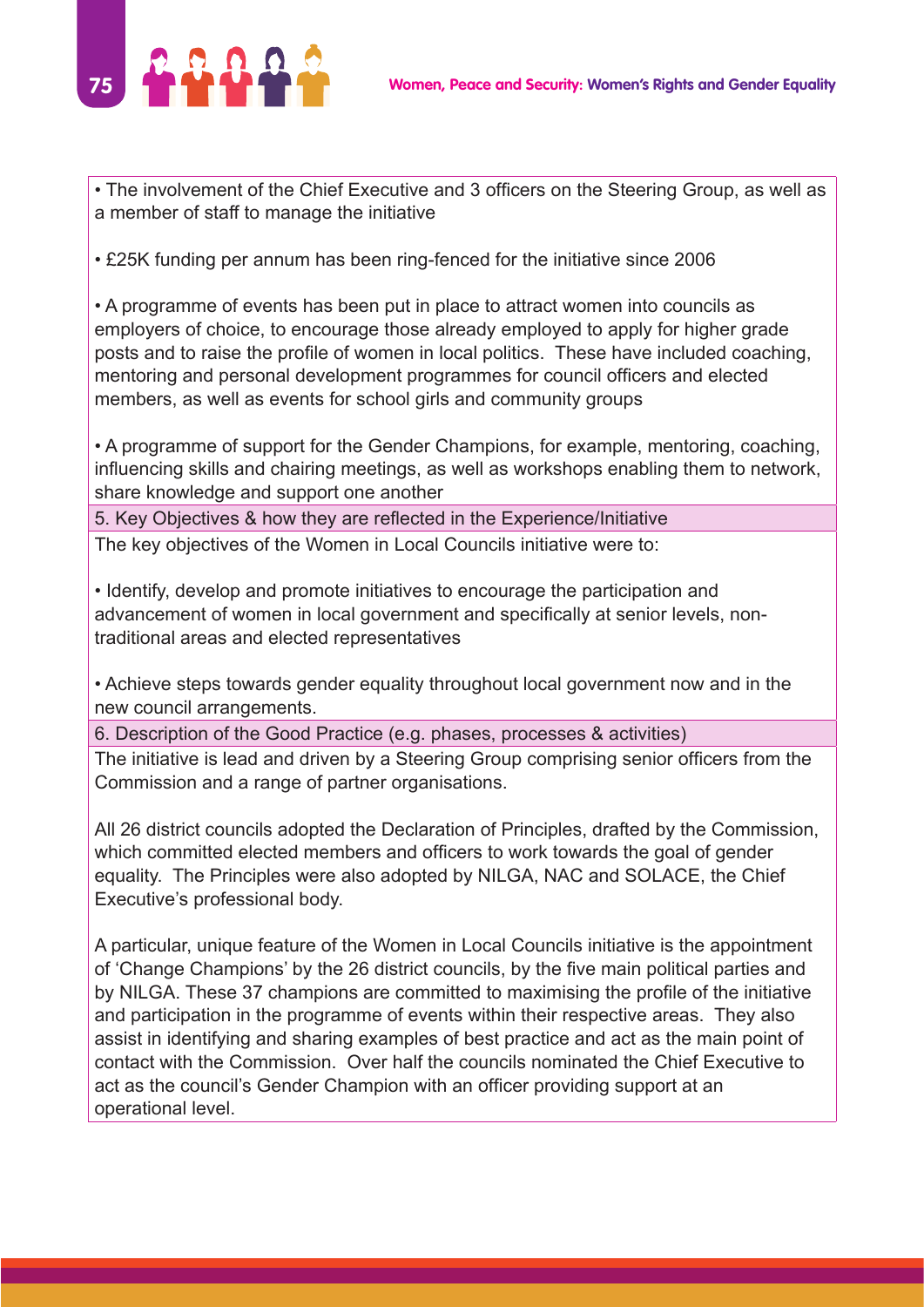- The involvement of the Chief Executive and 3 officers on the Steering Group, as well as a member of staff to manage the initiative

- £25K funding per annum has been ring-fenced for the initiative since 2006

- A programme of events has been put in place to attract women into councils as employers of choice, to encourage those already employed to apply for higher grade posts and to raise the profile of women in local politics. These have included coaching, mentoring and personal development programmes for council officers and elected members, as well as events for school girls and community groups

- A programme of support for the Gender Champions, for example, mentoring, coaching, influencing skills and chairing meetings, as well as workshops enabling them to network, share knowledge and support one another

### 5. Key Objectives & how they are reflected in the Experience/Initiative

The key objectives of the Women in Local Councils initiative were to:

- Identify, develop and promote initiatives to encourage the participation and advancement of women in local government and specifically at senior levels, non-traditional areas and elected representatives

- Achieve steps towards gender equality throughout local government now and in the new council arrangements.

### 6. Description of the Good Practice (e.g. phases, processes & activities)

The initiative is lead and driven by a Steering Group comprising senior officers from the Commission and a range of partner organisations.

All 26 district councils adopted the Declaration of Principles, drafted by the Commission, which committed elected members and officers to work towards the goal of gender equality. The Principles were also adopted by NILGA, NAC and SOLACE, the Chief Executive's professional body.

A particular, unique feature of the Women in Local Councils initiative is the appointment of 'Change Champions' by the 26 district councils, by the five main political parties and by NILGA. These 37 champions are committed to maximising the profile of the initiative and participation in the programme of events within their respective areas. They also assist in identifying and sharing examples of best practice and act as the main point of contact with the Commission. Over half the councils nominated the Chief Executive to act as the council's Gender Champion with an officer providing support at an operational level.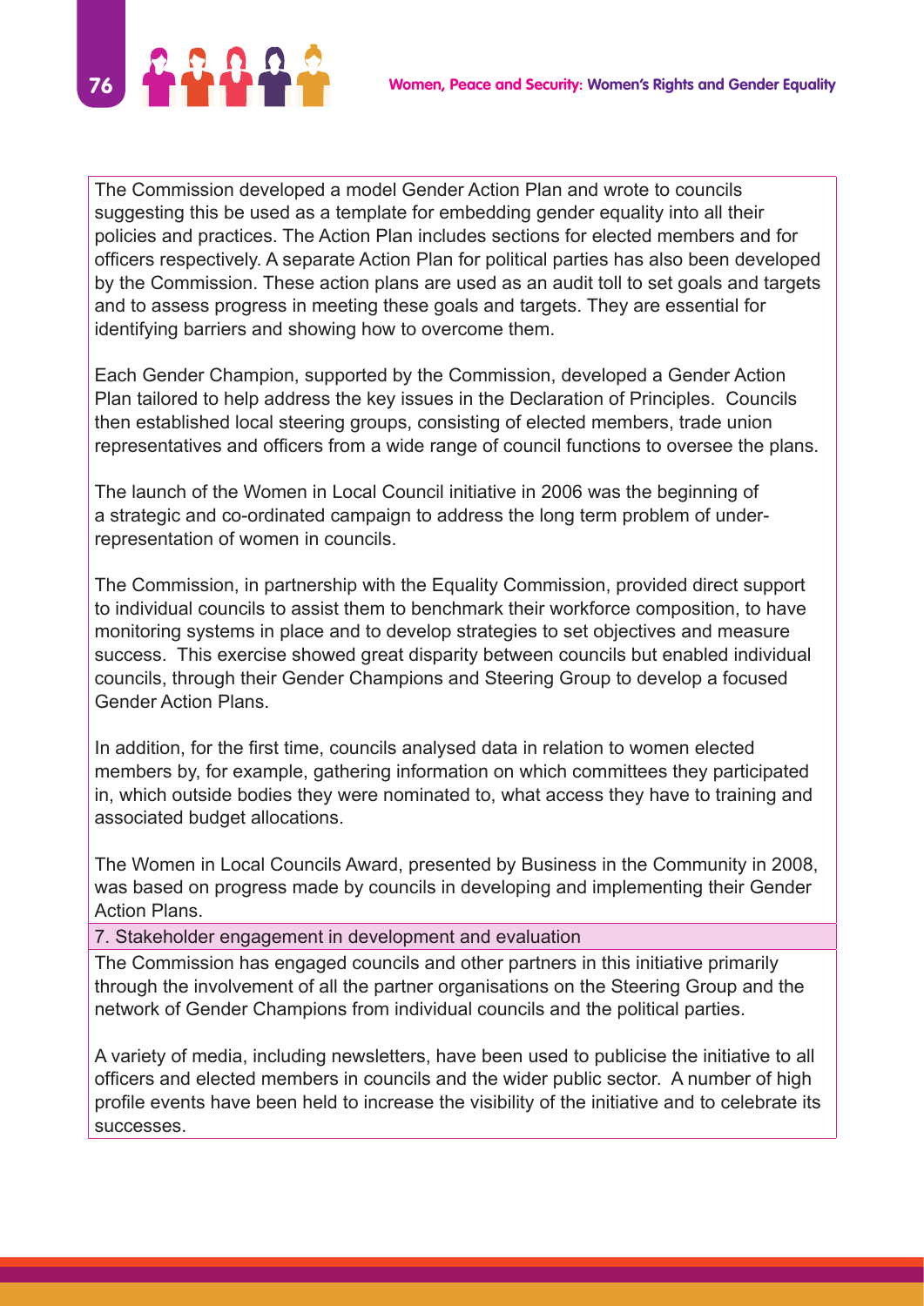The Commission developed a model Gender Action Plan and wrote to councils suggesting this be used as a template for embedding gender equality into all their policies and practices. The Action Plan includes sections for elected members and for officers respectively. A separate Action Plan for political parties has also been developed by the Commission. These action plans are used as an audit toll to set goals and targets and to assess progress in meeting these goals and targets. They are essential for identifying barriers and showing how to overcome them.

Each Gender Champion, supported by the Commission, developed a Gender Action Plan tailored to help address the key issues in the Declaration of Principles. Councils then established local steering groups, consisting of elected members, trade union representatives and officers from a wide range of council functions to oversee the plans.

The launch of the Women in Local Council initiative in 2006 was the beginning of a strategic and co-ordinated campaign to address the long term problem of under-representation of women in councils.

The Commission, in partnership with the Equality Commission, provided direct support to individual councils to assist them to benchmark their workforce composition, to have monitoring systems in place and to develop strategies to set objectives and measure success. This exercise showed great disparity between councils but enabled individual councils, through their Gender Champions and Steering Group to develop a focused Gender Action Plans.

In addition, for the first time, councils analysed data in relation to women elected members by, for example, gathering information on which committees they participated in, which outside bodies they were nominated to, what access they have to training and associated budget allocations.

The Women in Local Councils Award, presented by Business in the Community in 2008, was based on progress made by councils in developing and implementing their Gender Action Plans.

### 7. Stakeholder engagement in development and evaluation

The Commission has engaged councils and other partners in this initiative primarily through the involvement of all the partner organisations on the Steering Group and the network of Gender Champions from individual councils and the political parties.

A variety of media, including newsletters, have been used to publicise the initiative to all officers and elected members in councils and the wider public sector. A number of high profile events have been held to increase the visibility of the initiative and to celebrate its successes.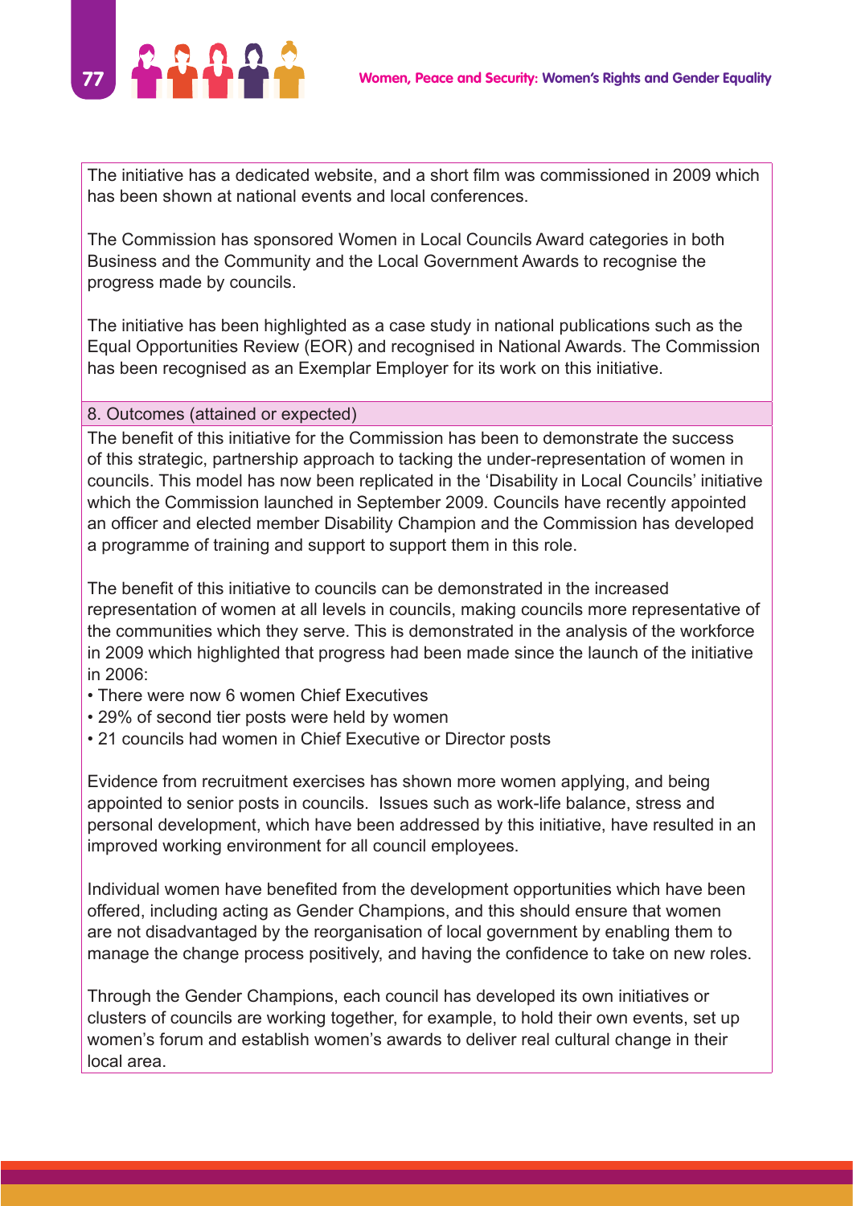The initiative has a dedicated website, and a short film was commissioned in 2009 which has been shown at national events and local conferences.

The Commission has sponsored Women in Local Councils Award categories in both Business and the Community and the Local Government Awards to recognise the progress made by councils.

The initiative has been highlighted as a case study in national publications such as the Equal Opportunities Review (EOR) and recognised in National Awards. The Commission has been recognised as an Exemplar Employer for its work on this initiative.

### 8. Outcomes (attained or expected)

The benefit of this initiative for the Commission has been to demonstrate the success of this strategic, partnership approach to tacking the under-representation of women in councils. This model has now been replicated in the 'Disability in Local Councils' initiative which the Commission launched in September 2009. Councils have recently appointed an officer and elected member Disability Champion and the Commission has developed a programme of training and support to support them in this role.

The benefit of this initiative to councils can be demonstrated in the increased representation of women at all levels in councils, making councils more representative of the communities which they serve. This is demonstrated in the analysis of the workforce in 2009 which highlighted that progress had been made since the launch of the initiative in 2006:

- There were now 6 women Chief Executives
- 29% of second tier posts were held by women
- 21 councils had women in Chief Executive or Director posts

Evidence from recruitment exercises has shown more women applying, and being appointed to senior posts in councils. Issues such as work-life balance, stress and personal development, which have been addressed by this initiative, have resulted in an improved working environment for all council employees.

Individual women have benefited from the development opportunities which have been offered, including acting as Gender Champions, and this should ensure that women are not disadvantaged by the reorganisation of local government by enabling them to manage the change process positively, and having the confidence to take on new roles.

Through the Gender Champions, each council has developed its own initiatives or clusters of councils are working together, for example, to hold their own events, set up women's forum and establish women's awards to deliver real cultural change in their local area.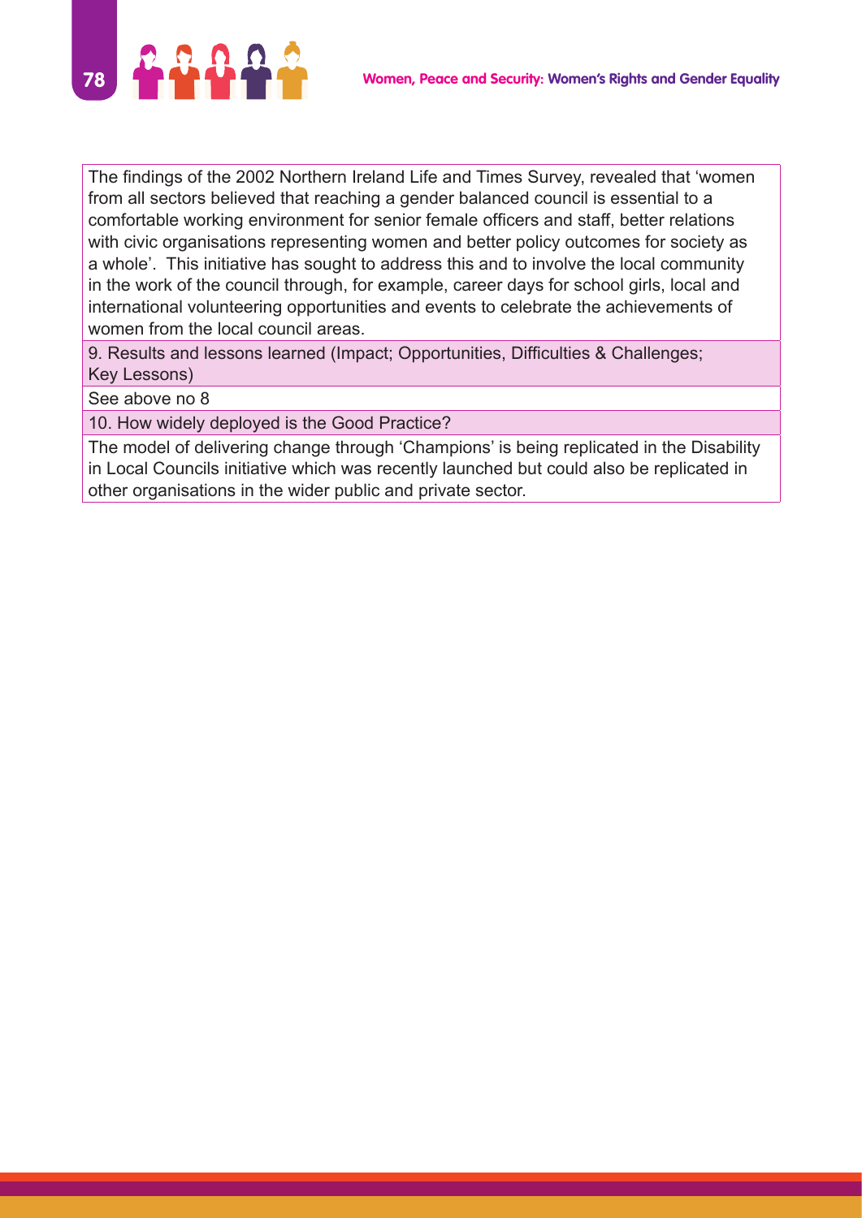The findings of the 2002 Northern Ireland Life and Times Survey, revealed that 'women from all sectors believed that reaching a gender balanced council is essential to a comfortable working environment for senior female officers and staff, better relations with civic organisations representing women and better policy outcomes for society as a whole'. This initiative has sought to address this and to involve the local community in the work of the council through, for example, career days for school girls, local and international volunteering opportunities and events to celebrate the achievements of women from the local council areas.

**9. Results and lessons learned (Impact; Opportunities, Difficulties & Challenges; Key Lessons)**

See above no 8

**10. How widely deployed is the Good Practice?**

The model of delivering change through 'Champions' is being replicated in the Disability in Local Councils initiative which was recently launched but could also be replicated in other organisations in the wider public and private sector.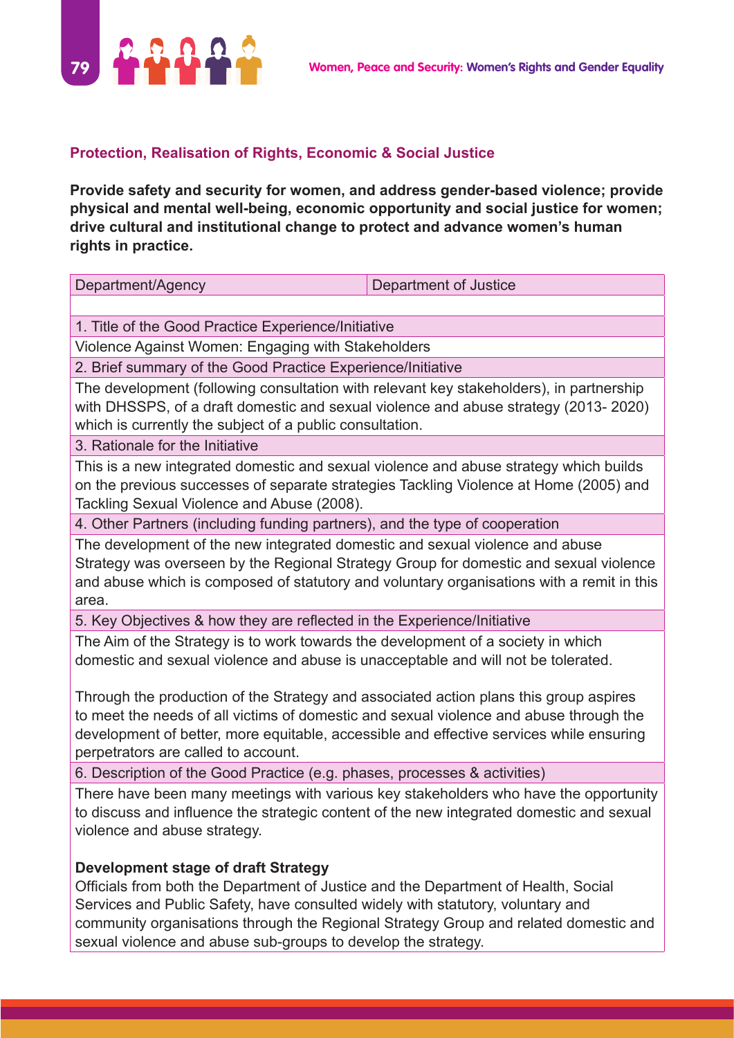## Protection, Realisation of Rights, Economic & Social Justice

**Provide safety and security for women, and address gender-based violence; provide physical and mental well-being, economic opportunity and social justice for women; drive cultural and institutional change to protect and advance women's human rights in practice.**

| Department/Agency | Department of Justice |
|---|---|
| | |
| 1. Title of the Good Practice Experience/Initiative | |
| Violence Against Women: Engaging with Stakeholders | |
| 2. Brief summary of the Good Practice Experience/Initiative | |
| The development (following consultation with relevant key stakeholders), in partnership with DHSSPS, of a draft domestic and sexual violence and abuse strategy (2013- 2020) which is currently the subject of a public consultation. | |
| 3. Rationale for the Initiative | |
| This is a new integrated domestic and sexual violence and abuse strategy which builds on the previous successes of separate strategies Tackling Violence at Home (2005) and Tackling Sexual Violence and Abuse (2008). | |
| 4. Other Partners (including funding partners), and the type of cooperation | |
| The development of the new integrated domestic and sexual violence and abuse Strategy was overseen by the Regional Strategy Group for domestic and sexual violence and abuse which is composed of statutory and voluntary organisations with a remit in this area. | |
| 5. Key Objectives & how they are reflected in the Experience/Initiative | |
| The Aim of the Strategy is to work towards the development of a society in which domestic and sexual violence and abuse is unacceptable and will not be tolerated.<br><br>Through the production of the Strategy and associated action plans this group aspires to meet the needs of all victims of domestic and sexual violence and abuse through the development of better, more equitable, accessible and effective services while ensuring perpetrators are called to account. | |
| 6. Description of the Good Practice (e.g. phases, processes & activities) | |
| There have been many meetings with various key stakeholders who have the opportunity to discuss and influence the strategic content of the new integrated domestic and sexual violence and abuse strategy.<br><br>**Development stage of draft Strategy**<br>Officials from both the Department of Justice and the Department of Health, Social Services and Public Safety, have consulted widely with statutory, voluntary and community organisations through the Regional Strategy Group and related domestic and sexual violence and abuse sub-groups to develop the strategy. | |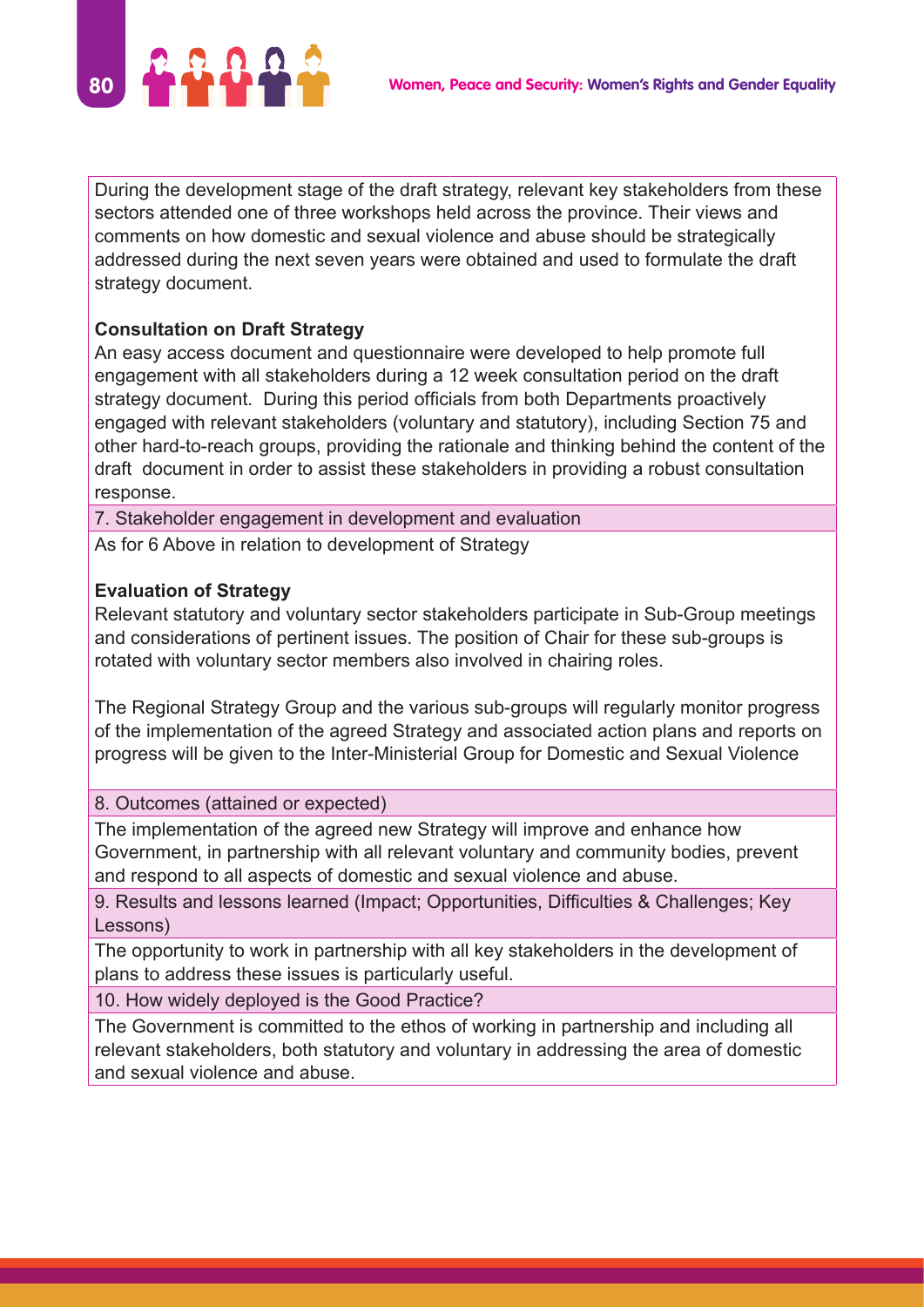During the development stage of the draft strategy, relevant key stakeholders from these sectors attended one of three workshops held across the province. Their views and comments on how domestic and sexual violence and abuse should be strategically addressed during the next seven years were obtained and used to formulate the draft strategy document.

**Consultation on Draft Strategy**

An easy access document and questionnaire were developed to help promote full engagement with all stakeholders during a 12 week consultation period on the draft strategy document. During this period officials from both Departments proactively engaged with relevant stakeholders (voluntary and statutory), including Section 75 and other hard-to-reach groups, providing the rationale and thinking behind the content of the draft document in order to assist these stakeholders in providing a robust consultation response.

### 7. Stakeholder engagement in development and evaluation

As for 6 Above in relation to development of Strategy

**Evaluation of Strategy**

Relevant statutory and voluntary sector stakeholders participate in Sub-Group meetings and considerations of pertinent issues. The position of Chair for these sub-groups is rotated with voluntary sector members also involved in chairing roles.

The Regional Strategy Group and the various sub-groups will regularly monitor progress of the implementation of the agreed Strategy and associated action plans and reports on progress will be given to the Inter-Ministerial Group for Domestic and Sexual Violence

### 8. Outcomes (attained or expected)

The implementation of the agreed new Strategy will improve and enhance how Government, in partnership with all relevant voluntary and community bodies, prevent and respond to all aspects of domestic and sexual violence and abuse.

### 9. Results and lessons learned (Impact; Opportunities, Difficulties & Challenges; Key Lessons)

The opportunity to work in partnership with all key stakeholders in the development of plans to address these issues is particularly useful.

### 10. How widely deployed is the Good Practice?

The Government is committed to the ethos of working in partnership and including all relevant stakeholders, both statutory and voluntary in addressing the area of domestic and sexual violence and abuse.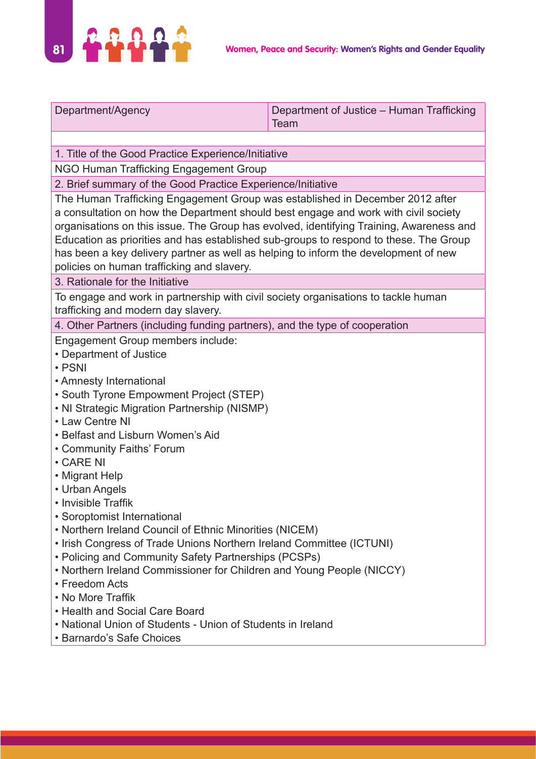| Department/Agency | Department of Justice – Human Trafficking Team |
|---|---|

1. Title of the Good Practice Experience/Initiative

NGO Human Trafficking Engagement Group

2. Brief summary of the Good Practice Experience/Initiative

The Human Trafficking Engagement Group was established in December 2012 after a consultation on how the Department should best engage and work with civil society organisations on this issue. The Group has evolved, identifying Training, Awareness and Education as priorities and has established sub-groups to respond to these. The Group has been a key delivery partner as well as helping to inform the development of new policies on human trafficking and slavery.

3. Rationale for the Initiative

To engage and work in partnership with civil society organisations to tackle human trafficking and modern day slavery.

4. Other Partners (including funding partners), and the type of cooperation

Engagement Group members include:

- Department of Justice
- PSNI
- Amnesty International
- South Tyrone Empowerment Project (STEP)
- NI Strategic Migration Partnership (NISMP)
- Law Centre NI
- Belfast and Lisburn Women's Aid
- Community Faiths' Forum
- CARE NI
- Migrant Help
- Urban Angels
- Invisible Traffik
- Soroptomist International
- Northern Ireland Council of Ethnic Minorities (NICEM)
- Irish Congress of Trade Unions Northern Ireland Committee (ICTUNI)
- Policing and Community Safety Partnerships (PCSPs)
- Northern Ireland Commissioner for Children and Young People (NICCY)
- Freedom Acts
- No More Traffik
- Health and Social Care Board
- National Union of Students - Union of Students in Ireland
- Barnardo's Safe Choices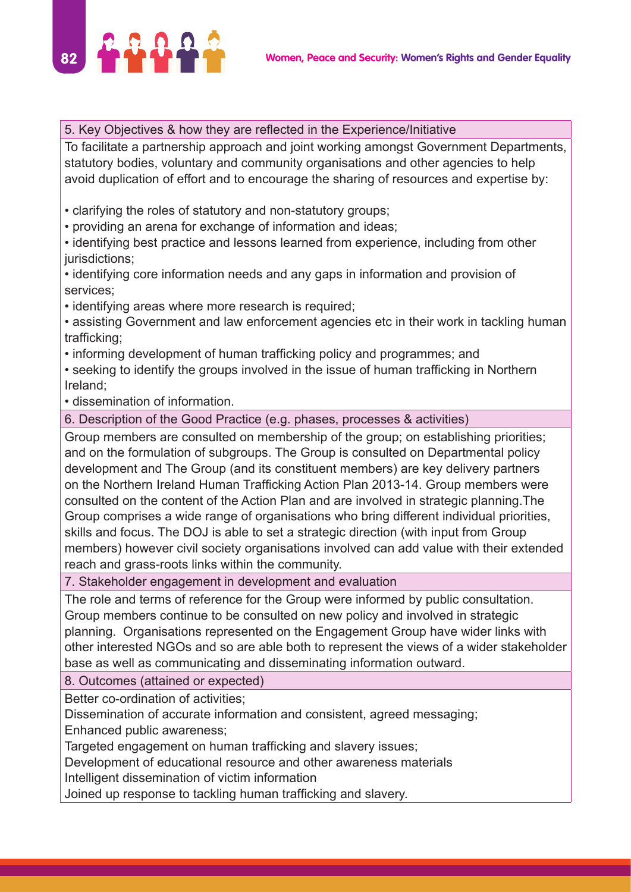| 5. Key Objectives & how they are reflected in the Experience/Initiative |
|---|
| To facilitate a partnership approach and joint working amongst Government Departments, statutory bodies, voluntary and community organisations and other agencies to help avoid duplication of effort and to encourage the sharing of resources and expertise by:<br><br>• clarifying the roles of statutory and non-statutory groups;<br>• providing an arena for exchange of information and ideas;<br>• identifying best practice and lessons learned from experience, including from other jurisdictions;<br>• identifying core information needs and any gaps in information and provision of services;<br>• identifying areas where more research is required;<br>• assisting Government and law enforcement agencies etc in their work in tackling human trafficking;<br>• informing development of human trafficking policy and programmes; and<br>• seeking to identify the groups involved in the issue of human trafficking in Northern Ireland;<br>• dissemination of information. |
| 6. Description of the Good Practice (e.g. phases, processes & activities) |
| Group members are consulted on membership of the group; on establishing priorities; and on the formulation of subgroups. The Group is consulted on Departmental policy development and The Group (and its constituent members) are key delivery partners on the Northern Ireland Human Trafficking Action Plan 2013-14. Group members were consulted on the content of the Action Plan and are involved in strategic planning.The Group comprises a wide range of organisations who bring different individual priorities, skills and focus. The DOJ is able to set a strategic direction (with input from Group members) however civil society organisations involved can add value with their extended reach and grass-roots links within the community. |
| 7. Stakeholder engagement in development and evaluation |
| The role and terms of reference for the Group were informed by public consultation. Group members continue to be consulted on new policy and involved in strategic planning. Organisations represented on the Engagement Group have wider links with other interested NGOs and so are able both to represent the views of a wider stakeholder base as well as communicating and disseminating information outward. |
| 8. Outcomes (attained or expected) |
| Better co-ordination of activities;<br>Dissemination of accurate information and consistent, agreed messaging;<br>Enhanced public awareness;<br>Targeted engagement on human trafficking and slavery issues;<br>Development of educational resource and other awareness materials<br>Intelligent dissemination of victim information<br>Joined up response to tackling human trafficking and slavery. |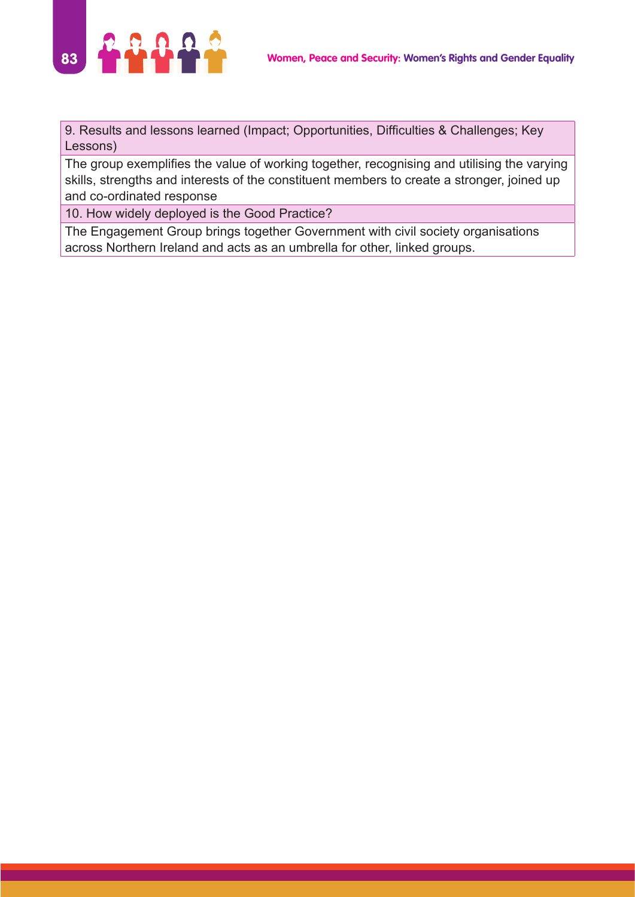| 9. Results and lessons learned (Impact; Opportunities, Difficulties & Challenges; Key Lessons) |
| --- |
| The group exemplifies the value of working together, recognising and utilising the varying skills, strengths and interests of the constituent members to create a stronger, joined up and co-ordinated response |
| 10. How widely deployed is the Good Practice? |
| The Engagement Group brings together Government with civil society organisations across Northern Ireland and acts as an umbrella for other, linked groups. |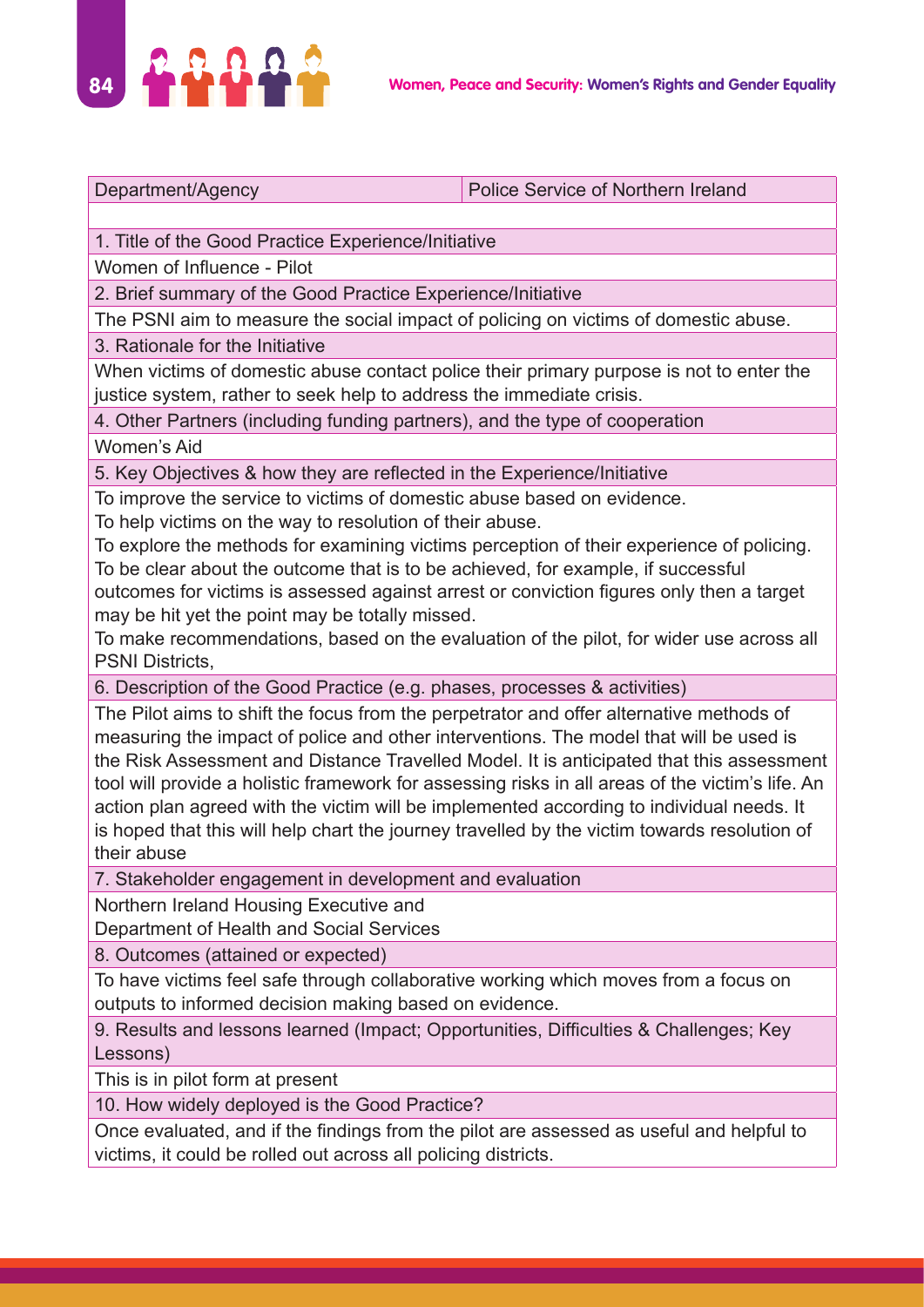| Department/Agency | Police Service of Northern Ireland |
|---|---|
| | |

| 1. Title of the Good Practice Experience/Initiative |
|---|
| Women of Influence - Pilot |
| 2. Brief summary of the Good Practice Experience/Initiative |
| The PSNI aim to measure the social impact of policing on victims of domestic abuse. |
| 3. Rationale for the Initiative |
| When victims of domestic abuse contact police their primary purpose is not to enter the justice system, rather to seek help to address the immediate crisis. |
| 4. Other Partners (including funding partners), and the type of cooperation |
| Women's Aid |
| 5. Key Objectives & how they are reflected in the Experience/Initiative |
| To improve the service to victims of domestic abuse based on evidence.<br>To help victims on the way to resolution of their abuse.<br>To explore the methods for examining victims perception of their experience of policing.<br>To be clear about the outcome that is to be achieved, for example, if successful outcomes for victims is assessed against arrest or conviction figures only then a target may be hit yet the point may be totally missed.<br>To make recommendations, based on the evaluation of the pilot, for wider use across all PSNI Districts, |
| 6. Description of the Good Practice (e.g. phases, processes & activities) |
| The Pilot aims to shift the focus from the perpetrator and offer alternative methods of measuring the impact of police and other interventions. The model that will be used is the Risk Assessment and Distance Travelled Model. It is anticipated that this assessment tool will provide a holistic framework for assessing risks in all areas of the victim's life. An action plan agreed with the victim will be implemented according to individual needs. It is hoped that this will help chart the journey travelled by the victim towards resolution of their abuse |
| 7. Stakeholder engagement in development and evaluation |
| Northern Ireland Housing Executive and<br>Department of Health and Social Services |
| 8. Outcomes (attained or expected) |
| To have victims feel safe through collaborative working which moves from a focus on outputs to informed decision making based on evidence. |
| 9. Results and lessons learned (Impact; Opportunities, Difficulties & Challenges; Key Lessons) |
| This is in pilot form at present |
| 10. How widely deployed is the Good Practice? |
| Once evaluated, and if the findings from the pilot are assessed as useful and helpful to victims, it could be rolled out across all policing districts. |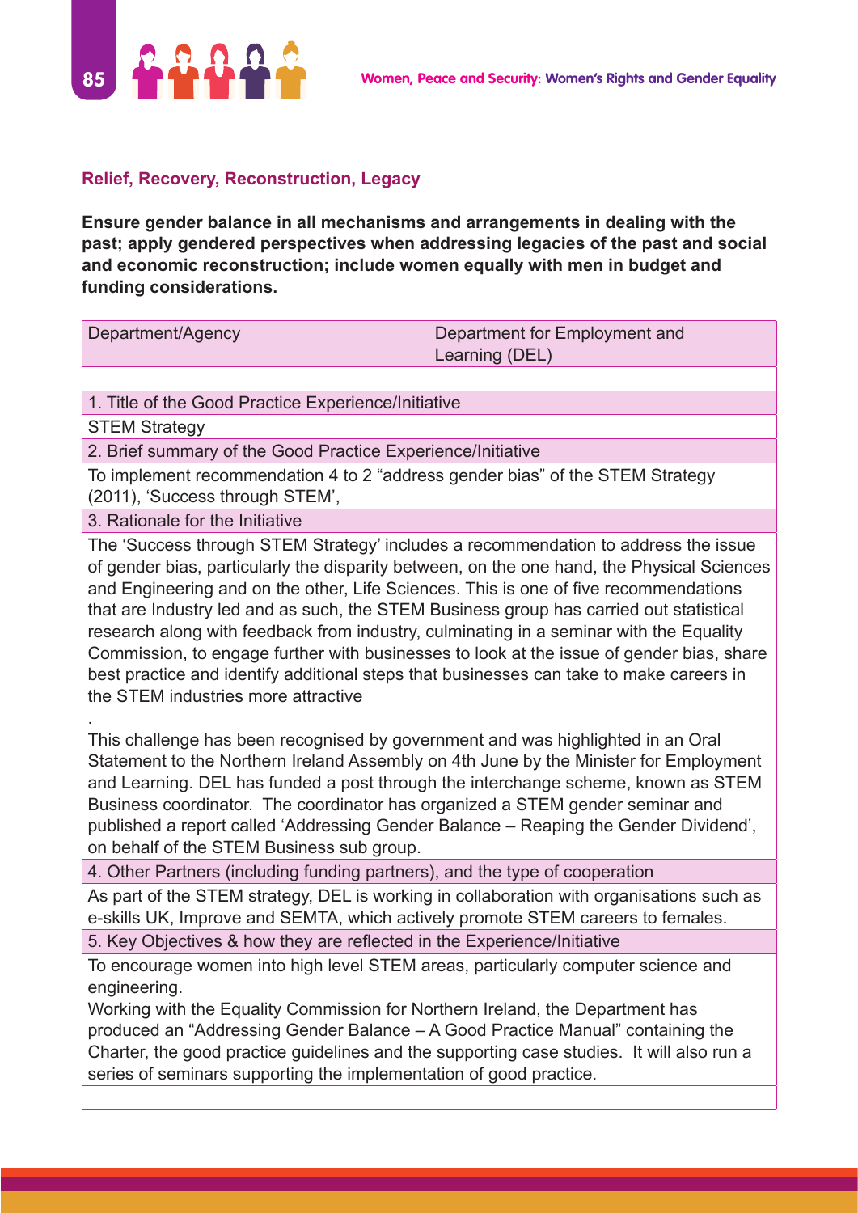### Relief, Recovery, Reconstruction, Legacy

**Ensure gender balance in all mechanisms and arrangements in dealing with the past; apply gendered perspectives when addressing legacies of the past and social and economic reconstruction; include women equally with men in budget and funding considerations.**

| Department/Agency | Department for Employment and Learning (DEL) |
|---|---|
| | |
| 1. Title of the Good Practice Experience/Initiative | |
| STEM Strategy | |
| 2. Brief summary of the Good Practice Experience/Initiative | |
| To implement recommendation 4 to 2 "address gender bias" of the STEM Strategy (2011), 'Success through STEM', | |
| 3. Rationale for the Initiative | |
| The 'Success through STEM Strategy' includes a recommendation to address the issue of gender bias, particularly the disparity between, on the one hand, the Physical Sciences and Engineering and on the other, Life Sciences. This is one of five recommendations that are Industry led and as such, the STEM Business group has carried out statistical research along with feedback from industry, culminating in a seminar with the Equality Commission, to engage further with businesses to look at the issue of gender bias, share best practice and identify additional steps that businesses can take to make careers in the STEM industries more attractive<br>.<br>This challenge has been recognised by government and was highlighted in an Oral Statement to the Northern Ireland Assembly on 4th June by the Minister for Employment and Learning. DEL has funded a post through the interchange scheme, known as STEM Business coordinator. The coordinator has organized a STEM gender seminar and published a report called 'Addressing Gender Balance – Reaping the Gender Dividend', on behalf of the STEM Business sub group. | |
| 4. Other Partners (including funding partners), and the type of cooperation | |
| As part of the STEM strategy, DEL is working in collaboration with organisations such as e-skills UK, Improve and SEMTA, which actively promote STEM careers to females. | |
| 5. Key Objectives & how they are reflected in the Experience/Initiative | |
| To encourage women into high level STEM areas, particularly computer science and engineering.<br>Working with the Equality Commission for Northern Ireland, the Department has produced an "Addressing Gender Balance – A Good Practice Manual" containing the Charter, the good practice guidelines and the supporting case studies. It will also run a series of seminars supporting the implementation of good practice. | |
| | |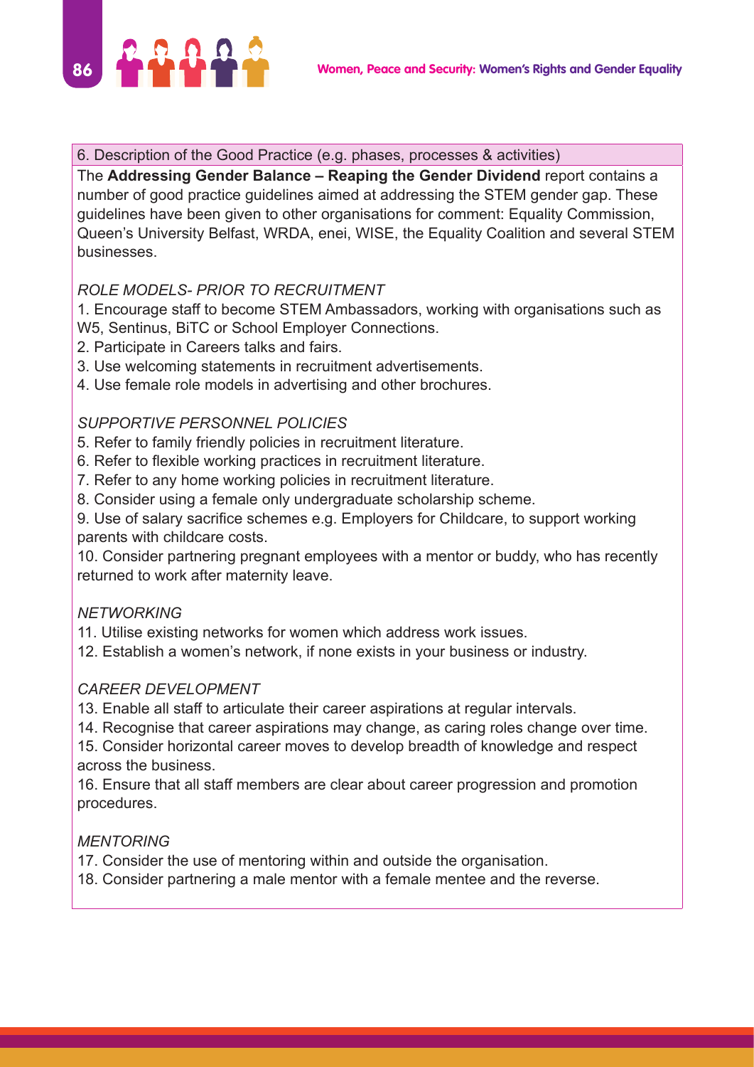6. Description of the Good Practice (e.g. phases, processes & activities)

The **Addressing Gender Balance – Reaping the Gender Dividend** report contains a number of good practice guidelines aimed at addressing the STEM gender gap. These guidelines have been given to other organisations for comment: Equality Commission, Queen's University Belfast, WRDA, enei, WISE, the Equality Coalition and several STEM businesses.

*ROLE MODELS- PRIOR TO RECRUITMENT*

1. Encourage staff to become STEM Ambassadors, working with organisations such as W5, Sentinus, BiTC or School Employer Connections.
2. Participate in Careers talks and fairs.
3. Use welcoming statements in recruitment advertisements.
4. Use female role models in advertising and other brochures.

*SUPPORTIVE PERSONNEL POLICIES*

5. Refer to family friendly policies in recruitment literature.
6. Refer to flexible working practices in recruitment literature.
7. Refer to any home working policies in recruitment literature.
8. Consider using a female only undergraduate scholarship scheme.
9. Use of salary sacrifice schemes e.g. Employers for Childcare, to support working parents with childcare costs.
10. Consider partnering pregnant employees with a mentor or buddy, who has recently returned to work after maternity leave.

*NETWORKING*

11. Utilise existing networks for women which address work issues.
12. Establish a women's network, if none exists in your business or industry.

*CAREER DEVELOPMENT*

13. Enable all staff to articulate their career aspirations at regular intervals.
14. Recognise that career aspirations may change, as caring roles change over time.
15. Consider horizontal career moves to develop breadth of knowledge and respect across the business.
16. Ensure that all staff members are clear about career progression and promotion procedures.

*MENTORING*

17. Consider the use of mentoring within and outside the organisation.
18. Consider partnering a male mentor with a female mentee and the reverse.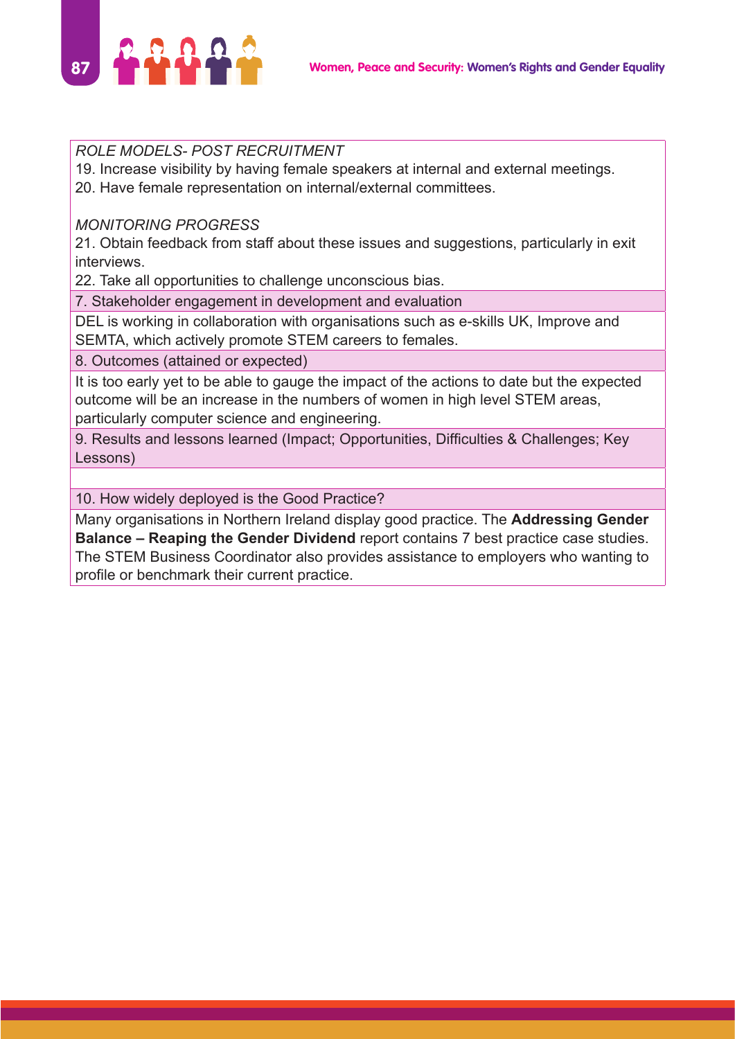| *ROLE MODELS- POST RECRUITMENT*<br>19. Increase visibility by having female speakers at internal and external meetings.<br>20. Have female representation on internal/external committees.<br><br>*MONITORING PROGRESS*<br>21. Obtain feedback from staff about these issues and suggestions, particularly in exit interviews.<br>22. Take all opportunities to challenge unconscious bias. |
|---|
| 7. Stakeholder engagement in development and evaluation |
| DEL is working in collaboration with organisations such as e-skills UK, Improve and SEMTA, which actively promote STEM careers to females. |
| 8. Outcomes (attained or expected) |
| It is too early yet to be able to gauge the impact of the actions to date but the expected outcome will be an increase in the numbers of women in high level STEM areas, particularly computer science and engineering. |
| 9. Results and lessons learned (Impact; Opportunities, Difficulties & Challenges; Key Lessons) |
| |
| 10. How widely deployed is the Good Practice? |
| Many organisations in Northern Ireland display good practice. The **Addressing Gender Balance – Reaping the Gender Dividend** report contains 7 best practice case studies. The STEM Business Coordinator also provides assistance to employers who wanting to profile or benchmark their current practice. |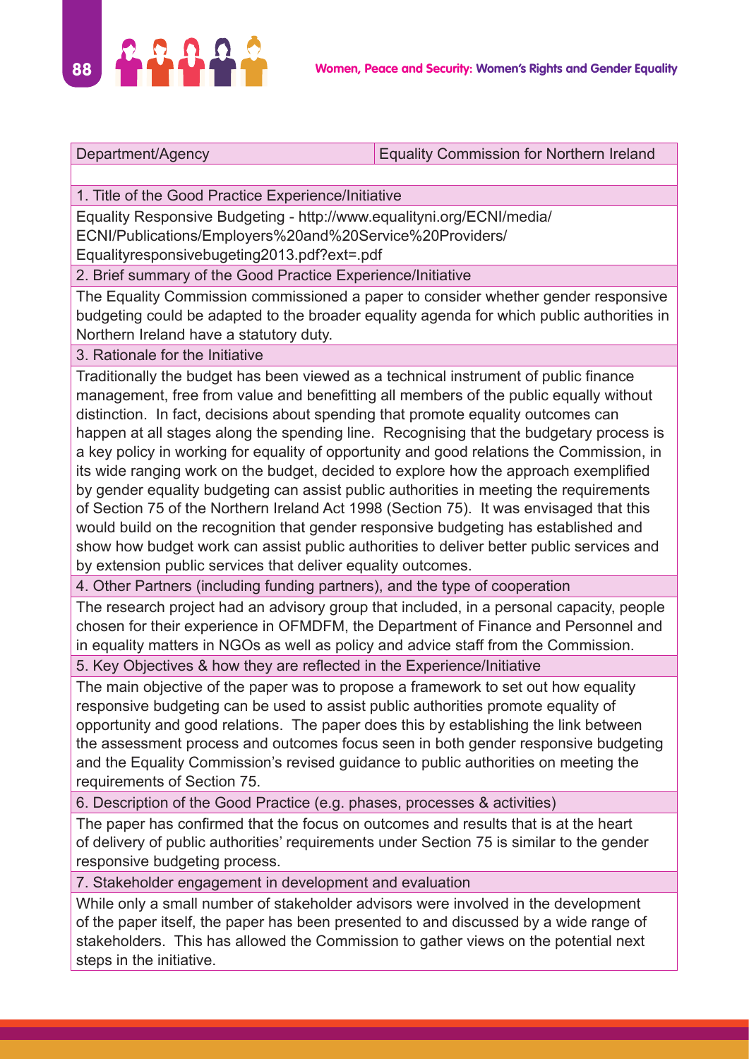| Department/Agency | Equality Commission for Northern Ireland |
|---|---|

**1. Title of the Good Practice Experience/Initiative**

Equality Responsive Budgeting - http://www.equalityni.org/ECNI/media/ECNI/Publications/Employers%20and%20Service%20Providers/Equalityresponsivebugeting2013.pdf?ext=.pdf

**2. Brief summary of the Good Practice Experience/Initiative**

The Equality Commission commissioned a paper to consider whether gender responsive budgeting could be adapted to the broader equality agenda for which public authorities in Northern Ireland have a statutory duty.

**3. Rationale for the Initiative**

Traditionally the budget has been viewed as a technical instrument of public finance management, free from value and benefitting all members of the public equally without distinction. In fact, decisions about spending that promote equality outcomes can happen at all stages along the spending line. Recognising that the budgetary process is a key policy in working for equality of opportunity and good relations the Commission, in its wide ranging work on the budget, decided to explore how the approach exemplified by gender equality budgeting can assist public authorities in meeting the requirements of Section 75 of the Northern Ireland Act 1998 (Section 75). It was envisaged that this would build on the recognition that gender responsive budgeting has established and show how budget work can assist public authorities to deliver better public services and by extension public services that deliver equality outcomes.

**4. Other Partners (including funding partners), and the type of cooperation**

The research project had an advisory group that included, in a personal capacity, people chosen for their experience in OFMDFM, the Department of Finance and Personnel and in equality matters in NGOs as well as policy and advice staff from the Commission.

**5. Key Objectives & how they are reflected in the Experience/Initiative**

The main objective of the paper was to propose a framework to set out how equality responsive budgeting can be used to assist public authorities promote equality of opportunity and good relations. The paper does this by establishing the link between the assessment process and outcomes focus seen in both gender responsive budgeting and the Equality Commission's revised guidance to public authorities on meeting the requirements of Section 75.

**6. Description of the Good Practice (e.g. phases, processes & activities)**

The paper has confirmed that the focus on outcomes and results that is at the heart of delivery of public authorities' requirements under Section 75 is similar to the gender responsive budgeting process.

**7. Stakeholder engagement in development and evaluation**

While only a small number of stakeholder advisors were involved in the development of the paper itself, the paper has been presented to and discussed by a wide range of stakeholders. This has allowed the Commission to gather views on the potential next steps in the initiative.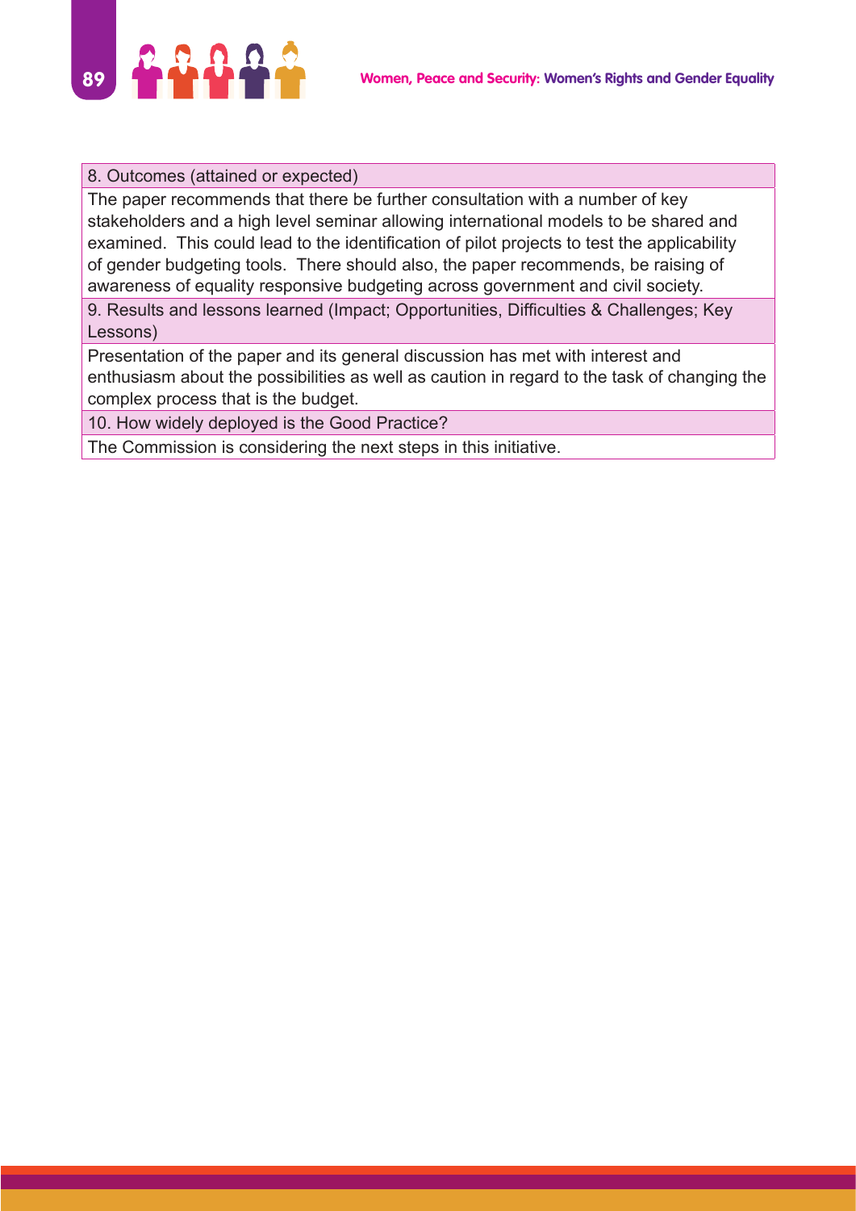| 8. Outcomes (attained or expected) |
|---|
| The paper recommends that there be further consultation with a number of key stakeholders and a high level seminar allowing international models to be shared and examined. This could lead to the identification of pilot projects to test the applicability of gender budgeting tools. There should also, the paper recommends, be raising of awareness of equality responsive budgeting across government and civil society. |
| 9. Results and lessons learned (Impact; Opportunities, Difficulties & Challenges; Key Lessons) |
| Presentation of the paper and its general discussion has met with interest and enthusiasm about the possibilities as well as caution in regard to the task of changing the complex process that is the budget. |
| 10. How widely deployed is the Good Practice? |
| The Commission is considering the next steps in this initiative. |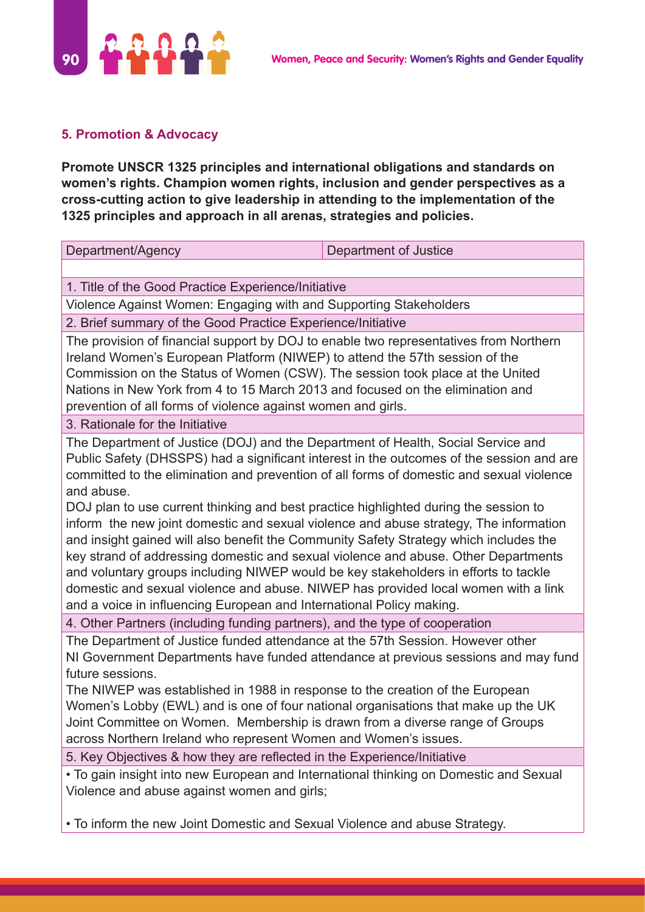### 5. Promotion & Advocacy

**Promote UNSCR 1325 principles and international obligations and standards on women's rights. Champion women rights, inclusion and gender perspectives as a cross-cutting action to give leadership in attending to the implementation of the 1325 principles and approach in all arenas, strategies and policies.**

| Department/Agency | Department of Justice |
| --- | --- |
| | |
| 1. Title of the Good Practice Experience/Initiative | |
| Violence Against Women: Engaging with and Supporting Stakeholders | |
| 2. Brief summary of the Good Practice Experience/Initiative | |
| The provision of financial support by DOJ to enable two representatives from Northern Ireland Women's European Platform (NIWEP) to attend the 57th session of the Commission on the Status of Women (CSW). The session took place at the United Nations in New York from 4 to 15 March 2013 and focused on the elimination and prevention of all forms of violence against women and girls. | |
| 3. Rationale for the Initiative | |
| The Department of Justice (DOJ) and the Department of Health, Social Service and Public Safety (DHSSPS) had a significant interest in the outcomes of the session and are committed to the elimination and prevention of all forms of domestic and sexual violence and abuse.<br>DOJ plan to use current thinking and best practice highlighted during the session to inform the new joint domestic and sexual violence and abuse strategy, The information and insight gained will also benefit the Community Safety Strategy which includes the key strand of addressing domestic and sexual violence and abuse. Other Departments and voluntary groups including NIWEP would be key stakeholders in efforts to tackle domestic and sexual violence and abuse. NIWEP has provided local women with a link and a voice in influencing European and International Policy making. | |
| 4. Other Partners (including funding partners), and the type of cooperation | |
| The Department of Justice funded attendance at the 57th Session. However other NI Government Departments have funded attendance at previous sessions and may fund future sessions.<br>The NIWEP was established in 1988 in response to the creation of the European Women's Lobby (EWL) and is one of four national organisations that make up the UK Joint Committee on Women. Membership is drawn from a diverse range of Groups across Northern Ireland who represent Women and Women's issues. | |
| 5. Key Objectives & how they are reflected in the Experience/Initiative | |
| • To gain insight into new European and International thinking on Domestic and Sexual Violence and abuse against women and girls;<br><br>• To inform the new Joint Domestic and Sexual Violence and abuse Strategy. | |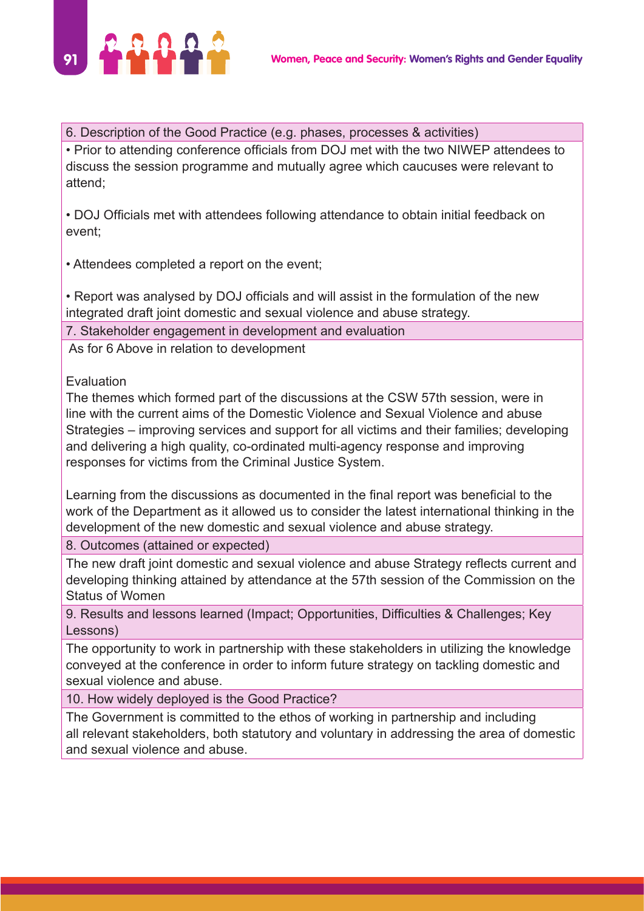| 6. Description of the Good Practice (e.g. phases, processes & activities) |
|---|
| • Prior to attending conference officials from DOJ met with the two NIWEP attendees to discuss the session programme and mutually agree which caucuses were relevant to attend;<br><br>• DOJ Officials met with attendees following attendance to obtain initial feedback on event;<br><br>• Attendees completed a report on the event;<br><br>• Report was analysed by DOJ officials and will assist in the formulation of the new integrated draft joint domestic and sexual violence and abuse strategy. |
| 7. Stakeholder engagement in development and evaluation |
| As for 6 Above in relation to development<br><br>Evaluation<br>The themes which formed part of the discussions at the CSW 57th session, were in line with the current aims of the Domestic Violence and Sexual Violence and abuse Strategies – improving services and support for all victims and their families; developing and delivering a high quality, co-ordinated multi-agency response and improving responses for victims from the Criminal Justice System.<br><br>Learning from the discussions as documented in the final report was beneficial to the work of the Department as it allowed us to consider the latest international thinking in the development of the new domestic and sexual violence and abuse strategy. |
| 8. Outcomes (attained or expected) |
| The new draft joint domestic and sexual violence and abuse Strategy reflects current and developing thinking attained by attendance at the 57th session of the Commission on the Status of Women |
| 9. Results and lessons learned (Impact; Opportunities, Difficulties & Challenges; Key Lessons) |
| The opportunity to work in partnership with these stakeholders in utilizing the knowledge conveyed at the conference in order to inform future strategy on tackling domestic and sexual violence and abuse. |
| 10. How widely deployed is the Good Practice? |
| The Government is committed to the ethos of working in partnership and including all relevant stakeholders, both statutory and voluntary in addressing the area of domestic and sexual violence and abuse. |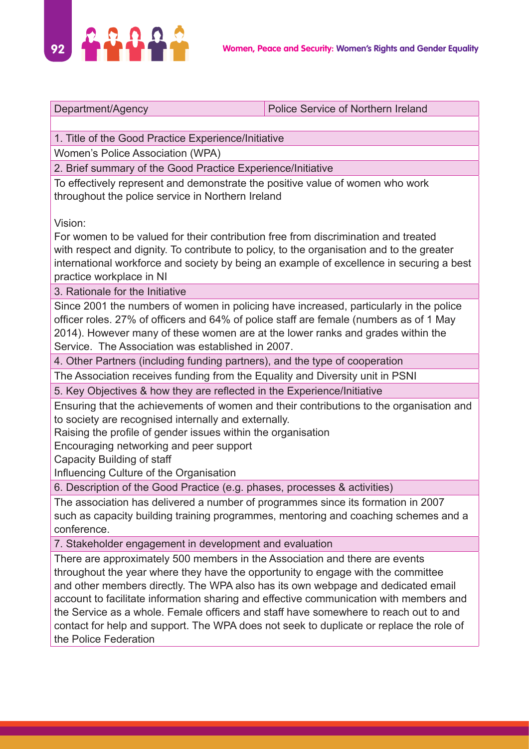| Department/Agency | Police Service of Northern Ireland |
|---|---|

**1. Title of the Good Practice Experience/Initiative**

Women's Police Association (WPA)

**2. Brief summary of the Good Practice Experience/Initiative**

To effectively represent and demonstrate the positive value of women who work throughout the police service in Northern Ireland

Vision:
For women to be valued for their contribution free from discrimination and treated with respect and dignity. To contribute to policy, to the organisation and to the greater international workforce and society by being an example of excellence in securing a best practice workplace in NI

**3. Rationale for the Initiative**

Since 2001 the numbers of women in policing have increased, particularly in the police officer roles. 27% of officers and 64% of police staff are female (numbers as of 1 May 2014). However many of these women are at the lower ranks and grades within the Service. The Association was established in 2007.

**4. Other Partners (including funding partners), and the type of cooperation**

The Association receives funding from the Equality and Diversity unit in PSNI

**5. Key Objectives & how they are reflected in the Experience/Initiative**

Ensuring that the achievements of women and their contributions to the organisation and to society are recognised internally and externally.
Raising the profile of gender issues within the organisation
Encouraging networking and peer support
Capacity Building of staff
Influencing Culture of the Organisation

**6. Description of the Good Practice (e.g. phases, processes & activities)**

The association has delivered a number of programmes since its formation in 2007 such as capacity building training programmes, mentoring and coaching schemes and a conference.

**7. Stakeholder engagement in development and evaluation**

There are approximately 500 members in the Association and there are events throughout the year where they have the opportunity to engage with the committee and other members directly. The WPA also has its own webpage and dedicated email account to facilitate information sharing and effective communication with members and the Service as a whole. Female officers and staff have somewhere to reach out to and contact for help and support. The WPA does not seek to duplicate or replace the role of the Police Federation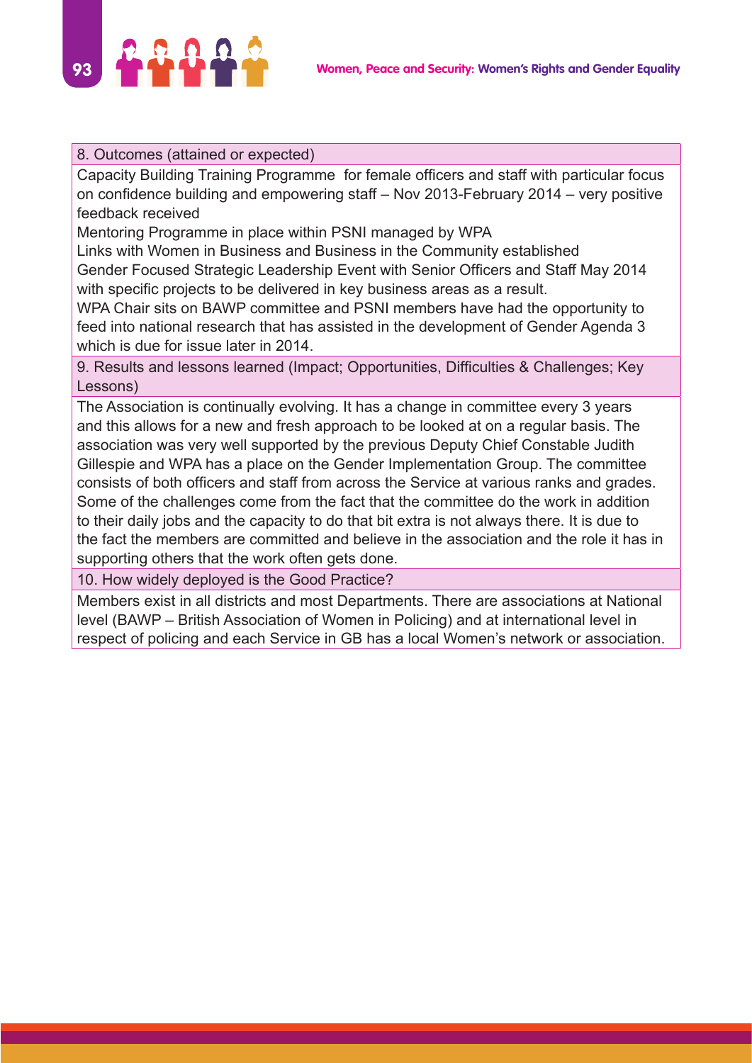| 8. Outcomes (attained or expected) |
| --- |
| Capacity Building Training Programme for female officers and staff with particular focus on confidence building and empowering staff – Nov 2013-February 2014 – very positive feedback received<br>Mentoring Programme in place within PSNI managed by WPA<br>Links with Women in Business and Business in the Community established<br>Gender Focused Strategic Leadership Event with Senior Officers and Staff May 2014 with specific projects to be delivered in key business areas as a result.<br>WPA Chair sits on BAWP committee and PSNI members have had the opportunity to feed into national research that has assisted in the development of Gender Agenda 3 which is due for issue later in 2014. |
| 9. Results and lessons learned (Impact; Opportunities, Difficulties & Challenges; Key Lessons) |
| The Association is continually evolving. It has a change in committee every 3 years and this allows for a new and fresh approach to be looked at on a regular basis. The association was very well supported by the previous Deputy Chief Constable Judith Gillespie and WPA has a place on the Gender Implementation Group. The committee consists of both officers and staff from across the Service at various ranks and grades. Some of the challenges come from the fact that the committee do the work in addition to their daily jobs and the capacity to do that bit extra is not always there. It is due to the fact the members are committed and believe in the association and the role it has in supporting others that the work often gets done. |
| 10. How widely deployed is the Good Practice? |
| Members exist in all districts and most Departments. There are associations at National level (BAWP – British Association of Women in Policing) and at international level in respect of policing and each Service in GB has a local Women's network or association. |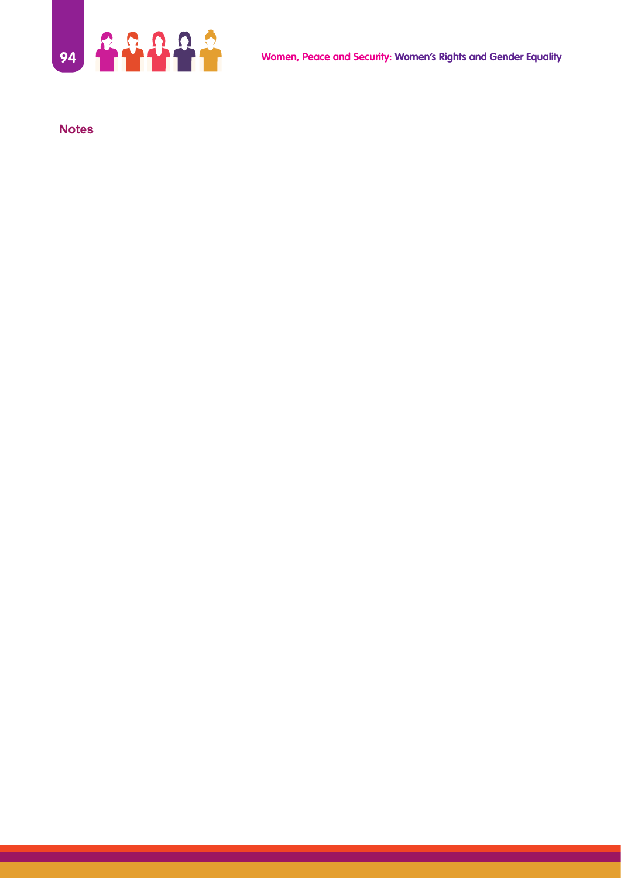**Notes**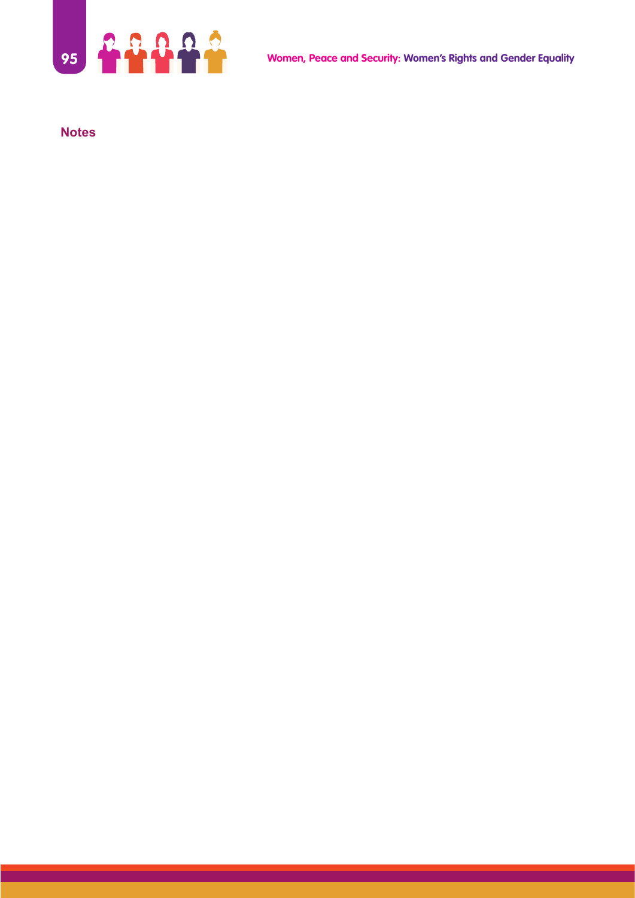**Notes**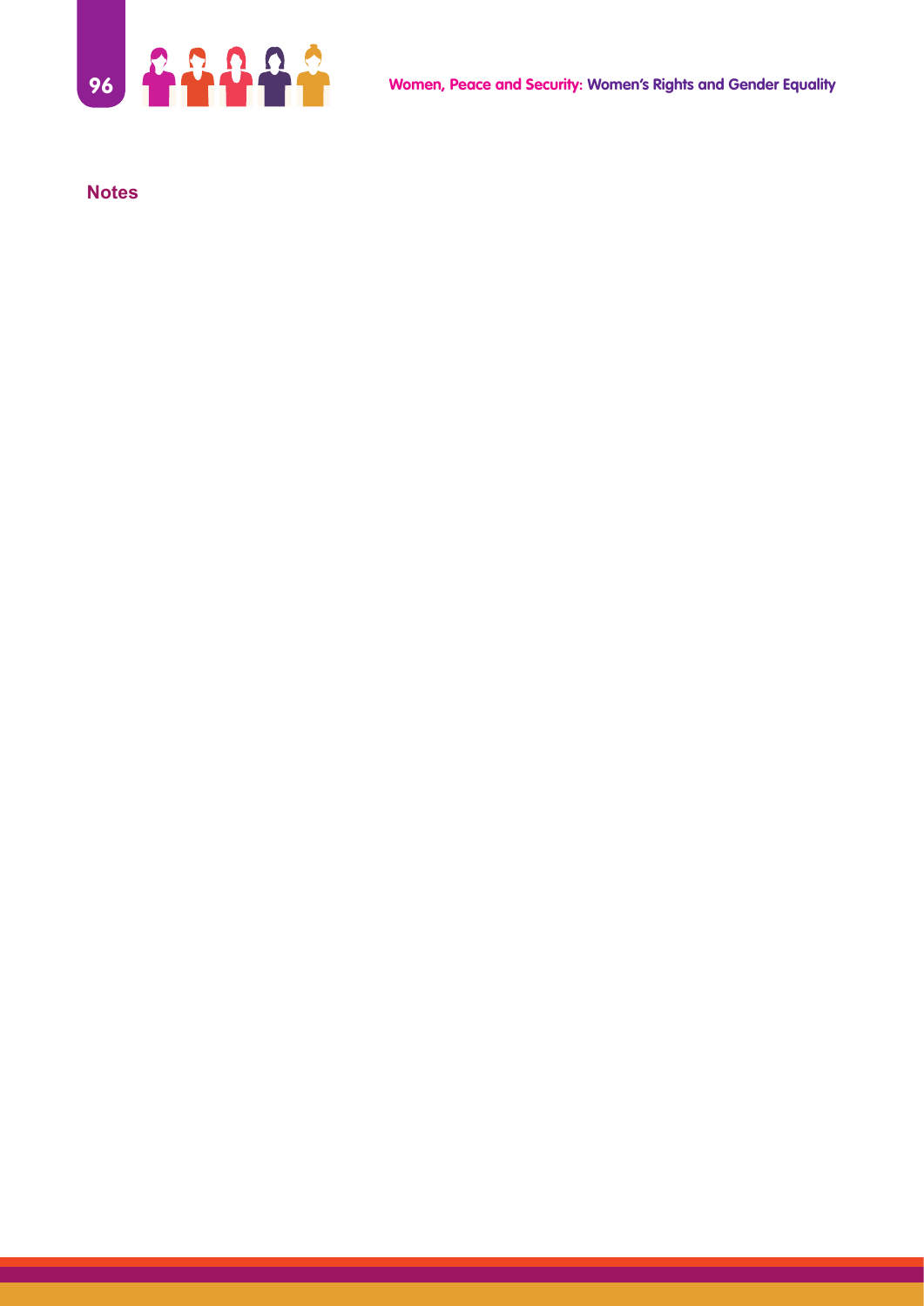**Notes**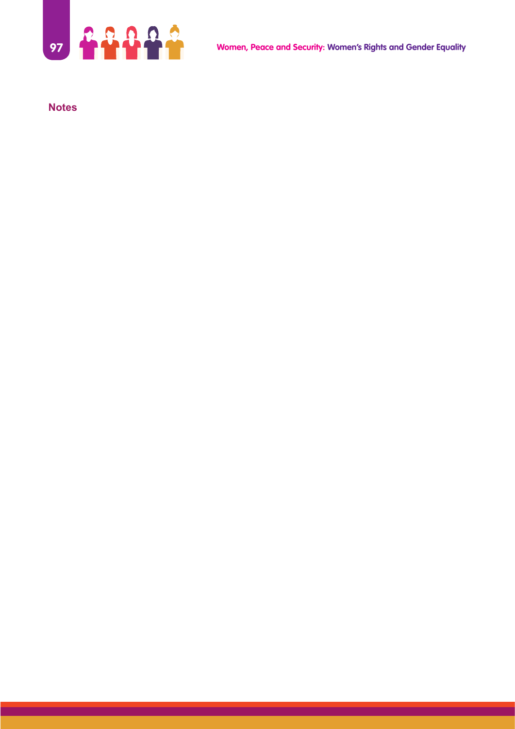## Notes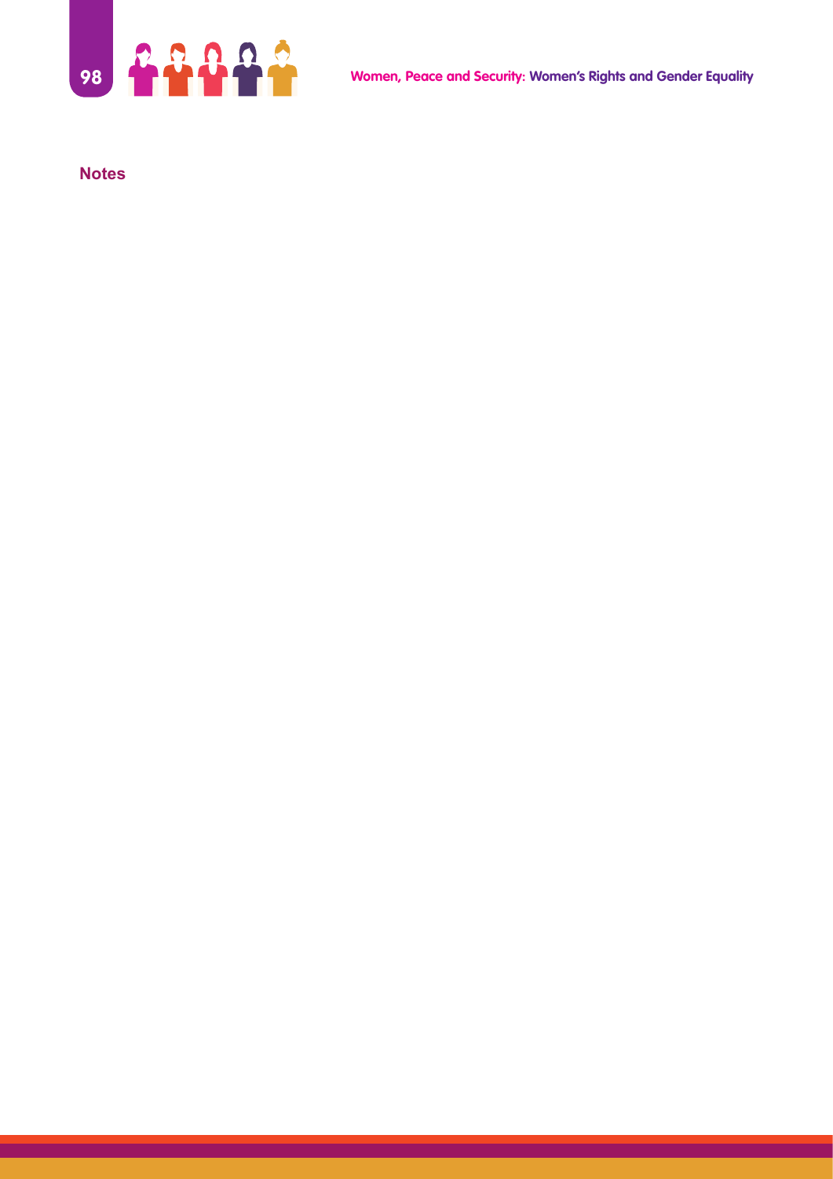**Notes**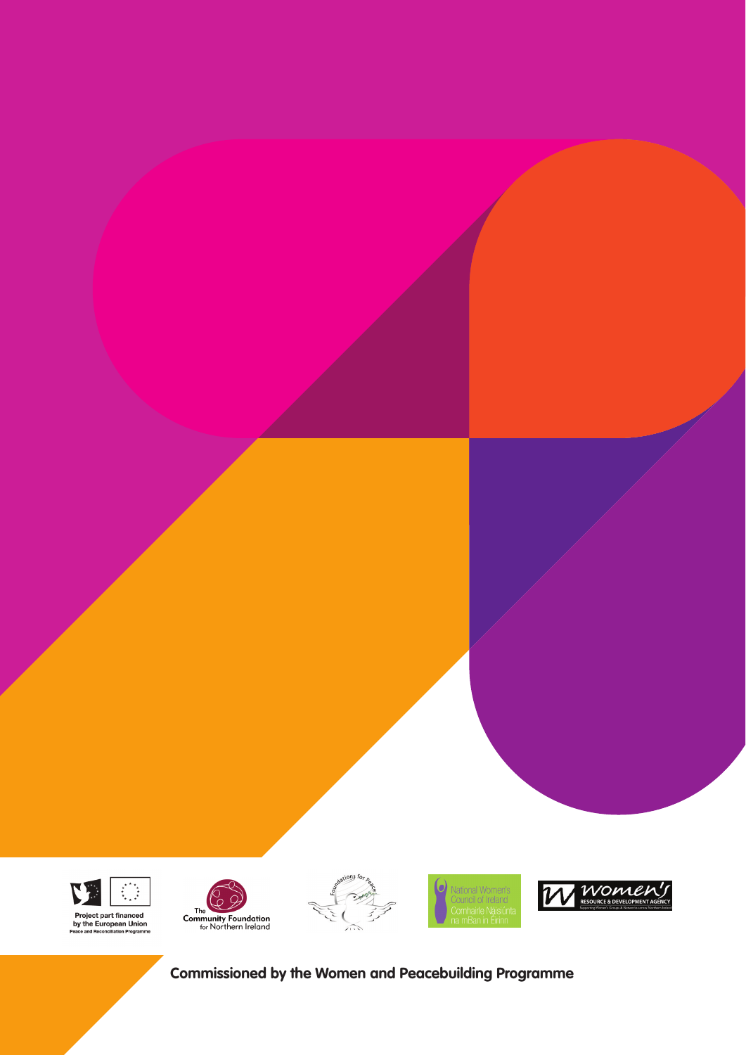Project part financed by the European Union

Peace and Reconciliation Programme

The Community Foundation for Northern Ireland

Foundations for Peace

National Women's Council of Ireland

Comhairle Náisiúnta na mBan in Éirinn

Women's Resource & Development Agency

Supporting Women's Groups & Networks across Northern Ireland

**Commissioned by the Women and Peacebuilding Programme**